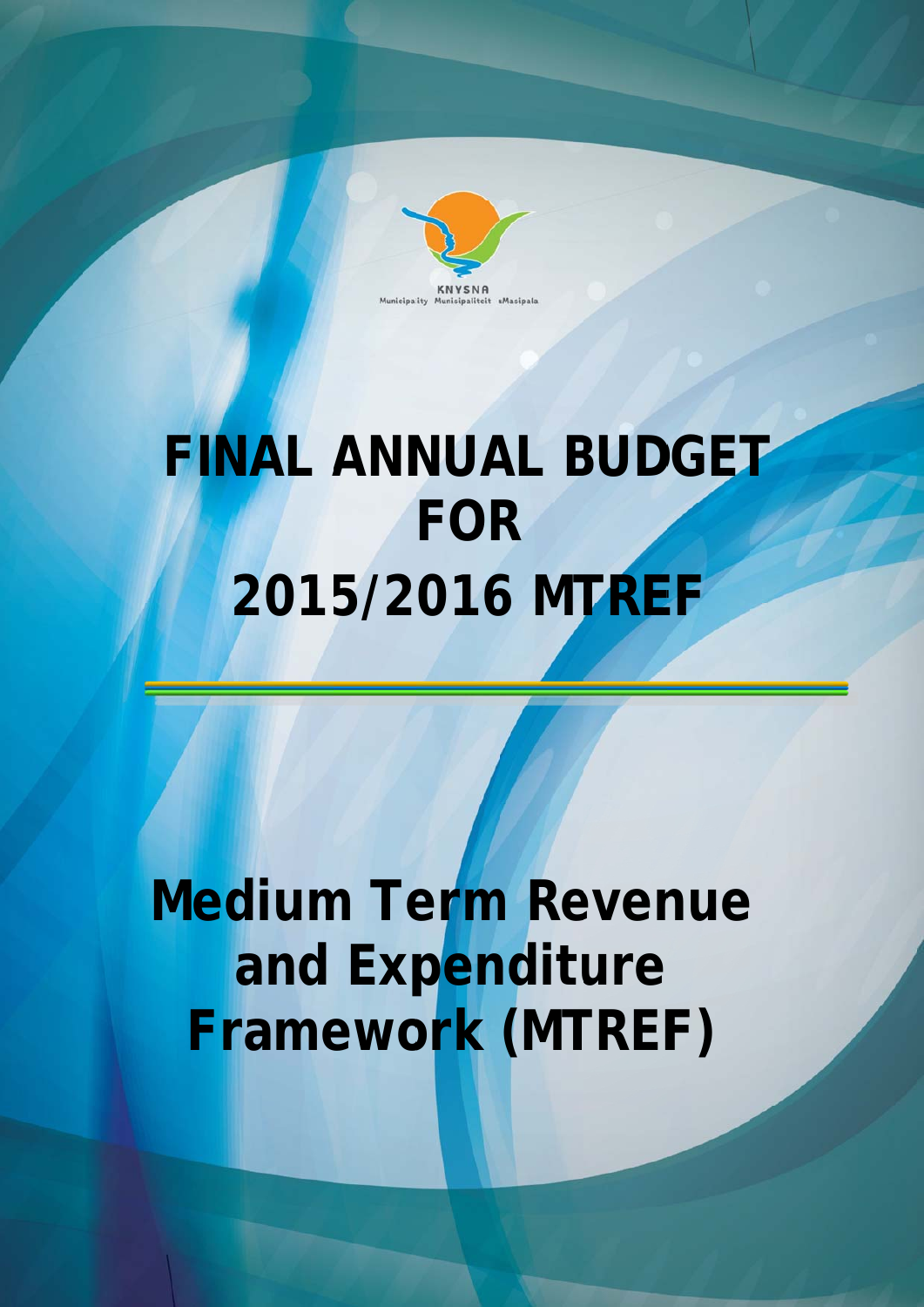KNYSNA
Municipality Munisipaliteit uMasipala

# FINAL ANNUAL BUDGET FOR 2015/2016 MTREF

# Medium Term Revenue and Expenditure Framework (MTREF)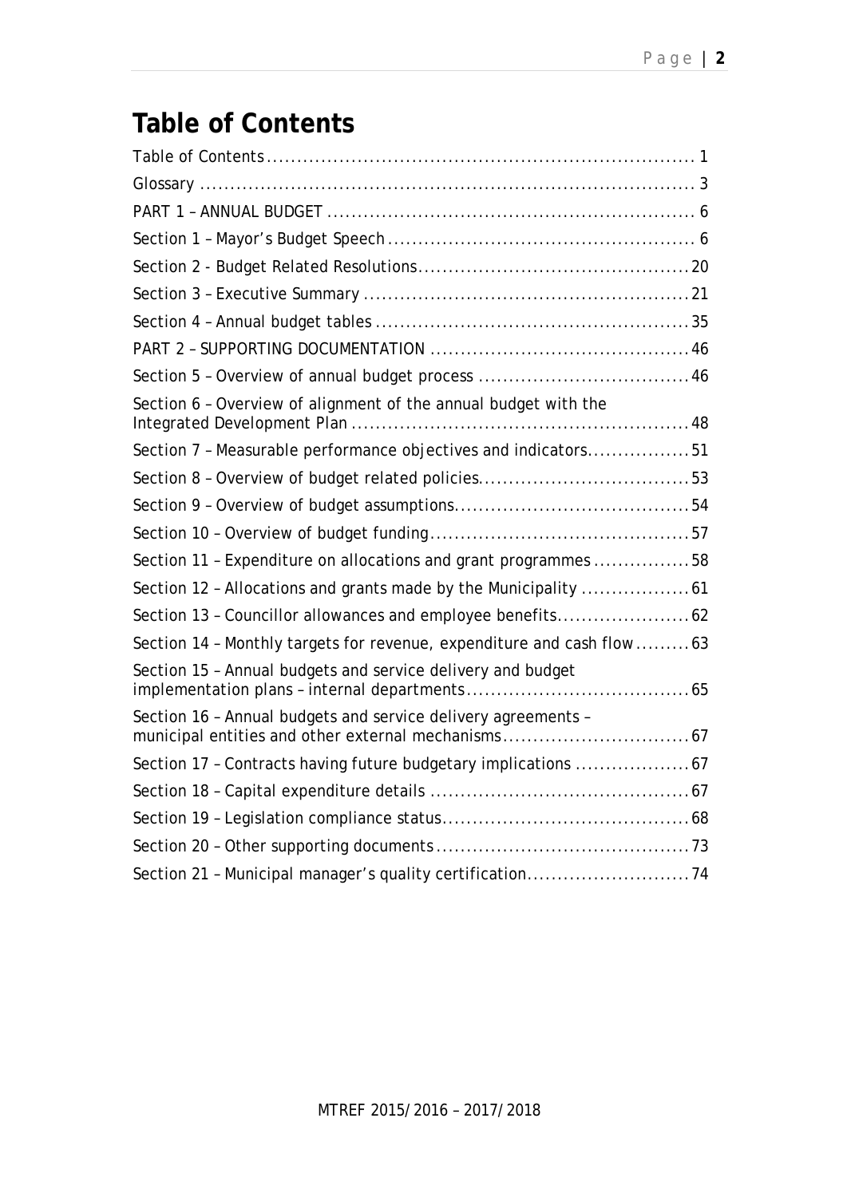# Table of Contents

Table of Contents ........................................................................ 1

Glossary ........................................................................ 3

PART 1 – ANNUAL BUDGET ........................................................................ 6

Section 1 – Mayor's Budget Speech ........................................................................ 6

Section 2 - Budget Related Resolutions ........................................................................ 20

Section 3 – Executive Summary ........................................................................ 21

Section 4 – Annual budget tables ........................................................................ 35

PART 2 – SUPPORTING DOCUMENTATION ........................................................................ 46

Section 5 – Overview of annual budget process ........................................................................ 46

Section 6 – Overview of alignment of the annual budget with the Integrated Development Plan ........................................................................ 48

Section 7 – Measurable performance objectives and indicators ........................................................................ 51

Section 8 – Overview of budget related policies ........................................................................ 53

Section 9 – Overview of budget assumptions ........................................................................ 54

Section 10 – Overview of budget funding ........................................................................ 57

Section 11 – Expenditure on allocations and grant programmes ........................................................................ 58

Section 12 – Allocations and grants made by the Municipality ........................................................................ 61

Section 13 – Councillor allowances and employee benefits ........................................................................ 62

Section 14 – Monthly targets for revenue, expenditure and cash flow ........................................................................ 63

Section 15 – Annual budgets and service delivery and budget implementation plans – internal departments ........................................................................ 65

Section 16 – Annual budgets and service delivery agreements – municipal entities and other external mechanisms ........................................................................ 67

Section 17 – Contracts having future budgetary implications ........................................................................ 67

Section 18 – Capital expenditure details ........................................................................ 67

Section 19 – Legislation compliance status ........................................................................ 68

Section 20 – Other supporting documents ........................................................................ 73

Section 21 – Municipal manager's quality certification ........................................................................ 74

MTREF 2015/2016 – 2017/2018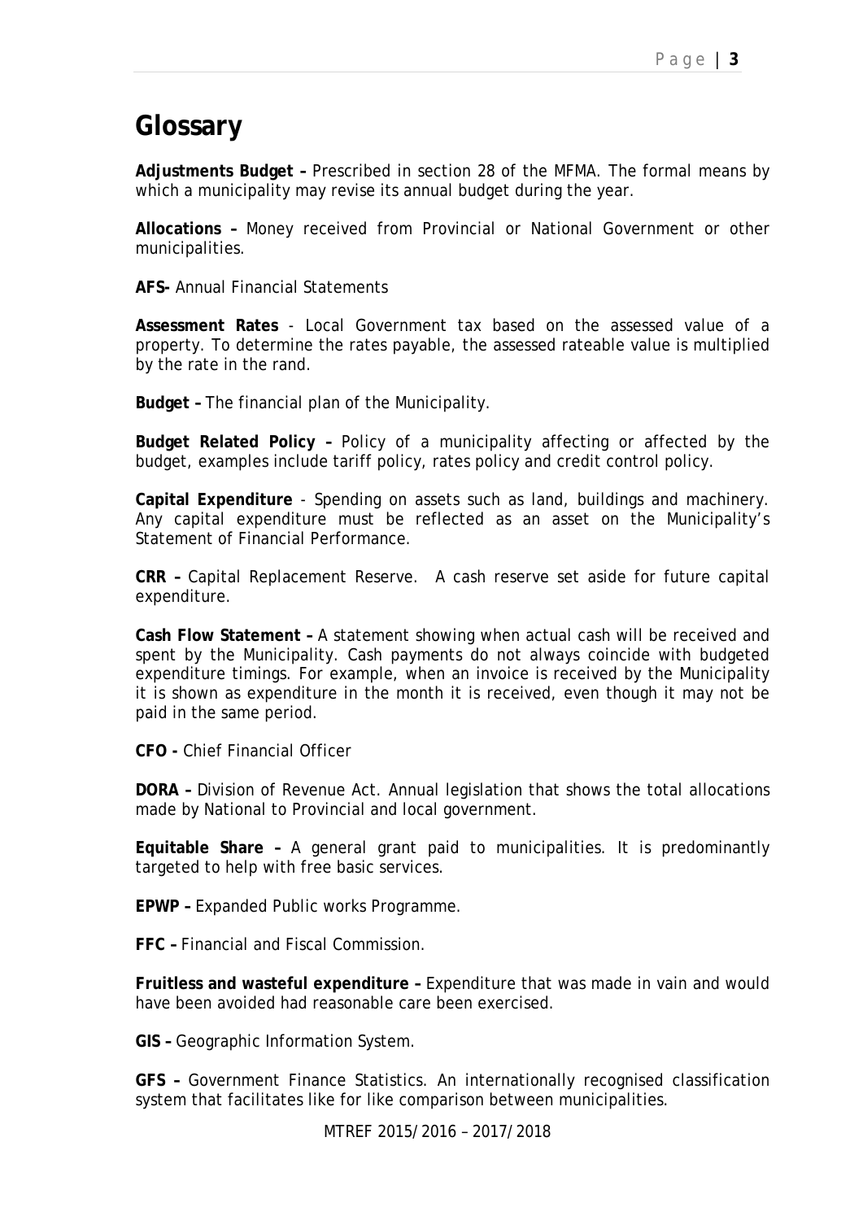# Glossary

**Adjustments Budget –** Prescribed in section 28 of the MFMA. The formal means by which a municipality may revise its annual budget during the year.

**Allocations –** Money received from Provincial or National Government or other municipalities.

**AFS-** Annual Financial Statements

**Assessment Rates** - Local Government tax based on the assessed value of a property. To determine the rates payable, the assessed rateable value is multiplied by the rate in the rand.

**Budget –** The financial plan of the Municipality.

**Budget Related Policy –** Policy of a municipality affecting or affected by the budget, examples include tariff policy, rates policy and credit control policy.

**Capital Expenditure** - Spending on assets such as land, buildings and machinery. Any capital expenditure must be reflected as an asset on the Municipality's Statement of Financial Performance.

**CRR –** Capital Replacement Reserve. A cash reserve set aside for future capital expenditure.

**Cash Flow Statement –** A statement showing when actual cash will be received and spent by the Municipality. Cash payments do not always coincide with budgeted expenditure timings. For example, when an invoice is received by the Municipality it is shown as expenditure in the month it is received, even though it may not be paid in the same period.

**CFO -** Chief Financial Officer

**DORA –** Division of Revenue Act. Annual legislation that shows the total allocations made by National to Provincial and local government.

**Equitable Share –** A general grant paid to municipalities. It is predominantly targeted to help with free basic services.

**EPWP –** Expanded Public works Programme.

**FFC –** Financial and Fiscal Commission.

**Fruitless and wasteful expenditure –** Expenditure that was made in vain and would have been avoided had reasonable care been exercised.

**GIS –** Geographic Information System.

**GFS –** Government Finance Statistics. An internationally recognised classification system that facilitates like for like comparison between municipalities.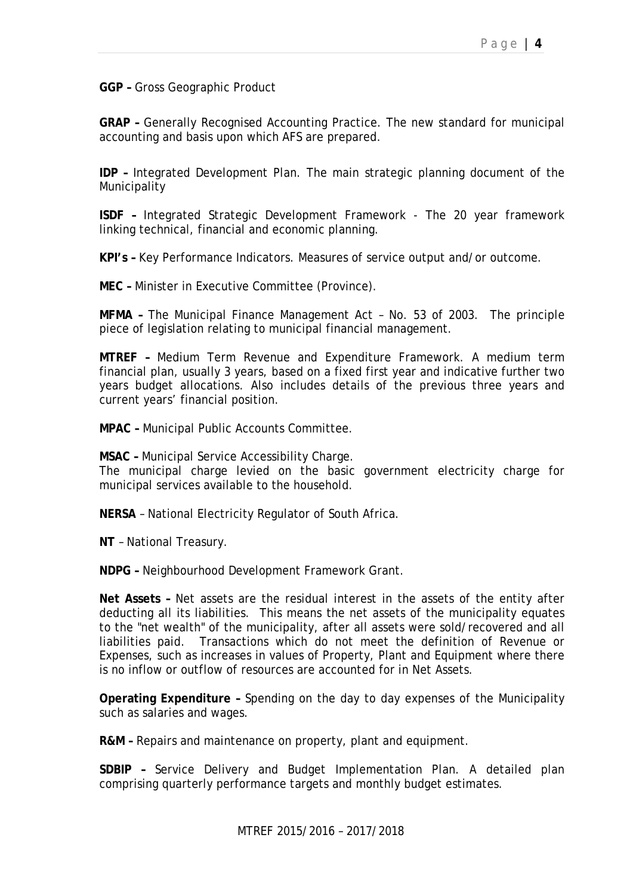**GGP –** Gross Geographic Product

**GRAP –** Generally Recognised Accounting Practice. The new standard for municipal accounting and basis upon which AFS are prepared.

**IDP –** Integrated Development Plan. The main strategic planning document of the Municipality

**ISDF –** Integrated Strategic Development Framework - The 20 year framework linking technical, financial and economic planning.

**KPI's –** Key Performance Indicators. Measures of service output and/or outcome.

**MEC –** Minister in Executive Committee (Province).

**MFMA –** The Municipal Finance Management Act – No. 53 of 2003. The principle piece of legislation relating to municipal financial management.

**MTREF –** Medium Term Revenue and Expenditure Framework. A medium term financial plan, usually 3 years, based on a fixed first year and indicative further two years budget allocations. Also includes details of the previous three years and current years' financial position.

**MPAC –** Municipal Public Accounts Committee.

**MSAC –** Municipal Service Accessibility Charge.
The municipal charge levied on the basic government electricity charge for municipal services available to the household.

**NERSA** – National Electricity Regulator of South Africa.

**NT** – National Treasury.

**NDPG –** Neighbourhood Development Framework Grant.

**Net Assets –** Net assets are the residual interest in the assets of the entity after deducting all its liabilities. This means the net assets of the municipality equates to the "net wealth" of the municipality, after all assets were sold/recovered and all liabilities paid. Transactions which do not meet the definition of Revenue or Expenses, such as increases in values of Property, Plant and Equipment where there is no inflow or outflow of resources are accounted for in Net Assets.

**Operating Expenditure –** Spending on the day to day expenses of the Municipality such as salaries and wages.

**R&M –** Repairs and maintenance on property, plant and equipment.

**SDBIP –** Service Delivery and Budget Implementation Plan. A detailed plan comprising quarterly performance targets and monthly budget estimates.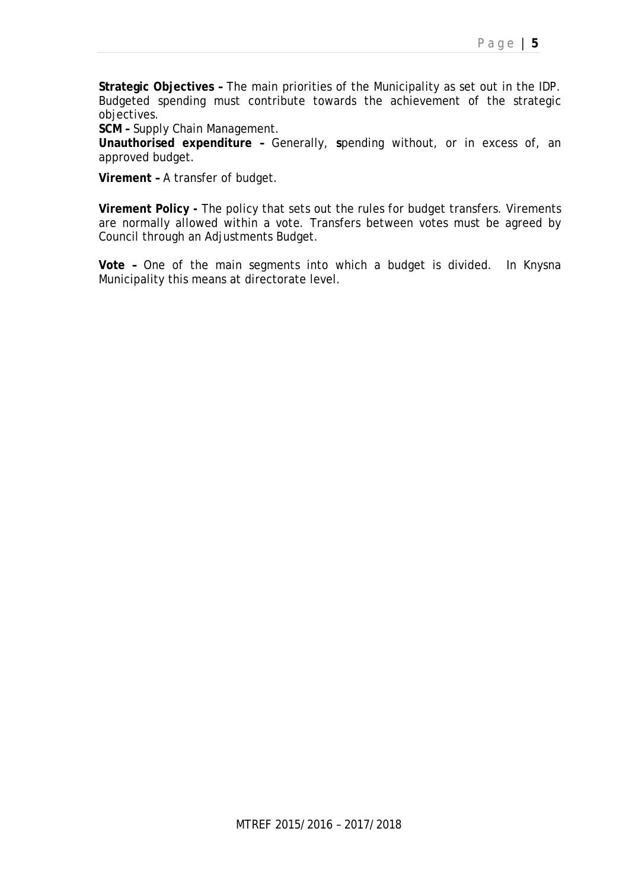**Strategic Objectives –** The main priorities of the Municipality as set out in the IDP. Budgeted spending must contribute towards the achievement of the strategic objectives.

**SCM –** Supply Chain Management.

**Unauthorised expenditure –** Generally, **s**pending without, or in excess of, an approved budget.

**Virement –** A transfer of budget.

**Virement Policy -** The policy that sets out the rules for budget transfers. Virements are normally allowed within a vote. Transfers between votes must be agreed by Council through an Adjustments Budget.

**Vote –** One of the main segments into which a budget is divided. In Knysna Municipality this means at directorate level.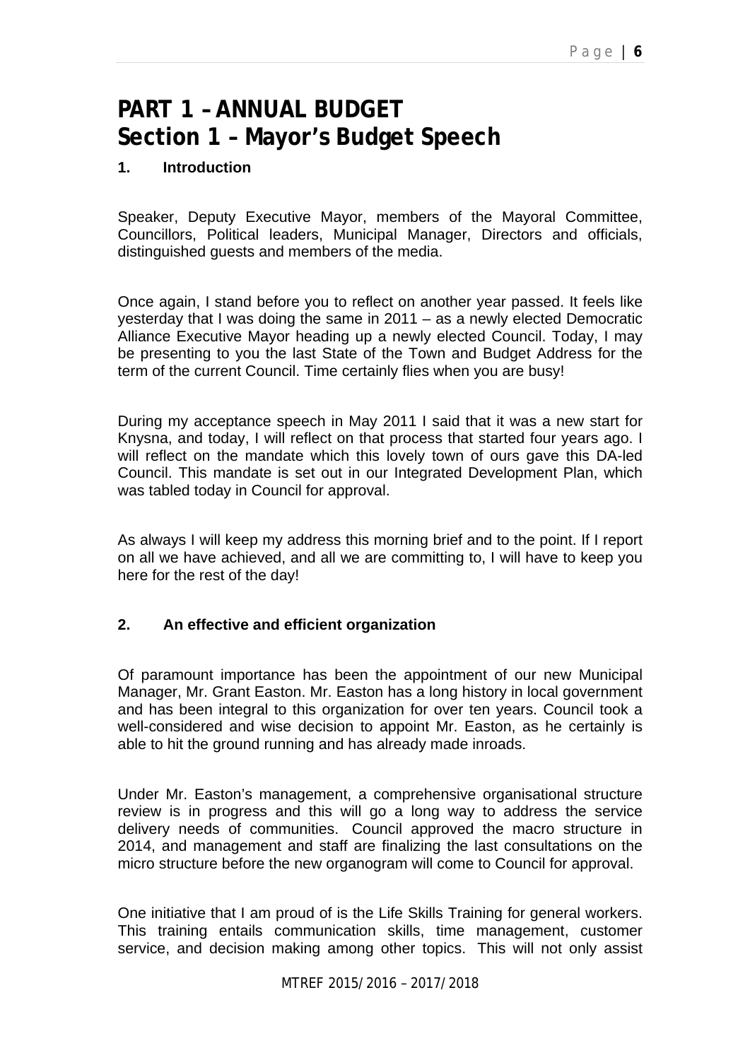# PART 1 – ANNUAL BUDGET

# Section 1 – Mayor's Budget Speech

## 1. Introduction

Speaker, Deputy Executive Mayor, members of the Mayoral Committee, Councillors, Political leaders, Municipal Manager, Directors and officials, distinguished guests and members of the media.

Once again, I stand before you to reflect on another year passed. It feels like yesterday that I was doing the same in 2011 – as a newly elected Democratic Alliance Executive Mayor heading up a newly elected Council. Today, I may be presenting to you the last State of the Town and Budget Address for the term of the current Council. Time certainly flies when you are busy!

During my acceptance speech in May 2011 I said that it was a new start for Knysna, and today, I will reflect on that process that started four years ago. I will reflect on the mandate which this lovely town of ours gave this DA-led Council. This mandate is set out in our Integrated Development Plan, which was tabled today in Council for approval.

As always I will keep my address this morning brief and to the point. If I report on all we have achieved, and all we are committing to, I will have to keep you here for the rest of the day!

## 2. An effective and efficient organization

Of paramount importance has been the appointment of our new Municipal Manager, Mr. Grant Easton. Mr. Easton has a long history in local government and has been integral to this organization for over ten years. Council took a well-considered and wise decision to appoint Mr. Easton, as he certainly is able to hit the ground running and has already made inroads.

Under Mr. Easton's management, a comprehensive organisational structure review is in progress and this will go a long way to address the service delivery needs of communities. Council approved the macro structure in 2014, and management and staff are finalizing the last consultations on the micro structure before the new organogram will come to Council for approval.

One initiative that I am proud of is the Life Skills Training for general workers. This training entails communication skills, time management, customer service, and decision making among other topics. This will not only assist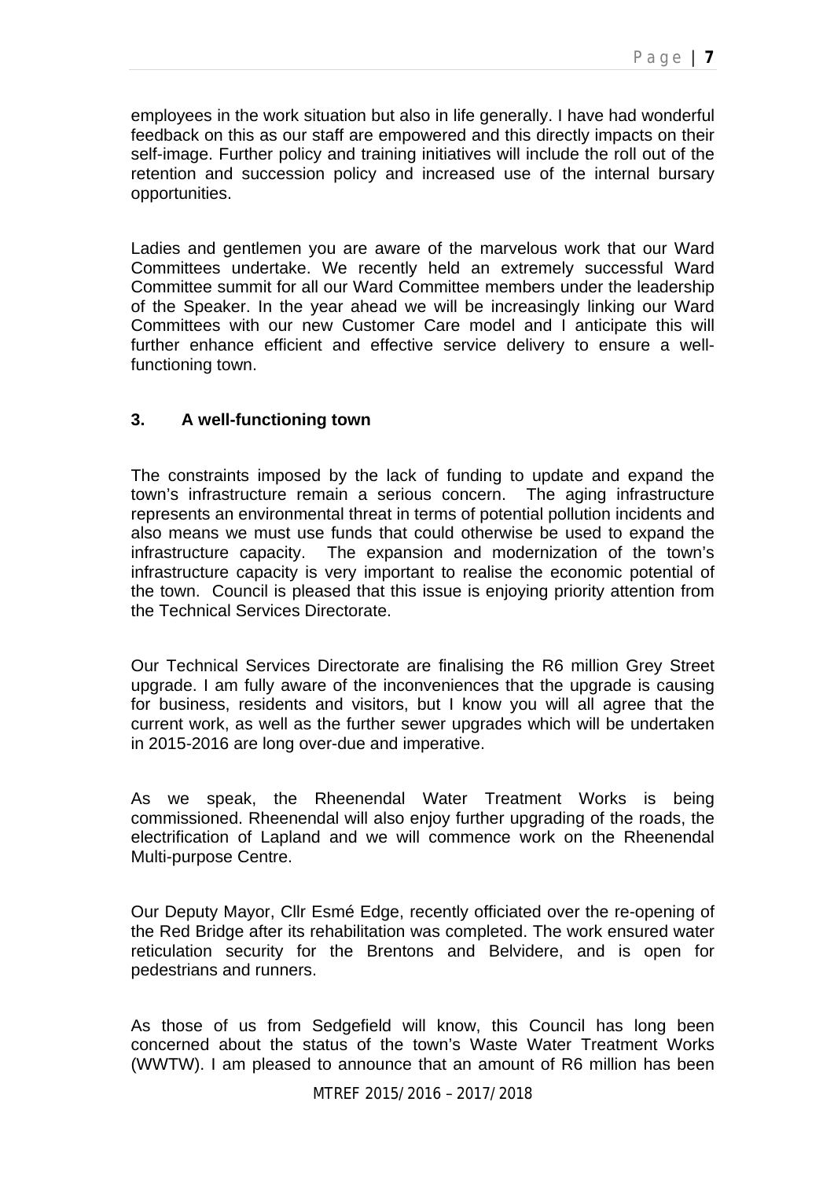employees in the work situation but also in life generally. I have had wonderful feedback on this as our staff are empowered and this directly impacts on their self-image. Further policy and training initiatives will include the roll out of the retention and succession policy and increased use of the internal bursary opportunities.

Ladies and gentlemen you are aware of the marvelous work that our Ward Committees undertake. We recently held an extremely successful Ward Committee summit for all our Ward Committee members under the leadership of the Speaker. In the year ahead we will be increasingly linking our Ward Committees with our new Customer Care model and I anticipate this will further enhance efficient and effective service delivery to ensure a well-functioning town.

## 3. A well-functioning town

The constraints imposed by the lack of funding to update and expand the town's infrastructure remain a serious concern. The aging infrastructure represents an environmental threat in terms of potential pollution incidents and also means we must use funds that could otherwise be used to expand the infrastructure capacity. The expansion and modernization of the town's infrastructure capacity is very important to realise the economic potential of the town. Council is pleased that this issue is enjoying priority attention from the Technical Services Directorate.

Our Technical Services Directorate are finalising the R6 million Grey Street upgrade. I am fully aware of the inconveniences that the upgrade is causing for business, residents and visitors, but I know you will all agree that the current work, as well as the further sewer upgrades which will be undertaken in 2015-2016 are long over-due and imperative.

As we speak, the Rheenendal Water Treatment Works is being commissioned. Rheenendal will also enjoy further upgrading of the roads, the electrification of Lapland and we will commence work on the Rheenendal Multi-purpose Centre.

Our Deputy Mayor, Cllr Esmé Edge, recently officiated over the re-opening of the Red Bridge after its rehabilitation was completed. The work ensured water reticulation security for the Brentons and Belvidere, and is open for pedestrians and runners.

As those of us from Sedgefield will know, this Council has long been concerned about the status of the town's Waste Water Treatment Works (WWTW). I am pleased to announce that an amount of R6 million has been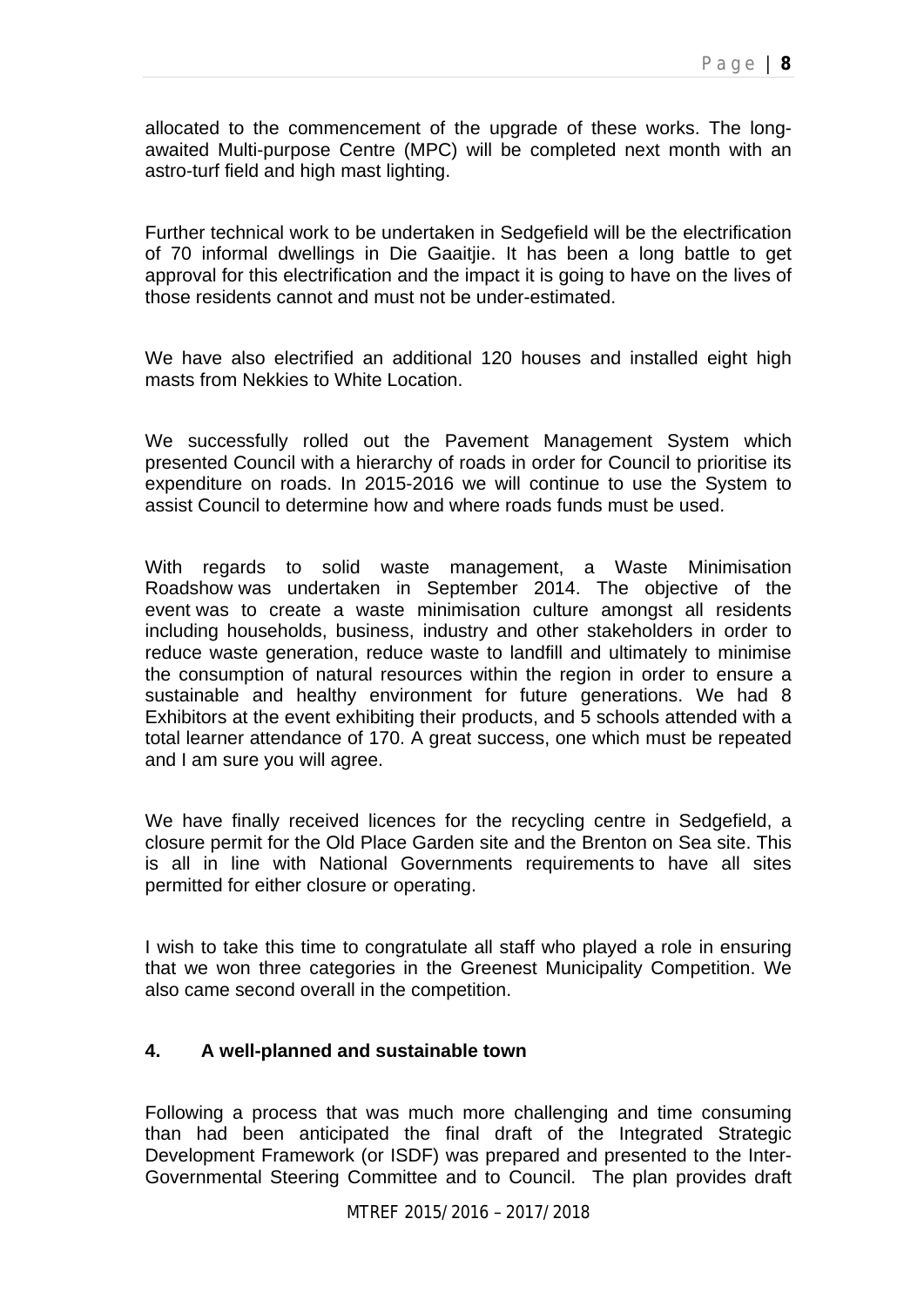allocated to the commencement of the upgrade of these works. The long-awaited Multi-purpose Centre (MPC) will be completed next month with an astro-turf field and high mast lighting.

Further technical work to be undertaken in Sedgefield will be the electrification of 70 informal dwellings in Die Gaaitjie. It has been a long battle to get approval for this electrification and the impact it is going to have on the lives of those residents cannot and must not be under-estimated.

We have also electrified an additional 120 houses and installed eight high masts from Nekkies to White Location.

We successfully rolled out the Pavement Management System which presented Council with a hierarchy of roads in order for Council to prioritise its expenditure on roads. In 2015-2016 we will continue to use the System to assist Council to determine how and where roads funds must be used.

With regards to solid waste management, a Waste Minimisation Roadshow was undertaken in September 2014. The objective of the event was to create a waste minimisation culture amongst all residents including households, business, industry and other stakeholders in order to reduce waste generation, reduce waste to landfill and ultimately to minimise the consumption of natural resources within the region in order to ensure a sustainable and healthy environment for future generations. We had 8 Exhibitors at the event exhibiting their products, and 5 schools attended with a total learner attendance of 170. A great success, one which must be repeated and I am sure you will agree.

We have finally received licences for the recycling centre in Sedgefield, a closure permit for the Old Place Garden site and the Brenton on Sea site. This is all in line with National Governments requirements to have all sites permitted for either closure or operating.

I wish to take this time to congratulate all staff who played a role in ensuring that we won three categories in the Greenest Municipality Competition. We also came second overall in the competition.

## 4. A well-planned and sustainable town

Following a process that was much more challenging and time consuming than had been anticipated the final draft of the Integrated Strategic Development Framework (or ISDF) was prepared and presented to the Inter-Governmental Steering Committee and to Council. The plan provides draft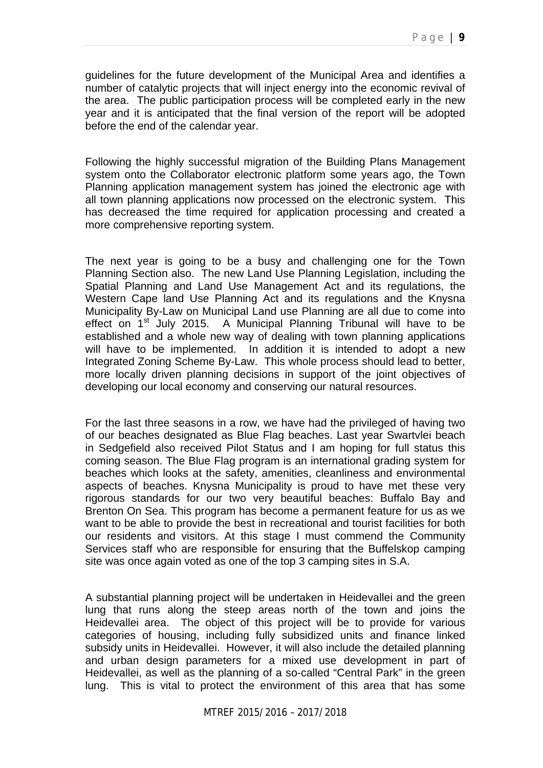guidelines for the future development of the Municipal Area and identifies a number of catalytic projects that will inject energy into the economic revival of the area. The public participation process will be completed early in the new year and it is anticipated that the final version of the report will be adopted before the end of the calendar year.

Following the highly successful migration of the Building Plans Management system onto the Collaborator electronic platform some years ago, the Town Planning application management system has joined the electronic age with all town planning applications now processed on the electronic system. This has decreased the time required for application processing and created a more comprehensive reporting system.

The next year is going to be a busy and challenging one for the Town Planning Section also. The new Land Use Planning Legislation, including the Spatial Planning and Land Use Management Act and its regulations, the Western Cape land Use Planning Act and its regulations and the Knysna Municipality By-Law on Municipal Land use Planning are all due to come into effect on 1st July 2015. A Municipal Planning Tribunal will have to be established and a whole new way of dealing with town planning applications will have to be implemented. In addition it is intended to adopt a new Integrated Zoning Scheme By-Law. This whole process should lead to better, more locally driven planning decisions in support of the joint objectives of developing our local economy and conserving our natural resources.

For the last three seasons in a row, we have had the privileged of having two of our beaches designated as Blue Flag beaches. Last year Swartvlei beach in Sedgefield also received Pilot Status and I am hoping for full status this coming season. The Blue Flag program is an international grading system for beaches which looks at the safety, amenities, cleanliness and environmental aspects of beaches. Knysna Municipality is proud to have met these very rigorous standards for our two very beautiful beaches: Buffalo Bay and Brenton On Sea. This program has become a permanent feature for us as we want to be able to provide the best in recreational and tourist facilities for both our residents and visitors. At this stage I must commend the Community Services staff who are responsible for ensuring that the Buffelskop camping site was once again voted as one of the top 3 camping sites in S.A.

A substantial planning project will be undertaken in Heidevallei and the green lung that runs along the steep areas north of the town and joins the Heidevallei area. The object of this project will be to provide for various categories of housing, including fully subsidized units and finance linked subsidy units in Heidevallei. However, it will also include the detailed planning and urban design parameters for a mixed use development in part of Heidevallei, as well as the planning of a so-called "Central Park" in the green lung. This is vital to protect the environment of this area that has some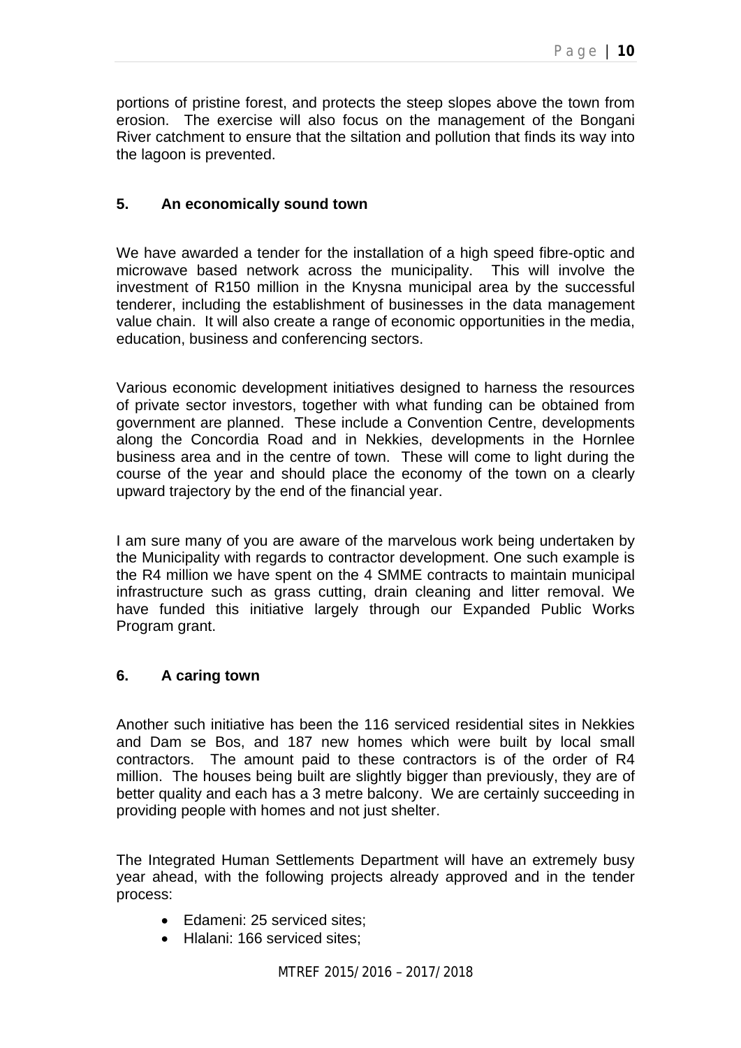portions of pristine forest, and protects the steep slopes above the town from erosion. The exercise will also focus on the management of the Bongani River catchment to ensure that the siltation and pollution that finds its way into the lagoon is prevented.

## 5. An economically sound town

We have awarded a tender for the installation of a high speed fibre-optic and microwave based network across the municipality. This will involve the investment of R150 million in the Knysna municipal area by the successful tenderer, including the establishment of businesses in the data management value chain. It will also create a range of economic opportunities in the media, education, business and conferencing sectors.

Various economic development initiatives designed to harness the resources of private sector investors, together with what funding can be obtained from government are planned. These include a Convention Centre, developments along the Concordia Road and in Nekkies, developments in the Hornlee business area and in the centre of town. These will come to light during the course of the year and should place the economy of the town on a clearly upward trajectory by the end of the financial year.

I am sure many of you are aware of the marvelous work being undertaken by the Municipality with regards to contractor development. One such example is the R4 million we have spent on the 4 SMME contracts to maintain municipal infrastructure such as grass cutting, drain cleaning and litter removal. We have funded this initiative largely through our Expanded Public Works Program grant.

## 6. A caring town

Another such initiative has been the 116 serviced residential sites in Nekkies and Dam se Bos, and 187 new homes which were built by local small contractors. The amount paid to these contractors is of the order of R4 million. The houses being built are slightly bigger than previously, they are of better quality and each has a 3 metre balcony. We are certainly succeeding in providing people with homes and not just shelter.

The Integrated Human Settlements Department will have an extremely busy year ahead, with the following projects already approved and in the tender process:

- Edameni: 25 serviced sites;
- Hlalani: 166 serviced sites;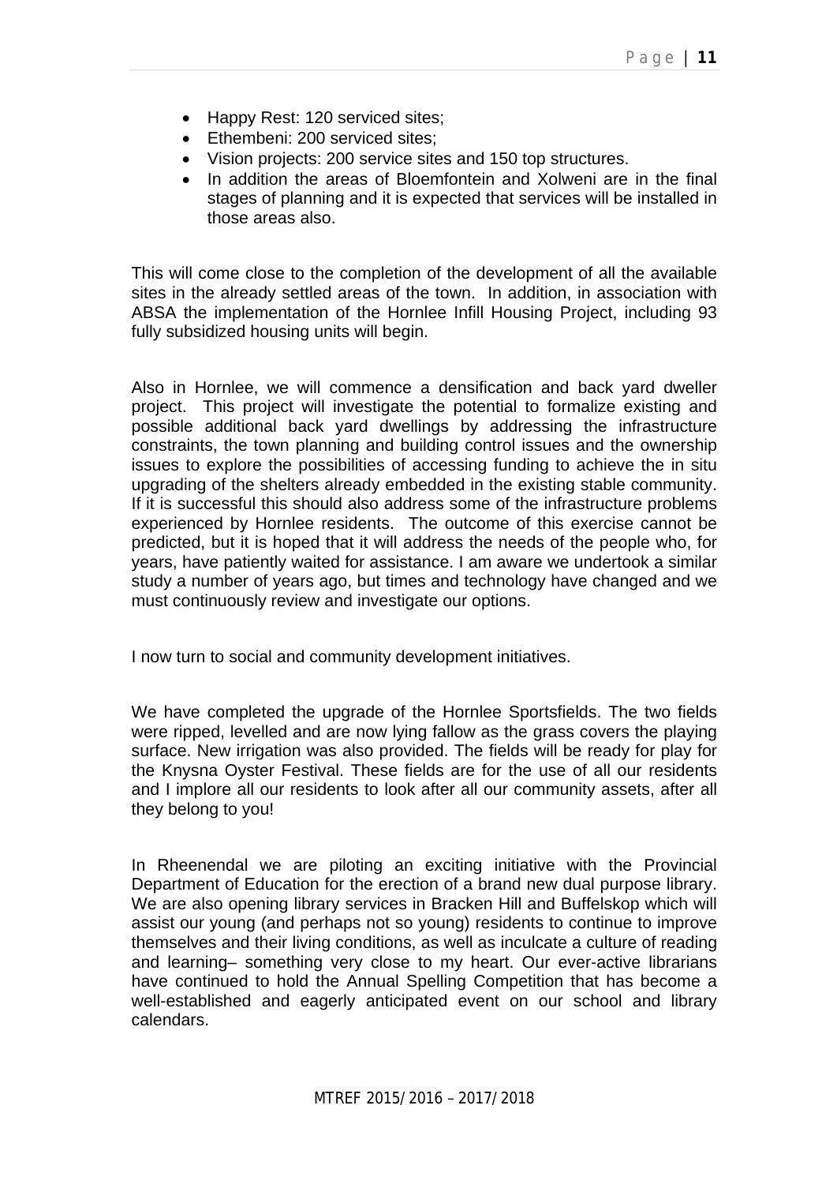- Happy Rest: 120 serviced sites;
- Ethembeni: 200 serviced sites;
- Vision projects: 200 service sites and 150 top structures.
- In addition the areas of Bloemfontein and Xolweni are in the final stages of planning and it is expected that services will be installed in those areas also.

This will come close to the completion of the development of all the available sites in the already settled areas of the town. In addition, in association with ABSA the implementation of the Hornlee Infill Housing Project, including 93 fully subsidized housing units will begin.

Also in Hornlee, we will commence a densification and back yard dweller project. This project will investigate the potential to formalize existing and possible additional back yard dwellings by addressing the infrastructure constraints, the town planning and building control issues and the ownership issues to explore the possibilities of accessing funding to achieve the in situ upgrading of the shelters already embedded in the existing stable community. If it is successful this should also address some of the infrastructure problems experienced by Hornlee residents. The outcome of this exercise cannot be predicted, but it is hoped that it will address the needs of the people who, for years, have patiently waited for assistance. I am aware we undertook a similar study a number of years ago, but times and technology have changed and we must continuously review and investigate our options.

I now turn to social and community development initiatives.

We have completed the upgrade of the Hornlee Sportsfields. The two fields were ripped, levelled and are now lying fallow as the grass covers the playing surface. New irrigation was also provided. The fields will be ready for play for the Knysna Oyster Festival. These fields are for the use of all our residents and I implore all our residents to look after all our community assets, after all they belong to you!

In Rheenendal we are piloting an exciting initiative with the Provincial Department of Education for the erection of a brand new dual purpose library. We are also opening library services in Bracken Hill and Buffelskop which will assist our young (and perhaps not so young) residents to continue to improve themselves and their living conditions, as well as inculcate a culture of reading and learning– something very close to my heart. Our ever-active librarians have continued to hold the Annual Spelling Competition that has become a well-established and eagerly anticipated event on our school and library calendars.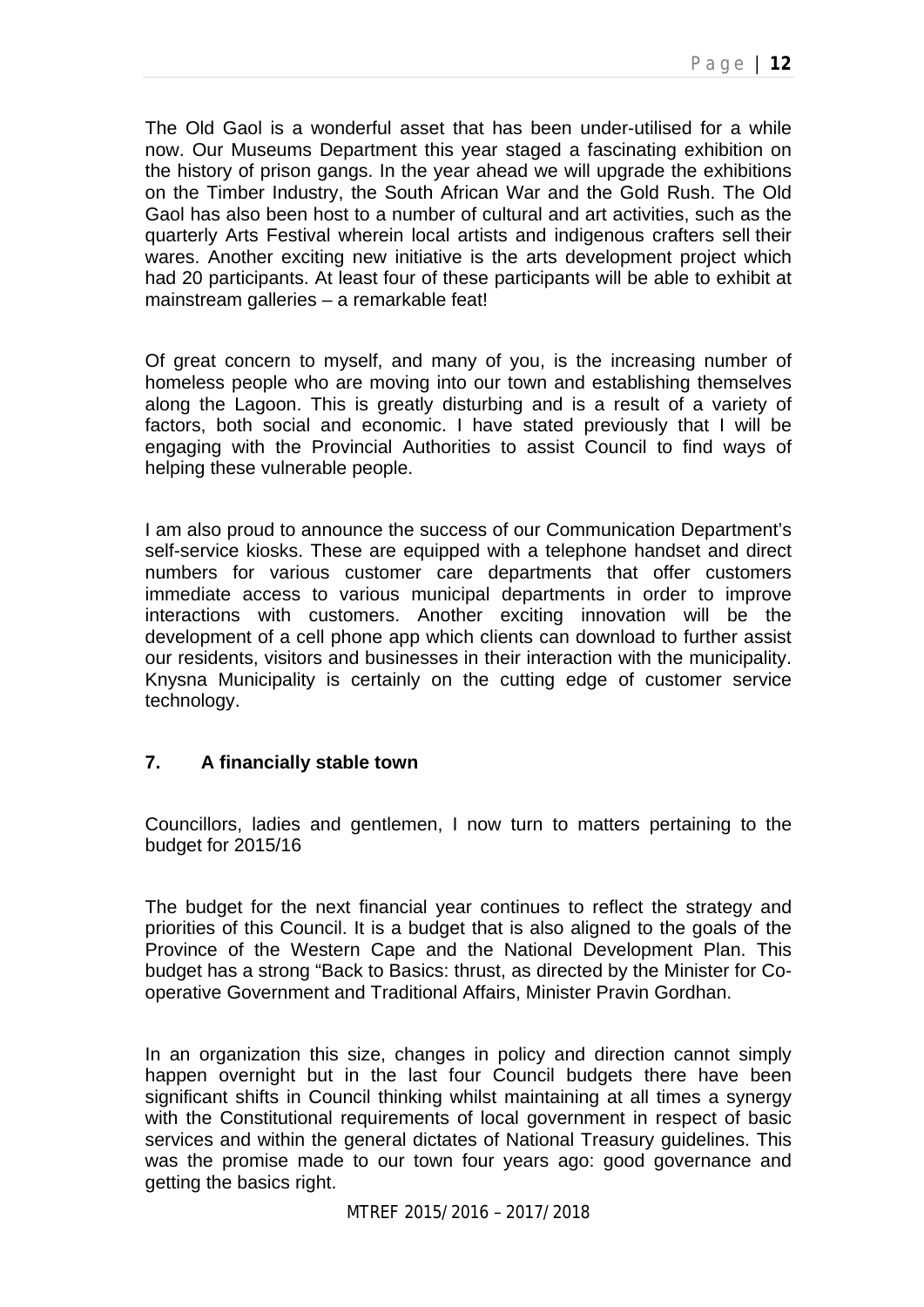The Old Gaol is a wonderful asset that has been under-utilised for a while now. Our Museums Department this year staged a fascinating exhibition on the history of prison gangs. In the year ahead we will upgrade the exhibitions on the Timber Industry, the South African War and the Gold Rush. The Old Gaol has also been host to a number of cultural and art activities, such as the quarterly Arts Festival wherein local artists and indigenous crafters sell their wares. Another exciting new initiative is the arts development project which had 20 participants. At least four of these participants will be able to exhibit at mainstream galleries – a remarkable feat!

Of great concern to myself, and many of you, is the increasing number of homeless people who are moving into our town and establishing themselves along the Lagoon. This is greatly disturbing and is a result of a variety of factors, both social and economic. I have stated previously that I will be engaging with the Provincial Authorities to assist Council to find ways of helping these vulnerable people.

I am also proud to announce the success of our Communication Department's self-service kiosks. These are equipped with a telephone handset and direct numbers for various customer care departments that offer customers immediate access to various municipal departments in order to improve interactions with customers. Another exciting innovation will be the development of a cell phone app which clients can download to further assist our residents, visitors and businesses in their interaction with the municipality. Knysna Municipality is certainly on the cutting edge of customer service technology.

## 7. A financially stable town

Councillors, ladies and gentlemen, I now turn to matters pertaining to the budget for 2015/16

The budget for the next financial year continues to reflect the strategy and priorities of this Council. It is a budget that is also aligned to the goals of the Province of the Western Cape and the National Development Plan. This budget has a strong "Back to Basics: thrust, as directed by the Minister for Co-operative Government and Traditional Affairs, Minister Pravin Gordhan.

In an organization this size, changes in policy and direction cannot simply happen overnight but in the last four Council budgets there have been significant shifts in Council thinking whilst maintaining at all times a synergy with the Constitutional requirements of local government in respect of basic services and within the general dictates of National Treasury guidelines. This was the promise made to our town four years ago: good governance and getting the basics right.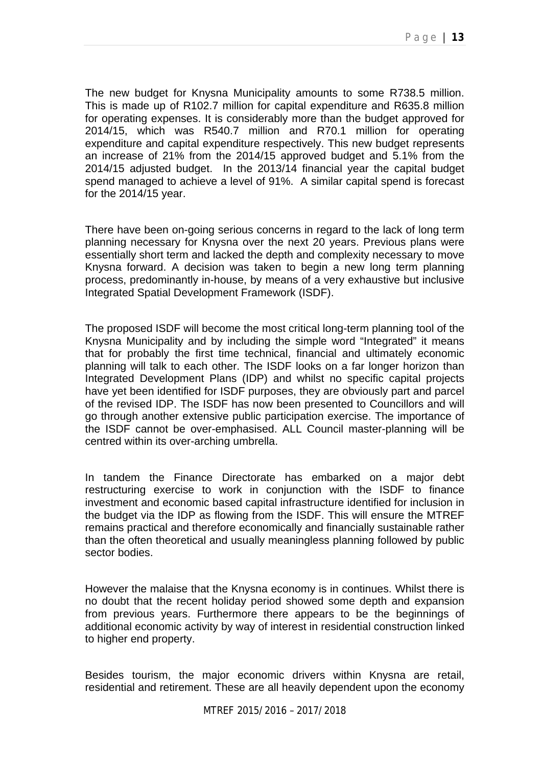The new budget for Knysna Municipality amounts to some R738.5 million. This is made up of R102.7 million for capital expenditure and R635.8 million for operating expenses. It is considerably more than the budget approved for 2014/15, which was R540.7 million and R70.1 million for operating expenditure and capital expenditure respectively. This new budget represents an increase of 21% from the 2014/15 approved budget and 5.1% from the 2014/15 adjusted budget. In the 2013/14 financial year the capital budget spend managed to achieve a level of 91%. A similar capital spend is forecast for the 2014/15 year.

There have been on-going serious concerns in regard to the lack of long term planning necessary for Knysna over the next 20 years. Previous plans were essentially short term and lacked the depth and complexity necessary to move Knysna forward. A decision was taken to begin a new long term planning process, predominantly in-house, by means of a very exhaustive but inclusive Integrated Spatial Development Framework (ISDF).

The proposed ISDF will become the most critical long-term planning tool of the Knysna Municipality and by including the simple word "Integrated" it means that for probably the first time technical, financial and ultimately economic planning will talk to each other. The ISDF looks on a far longer horizon than Integrated Development Plans (IDP) and whilst no specific capital projects have yet been identified for ISDF purposes, they are obviously part and parcel of the revised IDP. The ISDF has now been presented to Councillors and will go through another extensive public participation exercise. The importance of the ISDF cannot be over-emphasised. ALL Council master-planning will be centred within its over-arching umbrella.

In tandem the Finance Directorate has embarked on a major debt restructuring exercise to work in conjunction with the ISDF to finance investment and economic based capital infrastructure identified for inclusion in the budget via the IDP as flowing from the ISDF. This will ensure the MTREF remains practical and therefore economically and financially sustainable rather than the often theoretical and usually meaningless planning followed by public sector bodies.

However the malaise that the Knysna economy is in continues. Whilst there is no doubt that the recent holiday period showed some depth and expansion from previous years. Furthermore there appears to be the beginnings of additional economic activity by way of interest in residential construction linked to higher end property.

Besides tourism, the major economic drivers within Knysna are retail, residential and retirement. These are all heavily dependent upon the economy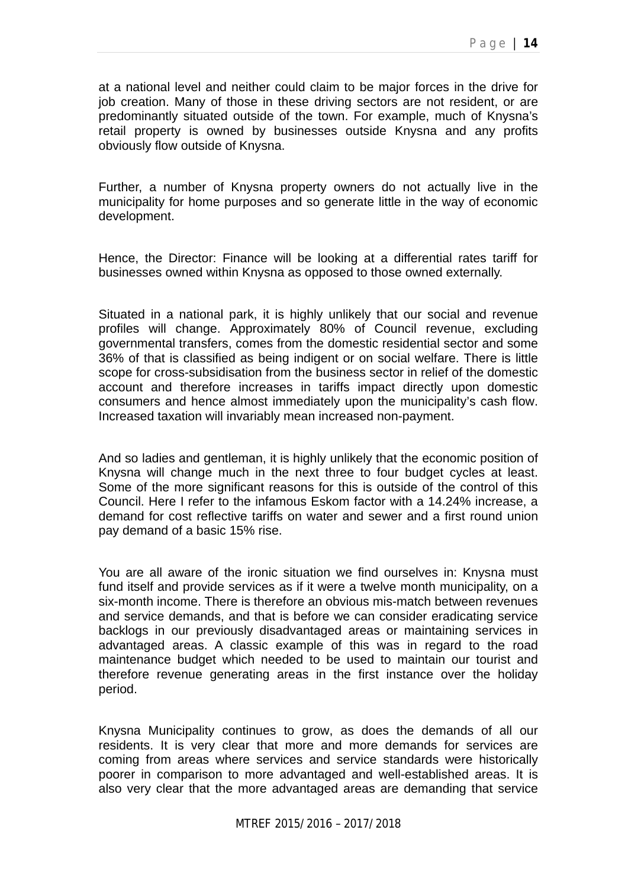at a national level and neither could claim to be major forces in the drive for job creation. Many of those in these driving sectors are not resident, or are predominantly situated outside of the town. For example, much of Knysna's retail property is owned by businesses outside Knysna and any profits obviously flow outside of Knysna.

Further, a number of Knysna property owners do not actually live in the municipality for home purposes and so generate little in the way of economic development.

Hence, the Director: Finance will be looking at a differential rates tariff for businesses owned within Knysna as opposed to those owned externally.

Situated in a national park, it is highly unlikely that our social and revenue profiles will change. Approximately 80% of Council revenue, excluding governmental transfers, comes from the domestic residential sector and some 36% of that is classified as being indigent or on social welfare. There is little scope for cross-subsidisation from the business sector in relief of the domestic account and therefore increases in tariffs impact directly upon domestic consumers and hence almost immediately upon the municipality's cash flow. Increased taxation will invariably mean increased non-payment.

And so ladies and gentleman, it is highly unlikely that the economic position of Knysna will change much in the next three to four budget cycles at least. Some of the more significant reasons for this is outside of the control of this Council. Here I refer to the infamous Eskom factor with a 14.24% increase, a demand for cost reflective tariffs on water and sewer and a first round union pay demand of a basic 15% rise.

You are all aware of the ironic situation we find ourselves in: Knysna must fund itself and provide services as if it were a twelve month municipality, on a six-month income. There is therefore an obvious mis-match between revenues and service demands, and that is before we can consider eradicating service backlogs in our previously disadvantaged areas or maintaining services in advantaged areas. A classic example of this was in regard to the road maintenance budget which needed to be used to maintain our tourist and therefore revenue generating areas in the first instance over the holiday period.

Knysna Municipality continues to grow, as does the demands of all our residents. It is very clear that more and more demands for services are coming from areas where services and service standards were historically poorer in comparison to more advantaged and well-established areas. It is also very clear that the more advantaged areas are demanding that service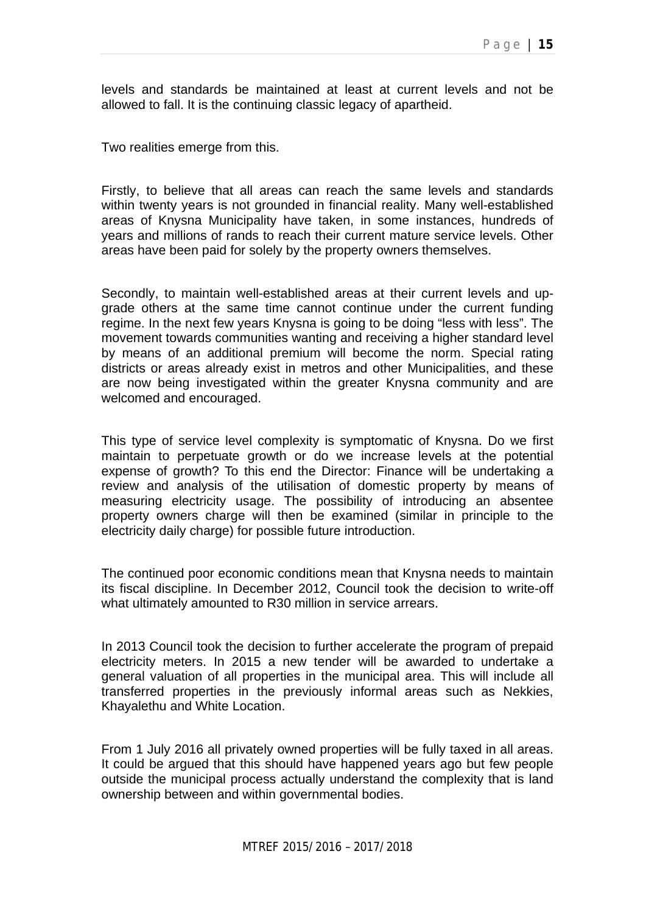levels and standards be maintained at least at current levels and not be allowed to fall. It is the continuing classic legacy of apartheid.

Two realities emerge from this.

Firstly, to believe that all areas can reach the same levels and standards within twenty years is not grounded in financial reality. Many well-established areas of Knysna Municipality have taken, in some instances, hundreds of years and millions of rands to reach their current mature service levels. Other areas have been paid for solely by the property owners themselves.

Secondly, to maintain well-established areas at their current levels and up-grade others at the same time cannot continue under the current funding regime. In the next few years Knysna is going to be doing "less with less". The movement towards communities wanting and receiving a higher standard level by means of an additional premium will become the norm. Special rating districts or areas already exist in metros and other Municipalities, and these are now being investigated within the greater Knysna community and are welcomed and encouraged.

This type of service level complexity is symptomatic of Knysna. Do we first maintain to perpetuate growth or do we increase levels at the potential expense of growth? To this end the Director: Finance will be undertaking a review and analysis of the utilisation of domestic property by means of measuring electricity usage. The possibility of introducing an absentee property owners charge will then be examined (similar in principle to the electricity daily charge) for possible future introduction.

The continued poor economic conditions mean that Knysna needs to maintain its fiscal discipline. In December 2012, Council took the decision to write-off what ultimately amounted to R30 million in service arrears.

In 2013 Council took the decision to further accelerate the program of prepaid electricity meters. In 2015 a new tender will be awarded to undertake a general valuation of all properties in the municipal area. This will include all transferred properties in the previously informal areas such as Nekkies, Khayalethu and White Location.

From 1 July 2016 all privately owned properties will be fully taxed in all areas. It could be argued that this should have happened years ago but few people outside the municipal process actually understand the complexity that is land ownership between and within governmental bodies.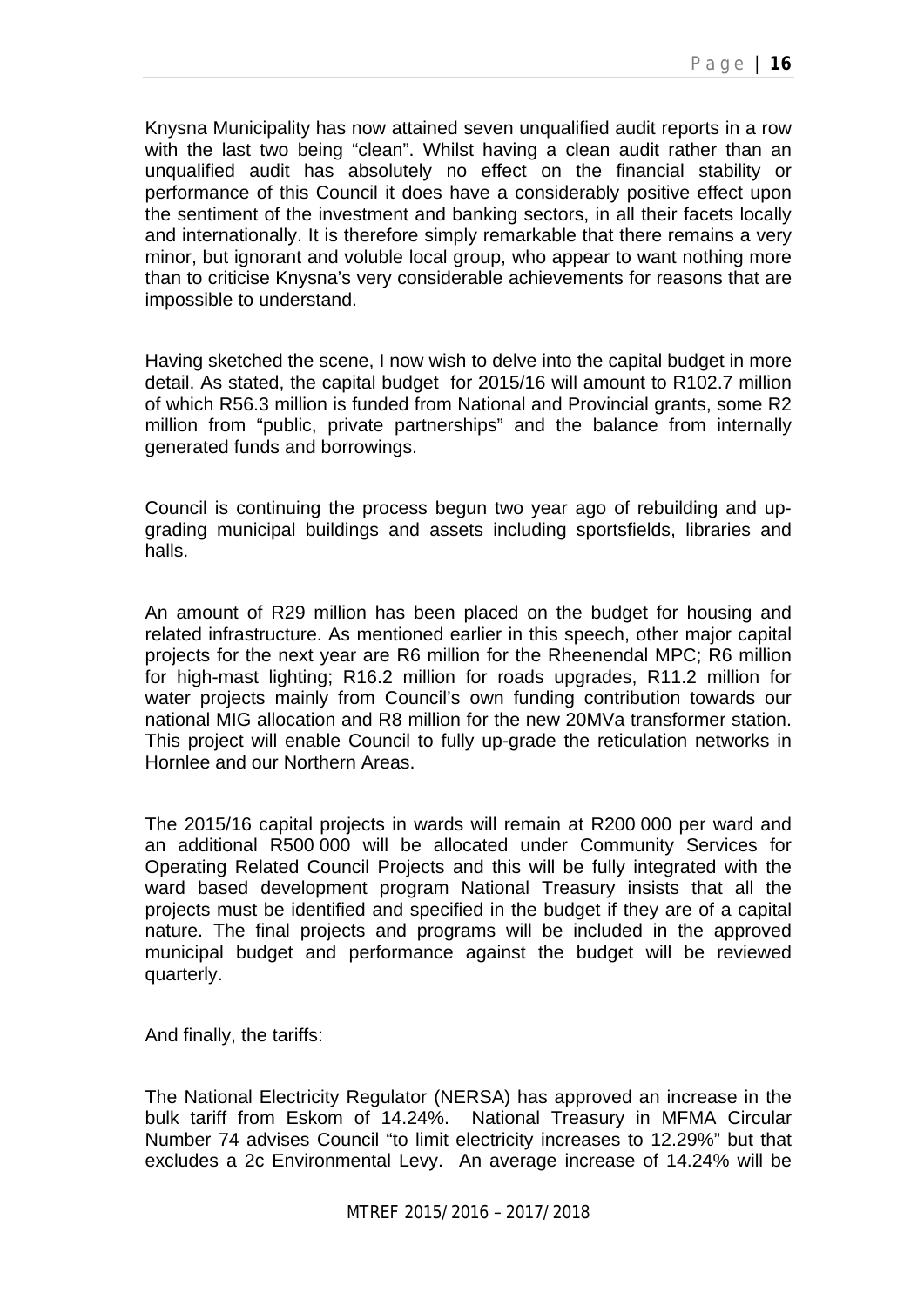Knysna Municipality has now attained seven unqualified audit reports in a row with the last two being "clean". Whilst having a clean audit rather than an unqualified audit has absolutely no effect on the financial stability or performance of this Council it does have a considerably positive effect upon the sentiment of the investment and banking sectors, in all their facets locally and internationally. It is therefore simply remarkable that there remains a very minor, but ignorant and voluble local group, who appear to want nothing more than to criticise Knysna's very considerable achievements for reasons that are impossible to understand.

Having sketched the scene, I now wish to delve into the capital budget in more detail. As stated, the capital budget for 2015/16 will amount to R102.7 million of which R56.3 million is funded from National and Provincial grants, some R2 million from "public, private partnerships" and the balance from internally generated funds and borrowings.

Council is continuing the process begun two year ago of rebuilding and up-grading municipal buildings and assets including sportsfields, libraries and halls.

An amount of R29 million has been placed on the budget for housing and related infrastructure. As mentioned earlier in this speech, other major capital projects for the next year are R6 million for the Rheenendal MPC; R6 million for high-mast lighting; R16.2 million for roads upgrades, R11.2 million for water projects mainly from Council's own funding contribution towards our national MIG allocation and R8 million for the new 20MVa transformer station. This project will enable Council to fully up-grade the reticulation networks in Hornlee and our Northern Areas.

The 2015/16 capital projects in wards will remain at R200 000 per ward and an additional R500 000 will be allocated under Community Services for Operating Related Council Projects and this will be fully integrated with the ward based development program National Treasury insists that all the projects must be identified and specified in the budget if they are of a capital nature. The final projects and programs will be included in the approved municipal budget and performance against the budget will be reviewed quarterly.

And finally, the tariffs:

The National Electricity Regulator (NERSA) has approved an increase in the bulk tariff from Eskom of 14.24%. National Treasury in MFMA Circular Number 74 advises Council "to limit electricity increases to 12.29%" but that excludes a 2c Environmental Levy. An average increase of 14.24% will be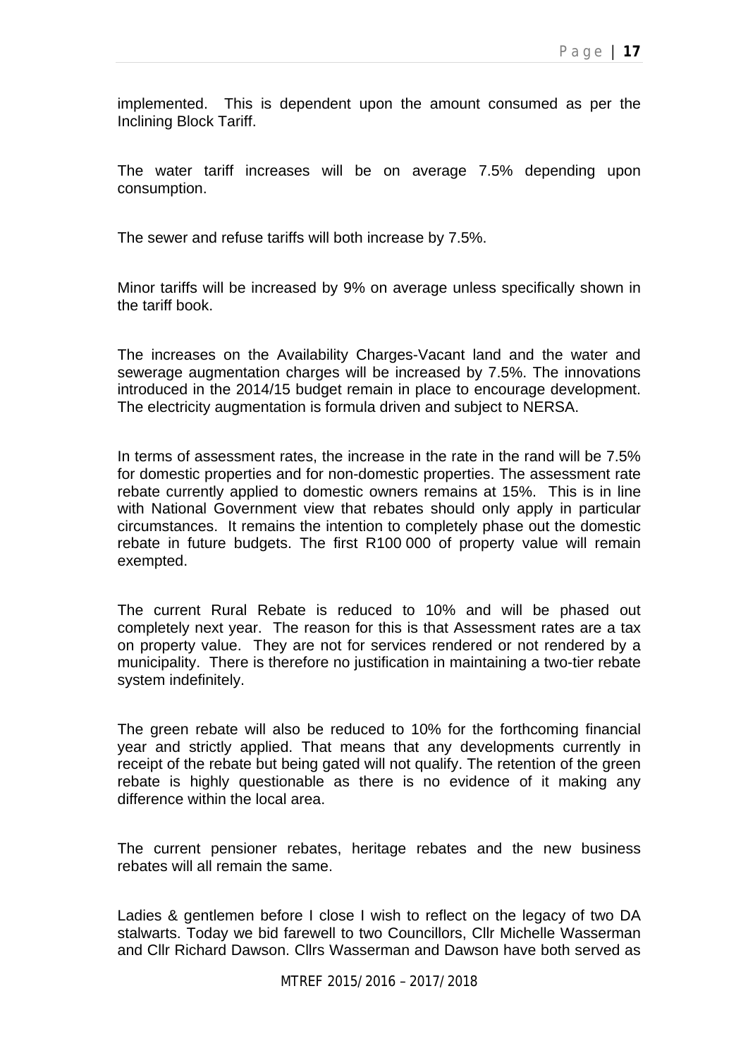implemented. This is dependent upon the amount consumed as per the Inclining Block Tariff.

The water tariff increases will be on average 7.5% depending upon consumption.

The sewer and refuse tariffs will both increase by 7.5%.

Minor tariffs will be increased by 9% on average unless specifically shown in the tariff book.

The increases on the Availability Charges-Vacant land and the water and sewerage augmentation charges will be increased by 7.5%. The innovations introduced in the 2014/15 budget remain in place to encourage development. The electricity augmentation is formula driven and subject to NERSA.

In terms of assessment rates, the increase in the rate in the rand will be 7.5% for domestic properties and for non-domestic properties. The assessment rate rebate currently applied to domestic owners remains at 15%. This is in line with National Government view that rebates should only apply in particular circumstances. It remains the intention to completely phase out the domestic rebate in future budgets. The first R100 000 of property value will remain exempted.

The current Rural Rebate is reduced to 10% and will be phased out completely next year. The reason for this is that Assessment rates are a tax on property value. They are not for services rendered or not rendered by a municipality. There is therefore no justification in maintaining a two-tier rebate system indefinitely.

The green rebate will also be reduced to 10% for the forthcoming financial year and strictly applied. That means that any developments currently in receipt of the rebate but being gated will not qualify. The retention of the green rebate is highly questionable as there is no evidence of it making any difference within the local area.

The current pensioner rebates, heritage rebates and the new business rebates will all remain the same.

Ladies & gentlemen before I close I wish to reflect on the legacy of two DA stalwarts. Today we bid farewell to two Councillors, Cllr Michelle Wasserman and Cllr Richard Dawson. Cllrs Wasserman and Dawson have both served as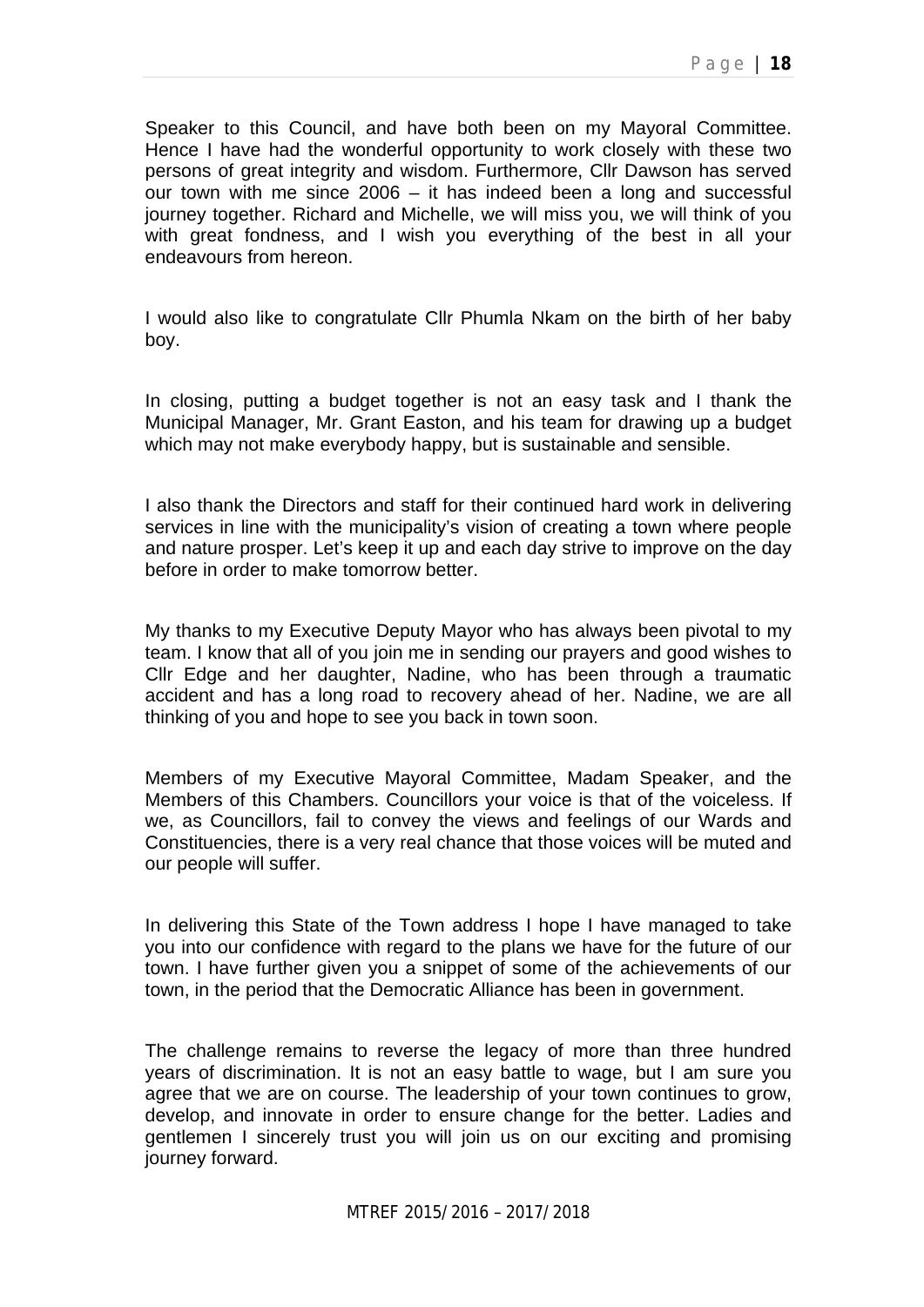Speaker to this Council, and have both been on my Mayoral Committee. Hence I have had the wonderful opportunity to work closely with these two persons of great integrity and wisdom. Furthermore, Cllr Dawson has served our town with me since 2006 – it has indeed been a long and successful journey together. Richard and Michelle, we will miss you, we will think of you with great fondness, and I wish you everything of the best in all your endeavours from hereon.

I would also like to congratulate Cllr Phumla Nkam on the birth of her baby boy.

In closing, putting a budget together is not an easy task and I thank the Municipal Manager, Mr. Grant Easton, and his team for drawing up a budget which may not make everybody happy, but is sustainable and sensible.

I also thank the Directors and staff for their continued hard work in delivering services in line with the municipality's vision of creating a town where people and nature prosper. Let's keep it up and each day strive to improve on the day before in order to make tomorrow better.

My thanks to my Executive Deputy Mayor who has always been pivotal to my team. I know that all of you join me in sending our prayers and good wishes to Cllr Edge and her daughter, Nadine, who has been through a traumatic accident and has a long road to recovery ahead of her. Nadine, we are all thinking of you and hope to see you back in town soon.

Members of my Executive Mayoral Committee, Madam Speaker, and the Members of this Chambers. Councillors your voice is that of the voiceless. If we, as Councillors, fail to convey the views and feelings of our Wards and Constituencies, there is a very real chance that those voices will be muted and our people will suffer.

In delivering this State of the Town address I hope I have managed to take you into our confidence with regard to the plans we have for the future of our town. I have further given you a snippet of some of the achievements of our town, in the period that the Democratic Alliance has been in government.

The challenge remains to reverse the legacy of more than three hundred years of discrimination. It is not an easy battle to wage, but I am sure you agree that we are on course. The leadership of your town continues to grow, develop, and innovate in order to ensure change for the better. Ladies and gentlemen I sincerely trust you will join us on our exciting and promising journey forward.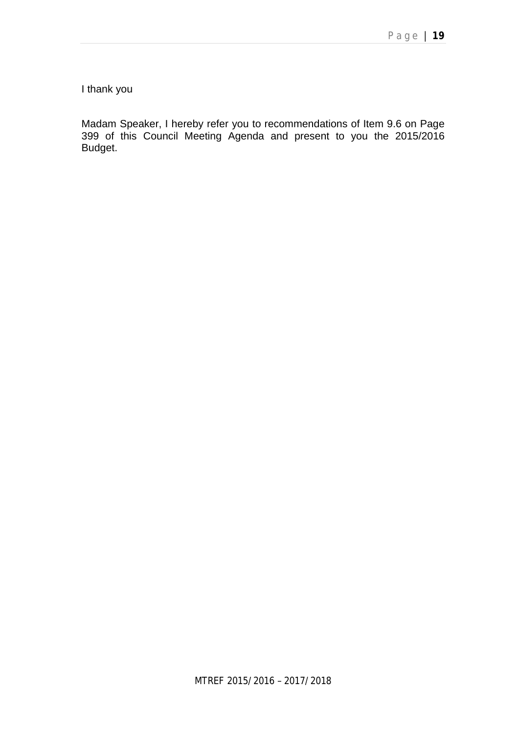I thank you

Madam Speaker, I hereby refer you to recommendations of Item 9.6 on Page 399 of this Council Meeting Agenda and present to you the 2015/2016 Budget.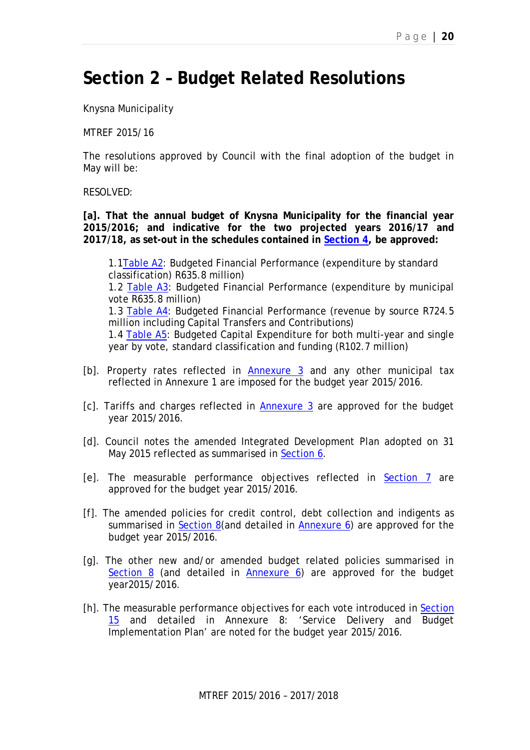# Section 2 – Budget Related Resolutions

Knysna Municipality

MTREF 2015/16

The resolutions approved by Council with the final adoption of the budget in May will be:

RESOLVED:

**[a]. That the annual budget of Knysna Municipality for the financial year 2015/2016; and indicative for the two projected years 2016/17 and 2017/18, as set-out in the schedules contained in Section 4, be approved:**

1.1Table A2: Budgeted Financial Performance (expenditure by standard classification) R635.8 million)
1.2 Table A3: Budgeted Financial Performance (expenditure by municipal vote R635.8 million)
1.3 Table A4: Budgeted Financial Performance (revenue by source R724.5 million including Capital Transfers and Contributions)
1.4 Table A5: Budgeted Capital Expenditure for both multi-year and single year by vote, standard classification and funding (R102.7 million)

[b]. Property rates reflected in Annexure 3 and any other municipal tax reflected in Annexure 1 are imposed for the budget year 2015/2016.

[c]. Tariffs and charges reflected in Annexure 3 are approved for the budget year 2015/2016.

[d]. Council notes the amended Integrated Development Plan adopted on 31 May 2015 reflected as summarised in Section 6.

[e]. The measurable performance objectives reflected in Section 7 are approved for the budget year 2015/2016.

[f]. The amended policies for credit control, debt collection and indigents as summarised in Section 8(and detailed in Annexure 6) are approved for the budget year 2015/2016.

[g]. The other new and/or amended budget related policies summarised in Section 8 (and detailed in Annexure 6) are approved for the budget year2015/2016.

[h]. The measurable performance objectives for each vote introduced in Section 15 and detailed in Annexure 8: 'Service Delivery and Budget Implementation Plan' are noted for the budget year 2015/2016.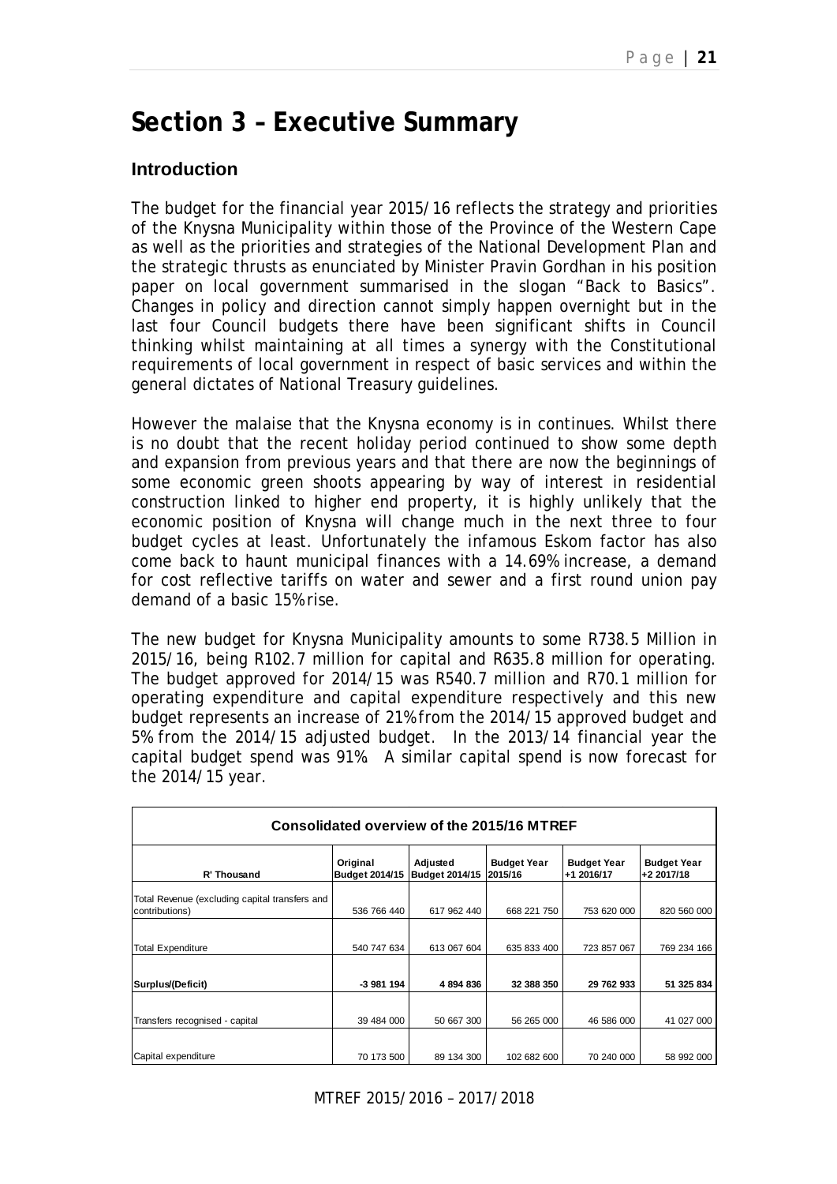# Section 3 – Executive Summary

## Introduction

The budget for the financial year 2015/16 reflects the strategy and priorities of the Knysna Municipality within those of the Province of the Western Cape as well as the priorities and strategies of the National Development Plan and the strategic thrusts as enunciated by Minister Pravin Gordhan in his position paper on local government summarised in the slogan "Back to Basics". Changes in policy and direction cannot simply happen overnight but in the last four Council budgets there have been significant shifts in Council thinking whilst maintaining at all times a synergy with the Constitutional requirements of local government in respect of basic services and within the general dictates of National Treasury guidelines.

However the malaise that the Knysna economy is in continues. Whilst there is no doubt that the recent holiday period continued to show some depth and expansion from previous years and that there are now the beginnings of some economic green shoots appearing by way of interest in residential construction linked to higher end property, it is highly unlikely that the economic position of Knysna will change much in the next three to four budget cycles at least. Unfortunately the infamous Eskom factor has also come back to haunt municipal finances with a 14.69% increase, a demand for cost reflective tariffs on water and sewer and a first round union pay demand of a basic 15% rise.

The new budget for Knysna Municipality amounts to some R738.5 Million in 2015/16, being R102.7 million for capital and R635.8 million for operating. The budget approved for 2014/15 was R540.7 million and R70.1 million for operating expenditure and capital expenditure respectively and this new budget represents an increase of 21% from the 2014/15 approved budget and 5% from the 2014/15 adjusted budget. In the 2013/14 financial year the capital budget spend was 91%. A similar capital spend is now forecast for the 2014/15 year.

| Consolidated overview of the 2015/16 MTREF | | | | | |
|---|---|---|---|---|---|
| **R' Thousand** | **Original Budget 2014/15** | **Adjusted Budget 2014/15** | **Budget Year 2015/16** | **Budget Year +1 2016/17** | **Budget Year +2 2017/18** |
| Total Revenue (excluding capital transfers and contributions) | 536 766 440 | 617 962 440 | 668 221 750 | 753 620 000 | 820 560 000 |
| Total Expenditure | 540 747 634 | 613 067 604 | 635 833 400 | 723 857 067 | 769 234 166 |
| **Surplus/(Deficit)** | **-3 981 194** | **4 894 836** | **32 388 350** | **29 762 933** | **51 325 834** |
| Transfers recognised - capital | 39 484 000 | 50 667 300 | 56 265 000 | 46 586 000 | 41 027 000 |
| Capital expenditure | 70 173 500 | 89 134 300 | 102 682 600 | 70 240 000 | 58 992 000 |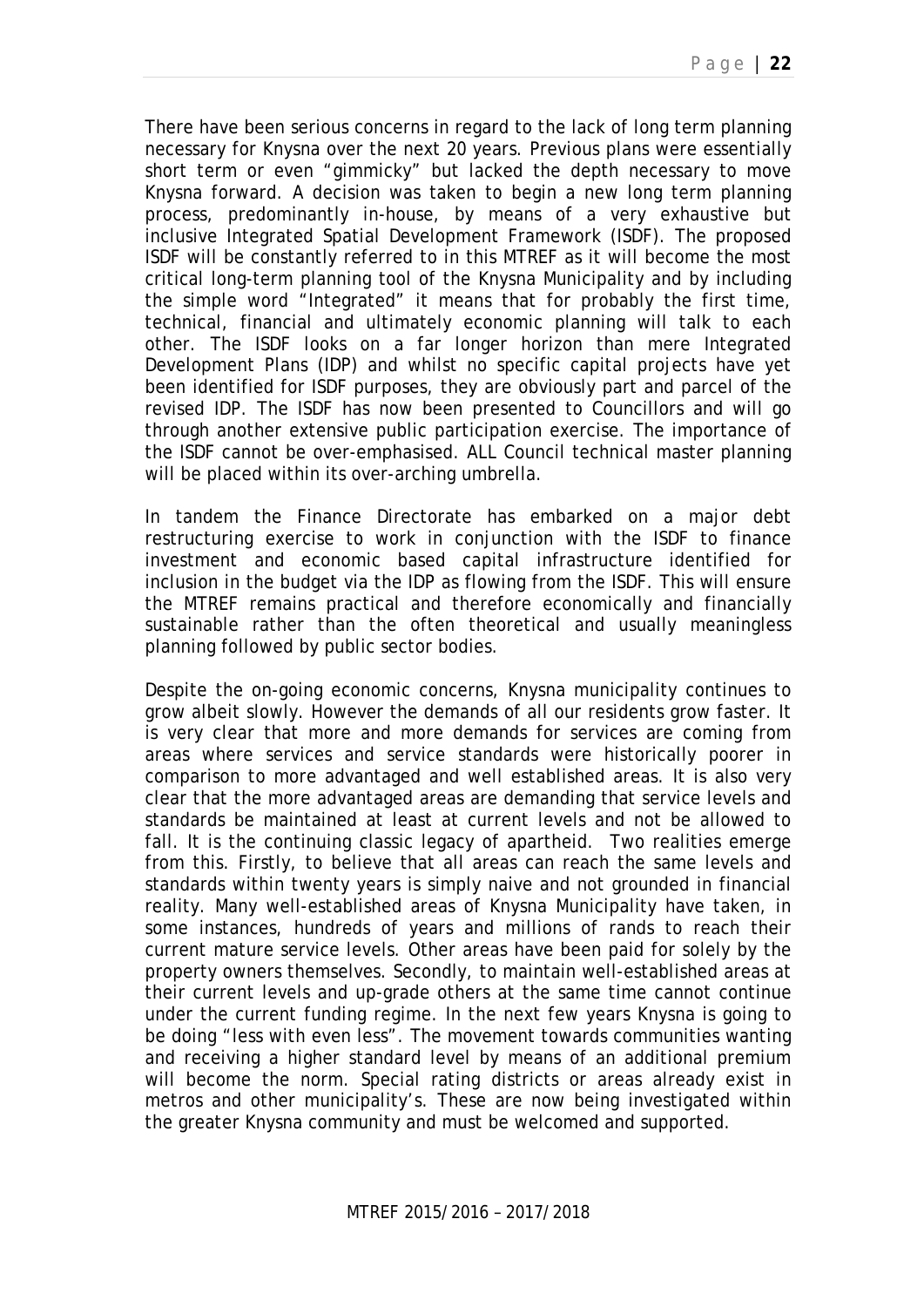There have been serious concerns in regard to the lack of long term planning necessary for Knysna over the next 20 years. Previous plans were essentially short term or even "gimmicky" but lacked the depth necessary to move Knysna forward. A decision was taken to begin a new long term planning process, predominantly in-house, by means of a very exhaustive but inclusive Integrated Spatial Development Framework (ISDF). The proposed ISDF will be constantly referred to in this MTREF as it will become the most critical long-term planning tool of the Knysna Municipality and by including the simple word "Integrated" it means that for probably the first time, technical, financial and ultimately economic planning will talk to each other. The ISDF looks on a far longer horizon than mere Integrated Development Plans (IDP) and whilst no specific capital projects have yet been identified for ISDF purposes, they are obviously part and parcel of the revised IDP. The ISDF has now been presented to Councillors and will go through another extensive public participation exercise. The importance of the ISDF cannot be over-emphasised. ALL Council technical master planning will be placed within its over-arching umbrella.

In tandem the Finance Directorate has embarked on a major debt restructuring exercise to work in conjunction with the ISDF to finance investment and economic based capital infrastructure identified for inclusion in the budget via the IDP as flowing from the ISDF. This will ensure the MTREF remains practical and therefore economically and financially sustainable rather than the often theoretical and usually meaningless planning followed by public sector bodies.

Despite the on-going economic concerns, Knysna municipality continues to grow albeit slowly. However the demands of all our residents grow faster. It is very clear that more and more demands for services are coming from areas where services and service standards were historically poorer in comparison to more advantaged and well established areas. It is also very clear that the more advantaged areas are demanding that service levels and standards be maintained at least at current levels and not be allowed to fall. It is the continuing classic legacy of apartheid. Two realities emerge from this. Firstly, to believe that all areas can reach the same levels and standards within twenty years is simply naive and not grounded in financial reality. Many well-established areas of Knysna Municipality have taken, in some instances, hundreds of years and millions of rands to reach their current mature service levels. Other areas have been paid for solely by the property owners themselves. Secondly, to maintain well-established areas at their current levels and up-grade others at the same time cannot continue under the current funding regime. In the next few years Knysna is going to be doing "less with even less". The movement towards communities wanting and receiving a higher standard level by means of an additional premium will become the norm. Special rating districts or areas already exist in metros and other municipality's. These are now being investigated within the greater Knysna community and must be welcomed and supported.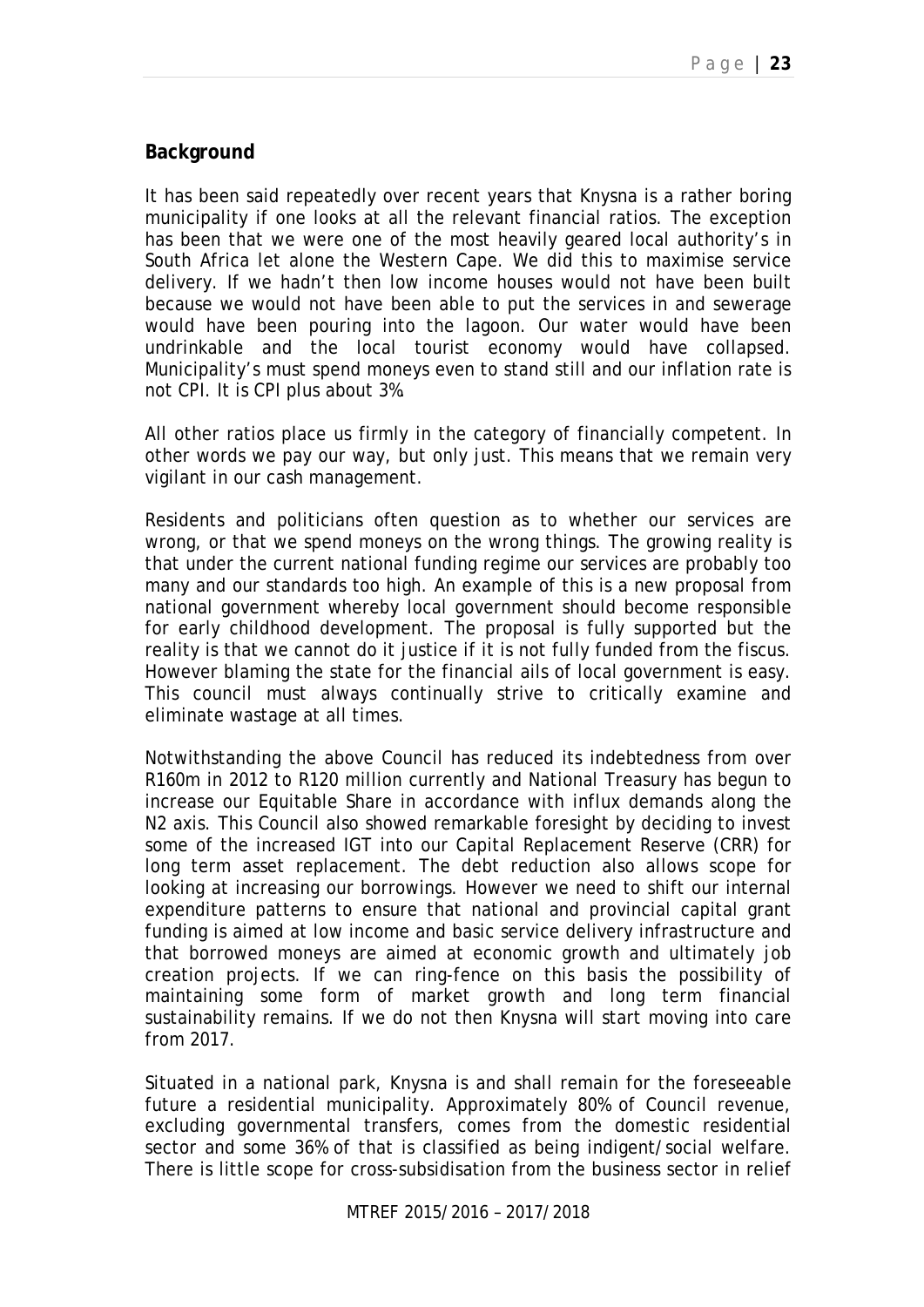## Background

It has been said repeatedly over recent years that Knysna is a rather boring municipality if one looks at all the relevant financial ratios. The exception has been that we were one of the most heavily geared local authority's in South Africa let alone the Western Cape. We did this to maximise service delivery. If we hadn't then low income houses would not have been built because we would not have been able to put the services in and sewerage would have been pouring into the lagoon. Our water would have been undrinkable and the local tourist economy would have collapsed. Municipality's must spend moneys even to stand still and our inflation rate is not CPI. It is CPI plus about 3%.

All other ratios place us firmly in the category of financially competent. In other words we pay our way, but only just. This means that we remain very vigilant in our cash management.

Residents and politicians often question as to whether our services are wrong, or that we spend moneys on the wrong things. The growing reality is that under the current national funding regime our services are probably too many and our standards too high. An example of this is a new proposal from national government whereby local government should become responsible for early childhood development. The proposal is fully supported but the reality is that we cannot do it justice if it is not fully funded from the fiscus. However blaming the state for the financial ails of local government is easy. This council must always continually strive to critically examine and eliminate wastage at all times.

Notwithstanding the above Council has reduced its indebtedness from over R160m in 2012 to R120 million currently and National Treasury has begun to increase our Equitable Share in accordance with influx demands along the N2 axis. This Council also showed remarkable foresight by deciding to invest some of the increased IGT into our Capital Replacement Reserve (CRR) for long term asset replacement. The debt reduction also allows scope for looking at increasing our borrowings. However we need to shift our internal expenditure patterns to ensure that national and provincial capital grant funding is aimed at low income and basic service delivery infrastructure and that borrowed moneys are aimed at economic growth and ultimately job creation projects. If we can ring-fence on this basis the possibility of maintaining some form of market growth and long term financial sustainability remains. If we do not then Knysna will start moving into care from 2017.

Situated in a national park, Knysna is and shall remain for the foreseeable future a residential municipality. Approximately 80% of Council revenue, excluding governmental transfers, comes from the domestic residential sector and some 36% of that is classified as being indigent/social welfare. There is little scope for cross-subsidisation from the business sector in relief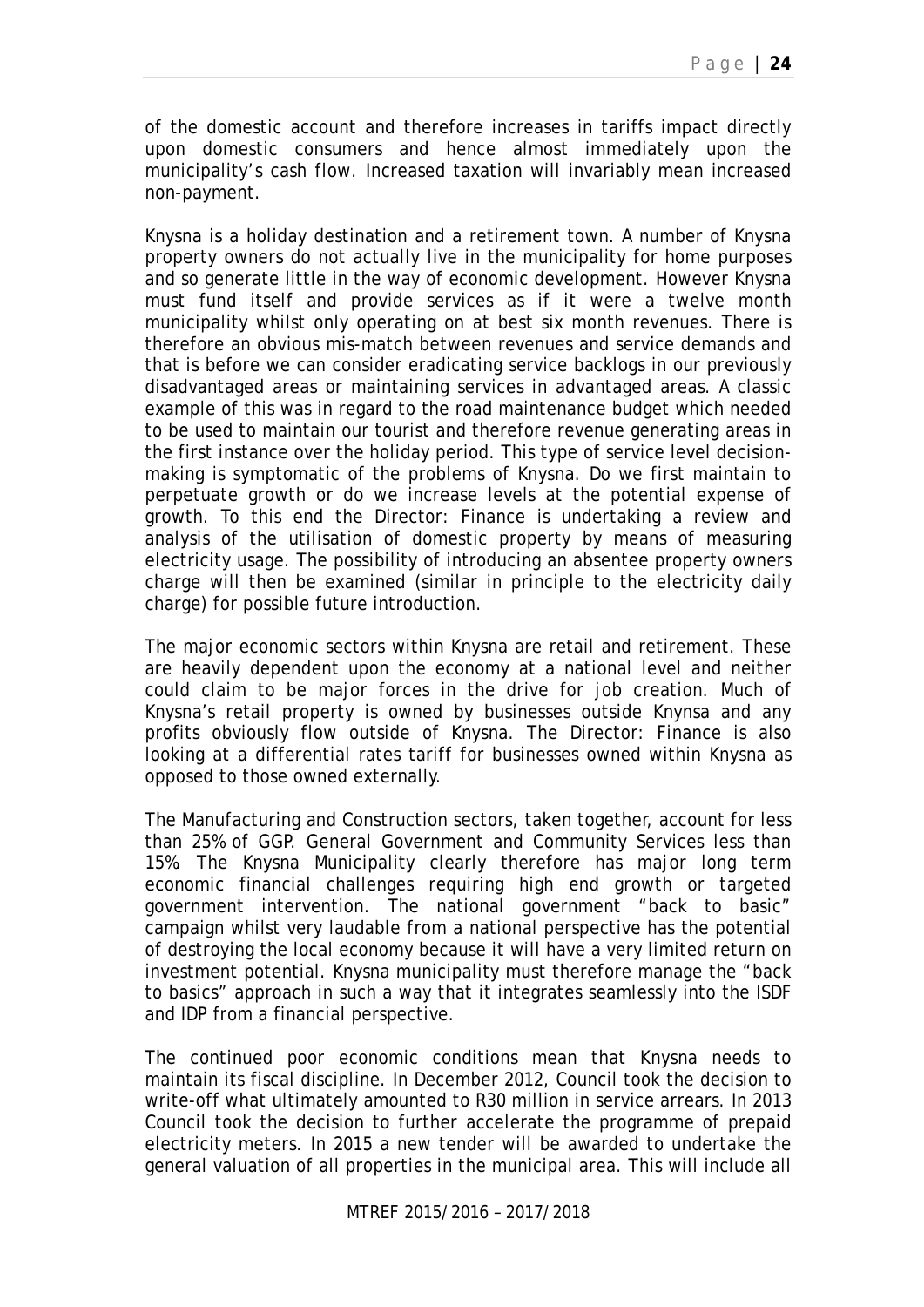of the domestic account and therefore increases in tariffs impact directly upon domestic consumers and hence almost immediately upon the municipality's cash flow. Increased taxation will invariably mean increased non-payment.

Knysna is a holiday destination and a retirement town. A number of Knysna property owners do not actually live in the municipality for home purposes and so generate little in the way of economic development. However Knysna must fund itself and provide services as if it were a twelve month municipality whilst only operating on at best six month revenues. There is therefore an obvious mis-match between revenues and service demands and that is before we can consider eradicating service backlogs in our previously disadvantaged areas or maintaining services in advantaged areas. A classic example of this was in regard to the road maintenance budget which needed to be used to maintain our tourist and therefore revenue generating areas in the first instance over the holiday period. This type of service level decision-making is symptomatic of the problems of Knysna. Do we first maintain to perpetuate growth or do we increase levels at the potential expense of growth. To this end the Director: Finance is undertaking a review and analysis of the utilisation of domestic property by means of measuring electricity usage. The possibility of introducing an absentee property owners charge will then be examined (similar in principle to the electricity daily charge) for possible future introduction.

The major economic sectors within Knysna are retail and retirement. These are heavily dependent upon the economy at a national level and neither could claim to be major forces in the drive for job creation. Much of Knysna's retail property is owned by businesses outside Knynsa and any profits obviously flow outside of Knysna. The Director: Finance is also looking at a differential rates tariff for businesses owned within Knysna as opposed to those owned externally.

The Manufacturing and Construction sectors, taken together, account for less than 25% of GGP. General Government and Community Services less than 15%. The Knysna Municipality clearly therefore has major long term economic financial challenges requiring high end growth or targeted government intervention. The national government "back to basic" campaign whilst very laudable from a national perspective has the potential of destroying the local economy because it will have a very limited return on investment potential. Knysna municipality must therefore manage the "back to basics" approach in such a way that it integrates seamlessly into the ISDF and IDP from a financial perspective.

The continued poor economic conditions mean that Knysna needs to maintain its fiscal discipline. In December 2012, Council took the decision to write-off what ultimately amounted to R30 million in service arrears. In 2013 Council took the decision to further accelerate the programme of prepaid electricity meters. In 2015 a new tender will be awarded to undertake the general valuation of all properties in the municipal area. This will include all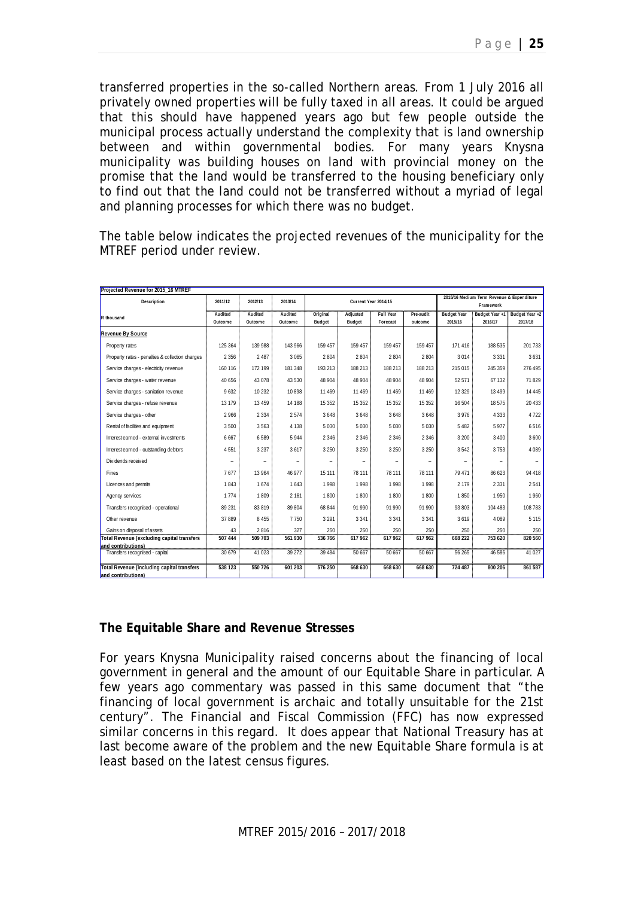transferred properties in the so-called Northern areas. From 1 July 2016 all privately owned properties will be fully taxed in all areas. It could be argued that this should have happened years ago but few people outside the municipal process actually understand the complexity that is land ownership between and within governmental bodies. For many years Knysna municipality was building houses on land with provincial money on the promise that the land would be transferred to the housing beneficiary only to find out that the land could not be transferred without a myriad of legal and planning processes for which there was no budget.

The table below indicates the projected revenues of the municipality for the MTREF period under review.

| Projected Revenue for 2015_16 MTREF | | | | | | | | | | |
|---|---|---|---|---|---|---|---|---|---|---|
| Description | 2011/12 | 2012/13 | 2013/14 | Current Year 2014/15 | | | | 2015/16 Medium Term Revenue & Expenditure Framework | | |
| R thousand | Audited Outcome | Audited Outcome | Audited Outcome | Original Budget | Adjusted Budget | Full Year Forecast | Pre-audit outcome | Budget Year 2015/16 | Budget Year +1 2016/17 | Budget Year +2 2017/18 |
| **Revenue By Source** | | | | | | | | | | |
| Property rates | 125 364 | 139 988 | 143 966 | 159 457 | 159 457 | 159 457 | 159 457 | 171 416 | 188 535 | 201 733 |
| Property rates - penalties & collection charges | 2 356 | 2 487 | 3 065 | 2 804 | 2 804 | 2 804 | 2 804 | 3 014 | 3 331 | 3 631 |
| Service charges - electricity revenue | 160 116 | 172 199 | 181 348 | 193 213 | 188 213 | 188 213 | 188 213 | 215 015 | 245 359 | 276 495 |
| Service charges - water revenue | 40 656 | 43 078 | 43 530 | 48 904 | 48 904 | 48 904 | 48 904 | 52 571 | 67 132 | 71 829 |
| Service charges - sanitation revenue | 9 632 | 10 232 | 10 898 | 11 469 | 11 469 | 11 469 | 11 469 | 12 329 | 13 499 | 14 445 |
| Service charges - refuse revenue | 13 179 | 13 459 | 14 188 | 15 352 | 15 352 | 15 352 | 15 352 | 16 504 | 18 575 | 20 433 |
| Service charges - other | 2 966 | 2 334 | 2 574 | 3 648 | 3 648 | 3 648 | 3 648 | 3 976 | 4 333 | 4 722 |
| Rental of facilities and equipment | 3 500 | 3 563 | 4 138 | 5 030 | 5 030 | 5 030 | 5 030 | 5 482 | 5 977 | 6 516 |
| Interest earned - external investments | 6 667 | 6 589 | 5 944 | 2 346 | 2 346 | 2 346 | 2 346 | 3 200 | 3 400 | 3 600 |
| Interest earned - outstanding debtors | 4 551 | 3 237 | 3 617 | 3 250 | 3 250 | 3 250 | 3 250 | 3 542 | 3 753 | 4 089 |
| Dividends received | – | – | – | – | – | – | – | – | – | – |
| Fines | 7 677 | 13 964 | 46 977 | 15 111 | 78 111 | 78 111 | 78 111 | 79 471 | 86 623 | 94 418 |
| Licences and permits | 1 843 | 1 674 | 1 643 | 1 998 | 1 998 | 1 998 | 1 998 | 2 179 | 2 331 | 2 541 |
| Agency services | 1 774 | 1 809 | 2 161 | 1 800 | 1 800 | 1 800 | 1 800 | 1 850 | 1 950 | 1 960 |
| Transfers recognised - operational | 89 231 | 83 819 | 89 804 | 68 844 | 91 990 | 91 990 | 91 990 | 93 803 | 104 483 | 108 783 |
| Other revenue | 37 889 | 8 455 | 7 750 | 3 291 | 3 341 | 3 341 | 3 341 | 3 619 | 4 089 | 5 115 |
| Gains on disposal of assets | 43 | 2 816 | 327 | 250 | 250 | 250 | 250 | 250 | 250 | 250 |
| **Total Revenue (excluding capital transfers and contributions)** | 507 444 | 509 703 | 561 930 | 536 766 | 617 962 | 617 962 | 617 962 | 668 222 | 753 620 | 820 560 |
| Transfers recognised - capital | 30 679 | 41 023 | 39 272 | 39 484 | 50 667 | 50 667 | 50 667 | 56 265 | 46 586 | 41 027 |
| **Total Revenue (including capital transfers and contributions)** | 538 123 | 550 726 | 601 203 | 576 250 | 668 630 | 668 630 | 668 630 | 724 487 | 800 206 | 861 587 |

**The Equitable Share and Revenue Stresses**

For years Knysna Municipality raised concerns about the financing of local government in general and the amount of our Equitable Share in particular. A few years ago commentary was passed in this same document that "the financing of local government is archaic and totally unsuitable for the 21st century". The Financial and Fiscal Commission (FFC) has now expressed similar concerns in this regard. It does appear that National Treasury has at last become aware of the problem and the new Equitable Share formula is at least based on the latest census figures.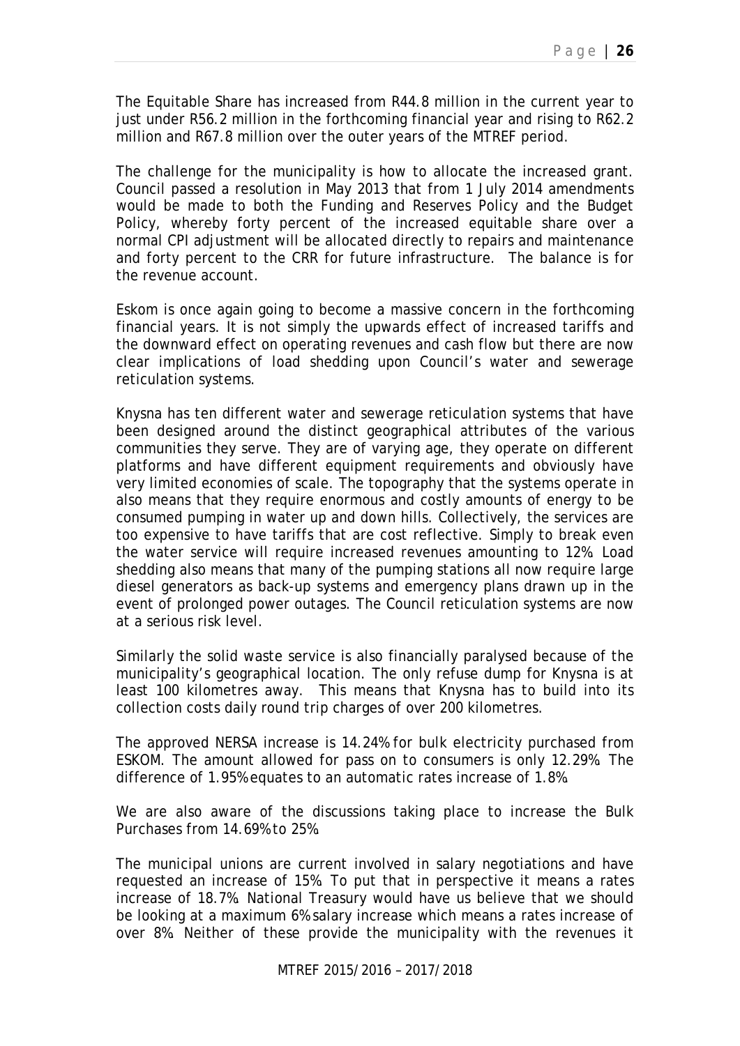The Equitable Share has increased from R44.8 million in the current year to just under R56.2 million in the forthcoming financial year and rising to R62.2 million and R67.8 million over the outer years of the MTREF period.

The challenge for the municipality is how to allocate the increased grant. Council passed a resolution in May 2013 that from 1 July 2014 amendments would be made to both the Funding and Reserves Policy and the Budget Policy, whereby forty percent of the increased equitable share over a normal CPI adjustment will be allocated directly to repairs and maintenance and forty percent to the CRR for future infrastructure. The balance is for the revenue account.

Eskom is once again going to become a massive concern in the forthcoming financial years. It is not simply the upwards effect of increased tariffs and the downward effect on operating revenues and cash flow but there are now clear implications of load shedding upon Council's water and sewerage reticulation systems.

Knysna has ten different water and sewerage reticulation systems that have been designed around the distinct geographical attributes of the various communities they serve. They are of varying age, they operate on different platforms and have different equipment requirements and obviously have very limited economies of scale. The topography that the systems operate in also means that they require enormous and costly amounts of energy to be consumed pumping in water up and down hills. Collectively, the services are too expensive to have tariffs that are cost reflective. Simply to break even the water service will require increased revenues amounting to 12%. Load shedding also means that many of the pumping stations all now require large diesel generators as back-up systems and emergency plans drawn up in the event of prolonged power outages. The Council reticulation systems are now at a serious risk level.

Similarly the solid waste service is also financially paralysed because of the municipality's geographical location. The only refuse dump for Knysna is at least 100 kilometres away. This means that Knysna has to build into its collection costs daily round trip charges of over 200 kilometres.

The approved NERSA increase is 14.24% for bulk electricity purchased from ESKOM. The amount allowed for pass on to consumers is only 12.29%. The difference of 1.95% equates to an automatic rates increase of 1.8%.

We are also aware of the discussions taking place to increase the Bulk Purchases from 14.69% to 25%.

The municipal unions are current involved in salary negotiations and have requested an increase of 15%. To put that in perspective it means a rates increase of 18.7%. National Treasury would have us believe that we should be looking at a maximum 6% salary increase which means a rates increase of over 8%. Neither of these provide the municipality with the revenues it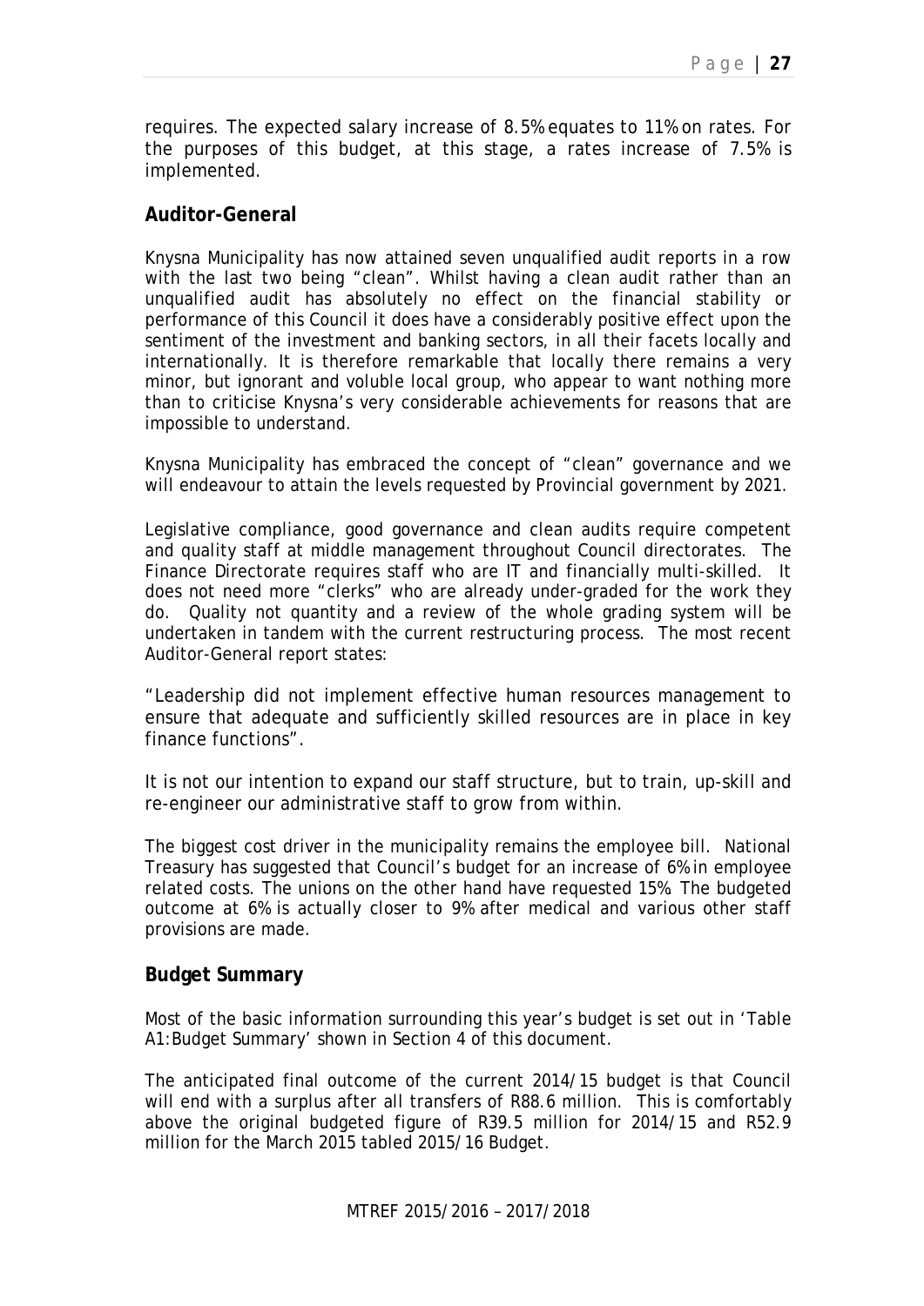requires. The expected salary increase of 8.5% equates to 11% on rates. For the purposes of this budget, at this stage, a rates increase of 7.5% is implemented.

## Auditor-General

Knysna Municipality has now attained seven unqualified audit reports in a row with the last two being "clean". Whilst having a clean audit rather than an unqualified audit has absolutely no effect on the financial stability or performance of this Council it does have a considerably positive effect upon the sentiment of the investment and banking sectors, in all their facets locally and internationally. It is therefore remarkable that locally there remains a very minor, but ignorant and voluble local group, who appear to want nothing more than to criticise Knysna's very considerable achievements for reasons that are impossible to understand.

Knysna Municipality has embraced the concept of "clean" governance and we will endeavour to attain the levels requested by Provincial government by 2021.

Legislative compliance, good governance and clean audits require competent and quality staff at middle management throughout Council directorates. The Finance Directorate requires staff who are IT and financially multi-skilled. It does not need more "clerks" who are already under-graded for the work they do. Quality not quantity and a review of the whole grading system will be undertaken in tandem with the current restructuring process. The most recent Auditor-General report states:

"Leadership did not implement effective human resources management to ensure that adequate and sufficiently skilled resources are in place in key finance functions".

It is not our intention to expand our staff structure, but to train, up-skill and re-engineer our administrative staff to grow from within.

The biggest cost driver in the municipality remains the employee bill. National Treasury has suggested that Council's budget for an increase of 6% in employee related costs. The unions on the other hand have requested 15%. The budgeted outcome at 6% is actually closer to 9% after medical and various other staff provisions are made.

## Budget Summary

Most of the basic information surrounding this year's budget is set out in 'Table A1:Budget Summary' shown in Section 4 of this document.

The anticipated final outcome of the current 2014/15 budget is that Council will end with a surplus after all transfers of R88.6 million. This is comfortably above the original budgeted figure of R39.5 million for 2014/15 and R52.9 million for the March 2015 tabled 2015/16 Budget.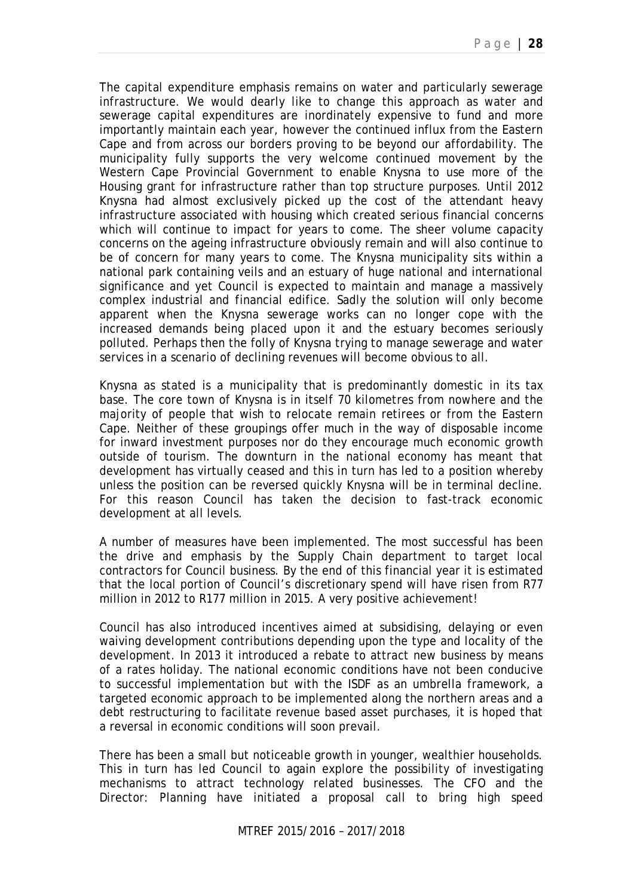The capital expenditure emphasis remains on water and particularly sewerage infrastructure. We would dearly like to change this approach as water and sewerage capital expenditures are inordinately expensive to fund and more importantly maintain each year, however the continued influx from the Eastern Cape and from across our borders proving to be beyond our affordability. The municipality fully supports the very welcome continued movement by the Western Cape Provincial Government to enable Knysna to use more of the Housing grant for infrastructure rather than top structure purposes. Until 2012 Knysna had almost exclusively picked up the cost of the attendant heavy infrastructure associated with housing which created serious financial concerns which will continue to impact for years to come. The sheer volume capacity concerns on the ageing infrastructure obviously remain and will also continue to be of concern for many years to come. The Knysna municipality sits within a national park containing veils and an estuary of huge national and international significance and yet Council is expected to maintain and manage a massively complex industrial and financial edifice. Sadly the solution will only become apparent when the Knysna sewerage works can no longer cope with the increased demands being placed upon it and the estuary becomes seriously polluted. Perhaps then the folly of Knysna trying to manage sewerage and water services in a scenario of declining revenues will become obvious to all.

Knysna as stated is a municipality that is predominantly domestic in its tax base. The core town of Knysna is in itself 70 kilometres from nowhere and the majority of people that wish to relocate remain retirees or from the Eastern Cape. Neither of these groupings offer much in the way of disposable income for inward investment purposes nor do they encourage much economic growth outside of tourism. The downturn in the national economy has meant that development has virtually ceased and this in turn has led to a position whereby unless the position can be reversed quickly Knysna will be in terminal decline. For this reason Council has taken the decision to fast-track economic development at all levels.

A number of measures have been implemented. The most successful has been the drive and emphasis by the Supply Chain department to target local contractors for Council business. By the end of this financial year it is estimated that the local portion of Council's discretionary spend will have risen from R77 million in 2012 to R177 million in 2015. A very positive achievement!

Council has also introduced incentives aimed at subsidising, delaying or even waiving development contributions depending upon the type and locality of the development. In 2013 it introduced a rebate to attract new business by means of a rates holiday. The national economic conditions have not been conducive to successful implementation but with the ISDF as an umbrella framework, a targeted economic approach to be implemented along the northern areas and a debt restructuring to facilitate revenue based asset purchases, it is hoped that a reversal in economic conditions will soon prevail.

There has been a small but noticeable growth in younger, wealthier households. This in turn has led Council to again explore the possibility of investigating mechanisms to attract technology related businesses. The CFO and the Director: Planning have initiated a proposal call to bring high speed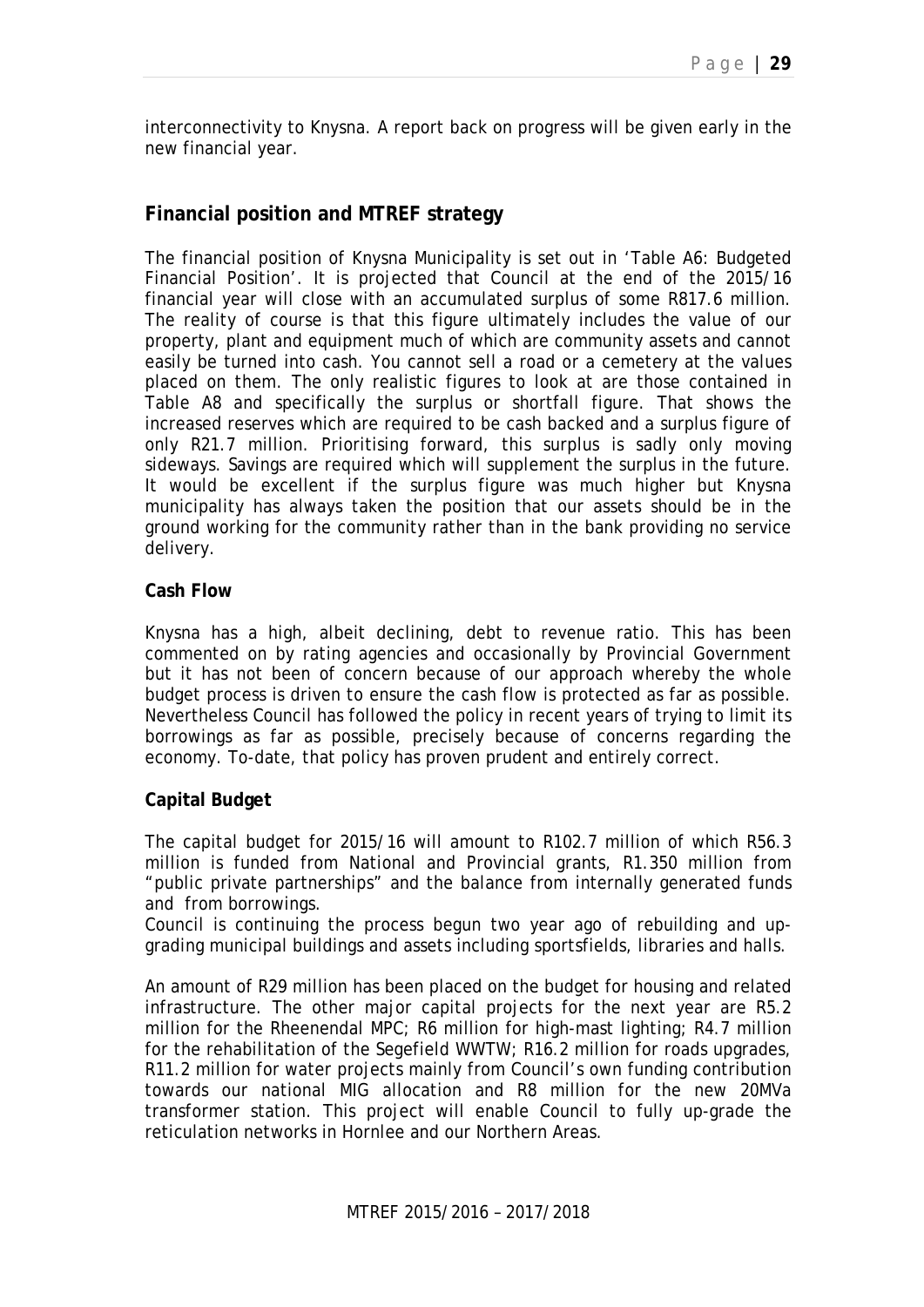interconnectivity to Knysna. A report back on progress will be given early in the new financial year.

## Financial position and MTREF strategy

The financial position of Knysna Municipality is set out in 'Table A6: Budgeted Financial Position'. It is projected that Council at the end of the 2015/16 financial year will close with an accumulated surplus of some R817.6 million. The reality of course is that this figure ultimately includes the value of our property, plant and equipment much of which are community assets and cannot easily be turned into cash. You cannot sell a road or a cemetery at the values placed on them. The only realistic figures to look at are those contained in Table A8 and specifically the surplus or shortfall figure. That shows the increased reserves which are required to be cash backed and a surplus figure of only R21.7 million. Prioritising forward, this surplus is sadly only moving sideways. Savings are required which will supplement the surplus in the future. It would be excellent if the surplus figure was much higher but Knysna municipality has always taken the position that our assets should be in the ground working for the community rather than in the bank providing no service delivery.

### Cash Flow

Knysna has a high, albeit declining, debt to revenue ratio. This has been commented on by rating agencies and occasionally by Provincial Government but it has not been of concern because of our approach whereby the whole budget process is driven to ensure the cash flow is protected as far as possible. Nevertheless Council has followed the policy in recent years of trying to limit its borrowings as far as possible, precisely because of concerns regarding the economy. To-date, that policy has proven prudent and entirely correct.

### Capital Budget

The capital budget for 2015/16 will amount to R102.7 million of which R56.3 million is funded from National and Provincial grants, R1.350 million from "public private partnerships" and the balance from internally generated funds and from borrowings.

Council is continuing the process begun two year ago of rebuilding and up-grading municipal buildings and assets including sportsfields, libraries and halls.

An amount of R29 million has been placed on the budget for housing and related infrastructure. The other major capital projects for the next year are R5.2 million for the Rheenendal MPC; R6 million for high-mast lighting; R4.7 million for the rehabilitation of the Segefield WWTW; R16.2 million for roads upgrades, R11.2 million for water projects mainly from Council's own funding contribution towards our national MIG allocation and R8 million for the new 20MVa transformer station. This project will enable Council to fully up-grade the reticulation networks in Hornlee and our Northern Areas.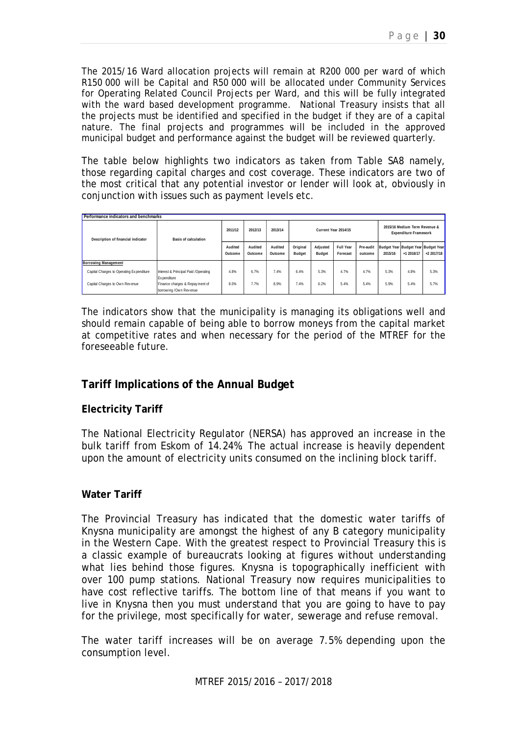The 2015/16 Ward allocation projects will remain at R200 000 per ward of which R150 000 will be Capital and R50 000 will be allocated under Community Services for Operating Related Council Projects per Ward, and this will be fully integrated with the ward based development programme. National Treasury insists that all the projects must be identified and specified in the budget if they are of a capital nature. The final projects and programmes will be included in the approved municipal budget and performance against the budget will be reviewed quarterly.

The table below highlights two indicators as taken from Table SA8 namely, those regarding capital charges and cost coverage. These indicators are two of the most critical that any potential investor or lender will look at, obviously in conjunction with issues such as payment levels etc.

| Performance indicators and benchmarks | | | | | | | | | | | |
|---|---|---|---|---|---|---|---|---|---|---|---|
| Description of financial indicator | Basis of calculation | 2011/12 | 2012/13 | 2013/14 | Current Year 2014/15 | | | | 2015/16 Medium Term Revenue & Expenditure Framework | | |
| | | Audited Outcome | Audited Outcome | Audited Outcome | Original Budget | Adjusted Budget | Full Year Forecast | Pre-audit outcome | Budget Year 2015/16 | Budget Year +1 2016/17 | Budget Year +2 2017/18 |
| **Borrowing Management** | | | | | | | | | | | |
| Capital Charges to Operating Expenditure | Interest & Principal Paid /Operating Expenditure | 4.8% | 6.7% | 7.4% | 6.4% | 5.3% | 4.7% | 4.7% | 5.3% | 4.8% | 5.3% |
| Capital Charges to Own Revenue | Finance charges & Repayment of borrowing /Own Revenue | 8.0% | 7.7% | 8.9% | 7.4% | 6.2% | 5.4% | 5.4% | 5.9% | 5.4% | 5.7% |

The indicators show that the municipality is managing its obligations well and should remain capable of being able to borrow moneys from the capital market at competitive rates and when necessary for the period of the MTREF for the foreseeable future.

## Tariff Implications of the Annual Budget

### Electricity Tariff

The National Electricity Regulator (NERSA) has approved an increase in the bulk tariff from Eskom of 14.24%. The actual increase is heavily dependent upon the amount of electricity units consumed on the inclining block tariff.

### Water Tariff

The Provincial Treasury has indicated that the domestic water tariffs of Knysna municipality are amongst the highest of any B category municipality in the Western Cape. With the greatest respect to Provincial Treasury this is a classic example of bureaucrats looking at figures without understanding what lies behind those figures. Knysna is topographically inefficient with over 100 pump stations. National Treasury now requires municipalities to have cost reflective tariffs. The bottom line of that means if you want to live in Knysna then you must understand that you are going to have to pay for the privilege, most specifically for water, sewerage and refuse removal.

The water tariff increases will be on average 7.5% depending upon the consumption level.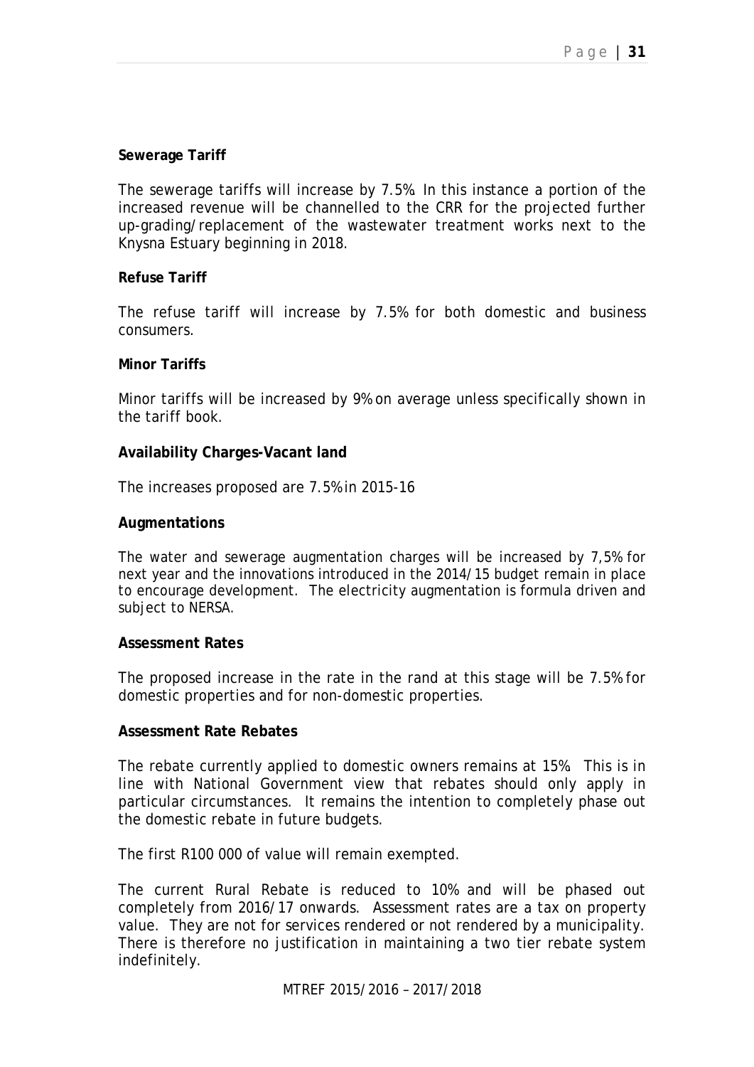**Sewerage Tariff**

The sewerage tariffs will increase by 7.5%. In this instance a portion of the increased revenue will be channelled to the CRR for the projected further up-grading/replacement of the wastewater treatment works next to the Knysna Estuary beginning in 2018.

**Refuse Tariff**

The refuse tariff will increase by 7.5% for both domestic and business consumers.

**Minor Tariffs**

Minor tariffs will be increased by 9% on average unless specifically shown in the tariff book.

**Availability Charges-Vacant land**

The increases proposed are 7.5% in 2015-16

**Augmentations**

The water and sewerage augmentation charges will be increased by 7,5% for next year and the innovations introduced in the 2014/15 budget remain in place to encourage development. The electricity augmentation is formula driven and subject to NERSA.

**Assessment Rates**

The proposed increase in the rate in the rand at this stage will be 7.5% for domestic properties and for non-domestic properties.

**Assessment Rate Rebates**

The rebate currently applied to domestic owners remains at 15%. This is in line with National Government view that rebates should only apply in particular circumstances. It remains the intention to completely phase out the domestic rebate in future budgets.

The first R100 000 of value will remain exempted.

The current Rural Rebate is reduced to 10% and will be phased out completely from 2016/17 onwards. Assessment rates are a tax on property value. They are not for services rendered or not rendered by a municipality. There is therefore no justification in maintaining a two tier rebate system indefinitely.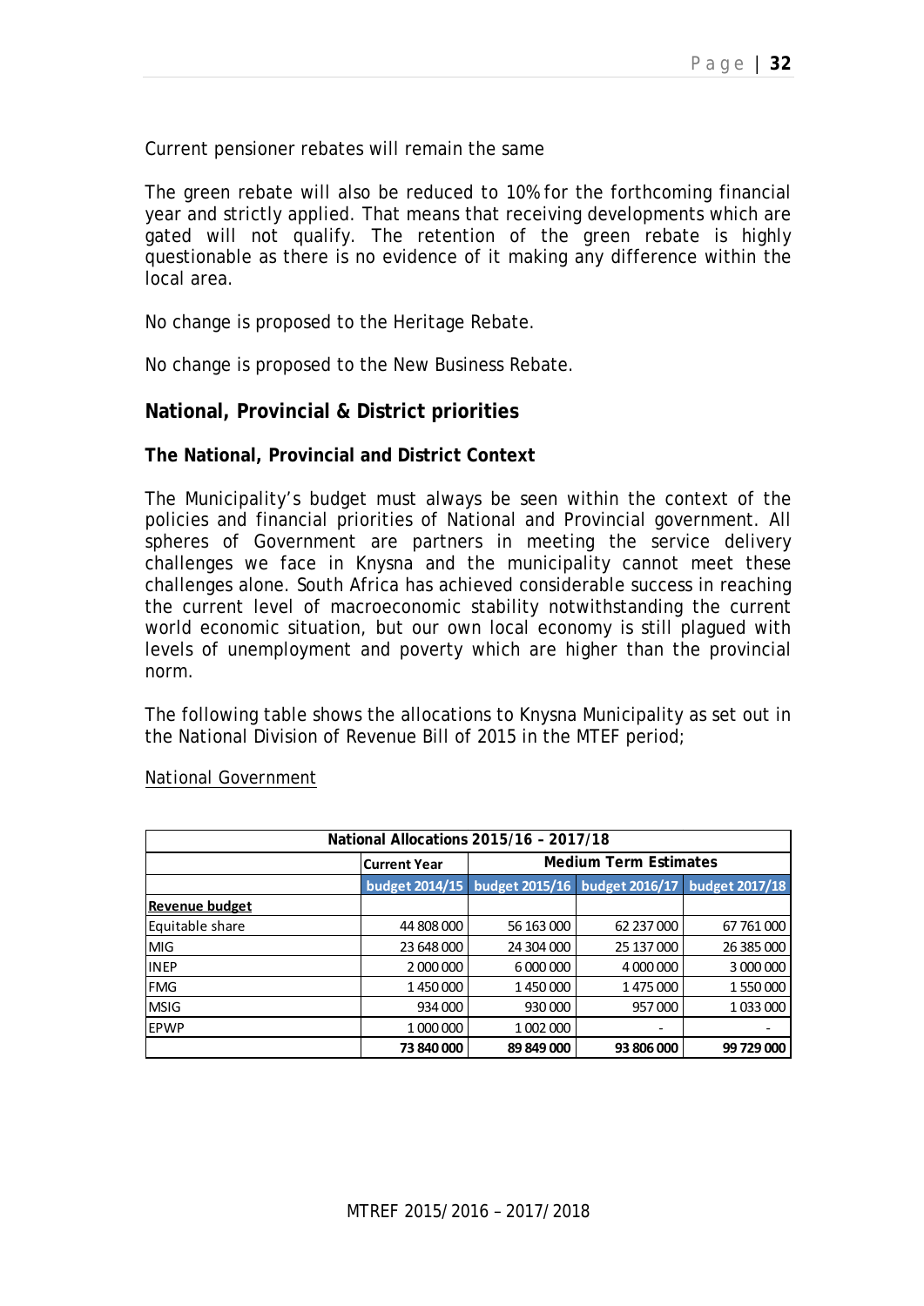Current pensioner rebates will remain the same

The green rebate will also be reduced to 10% for the forthcoming financial year and strictly applied. That means that receiving developments which are gated will not qualify. The retention of the green rebate is highly questionable as there is no evidence of it making any difference within the local area.

No change is proposed to the Heritage Rebate.

No change is proposed to the New Business Rebate.

## National, Provincial & District priorities

### The National, Provincial and District Context

The Municipality's budget must always be seen within the context of the policies and financial priorities of National and Provincial government. All spheres of Government are partners in meeting the service delivery challenges we face in Knysna and the municipality cannot meet these challenges alone. South Africa has achieved considerable success in reaching the current level of macroeconomic stability notwithstanding the current world economic situation, but our own local economy is still plagued with levels of unemployment and poverty which are higher than the provincial norm.

The following table shows the allocations to Knysna Municipality as set out in the National Division of Revenue Bill of 2015 in the MTEF period;

National Government

| National Allocations 2015/16 – 2017/18 | | | | |
|---|---|---|---|---|
| | Current Year | Medium Term Estimates | | |
| | budget 2014/15 | budget 2015/16 | budget 2016/17 | budget 2017/18 |
| **Revenue budget** | | | | |
| Equitable share | 44 808 000 | 56 163 000 | 62 237 000 | 67 761 000 |
| MIG | 23 648 000 | 24 304 000 | 25 137 000 | 26 385 000 |
| INEP | 2 000 000 | 6 000 000 | 4 000 000 | 3 000 000 |
| FMG | 1 450 000 | 1 450 000 | 1 475 000 | 1 550 000 |
| MSIG | 934 000 | 930 000 | 957 000 | 1 033 000 |
| EPWP | 1 000 000 | 1 002 000 | - | - |
| | **73 840 000** | **89 849 000** | **93 806 000** | **99 729 000** |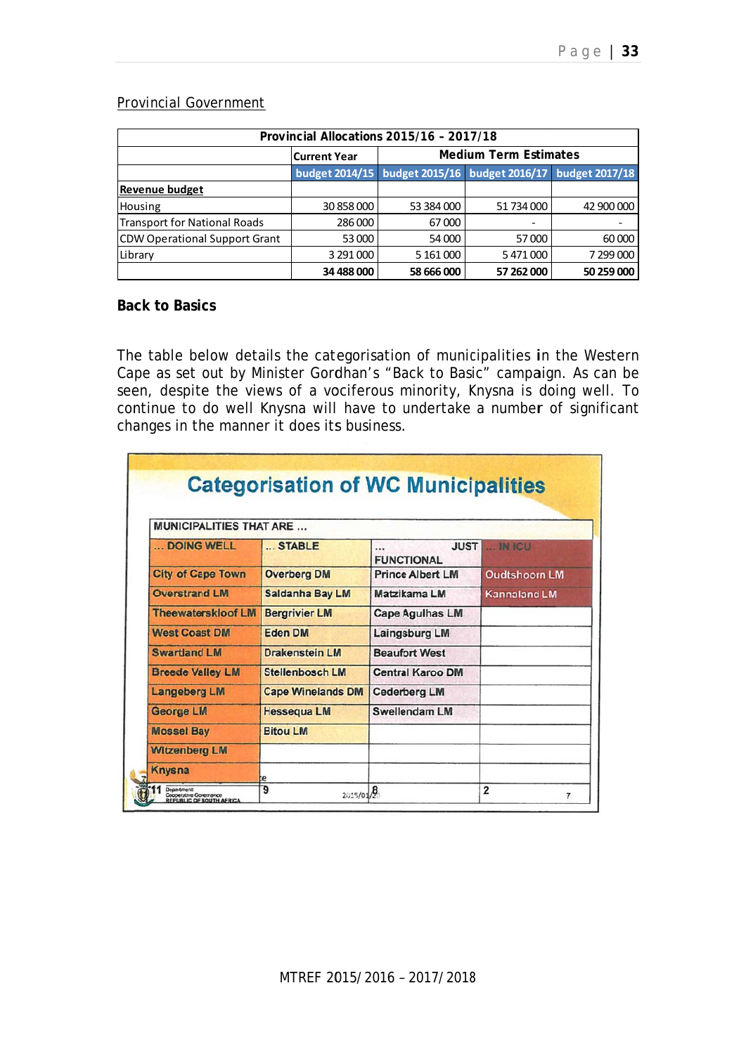Provincial Government

| Provincial Allocations 2015/16 – 2017/18 | | | | |
|---|---|---|---|---|
| | Current Year | Medium Term Estimates | | |
| | budget 2014/15 | budget 2015/16 | budget 2016/17 | budget 2017/18 |
| **Revenue budget** | | | | |
| Housing | 30 858 000 | 53 384 000 | 51 734 000 | 42 900 000 |
| Transport for National Roads | 286 000 | 67 000 | - | - |
| CDW Operational Support Grant | 53 000 | 54 000 | 57 000 | 60 000 |
| Library | 3 291 000 | 5 161 000 | 5 471 000 | 7 299 000 |
| | **34 488 000** | **58 666 000** | **57 262 000** | **50 259 000** |

**Back to Basics**

The table below details the categorisation of municipalities in the Western Cape as set out by Minister Gordhan's "Back to Basic" campaign. As can be seen, despite the views of a vociferous minority, Knysna is doing well. To continue to do well Knysna will have to undertake a number of significant changes in the manner it does its business.

**Categorisation of WC Municipalities**

| MUNICIPALITIES THAT ARE ... | | | |
|---|---|---|---|
| ... DOING WELL | ... STABLE | ... JUST FUNCTIONAL | ... IN ICU |
| City of Cape Town | Overberg DM | Prince Albert LM | Oudtshoorn LM |
| Overstrand LM | Saldanha Bay LM | Matzikama LM | Kannaland LM |
| Theewaterskloof LM | Bergrivier LM | Cape Agulhas LM | |
| West Coast DM | Eden DM | Laingsburg LM | |
| Swartland LM | Drakenstein LM | Beaufort West | |
| Breede Valley LM | Stellenbosch LM | Central Karoo DM | |
| Langeberg LM | Cape Winelands DM | Cederberg LM | |
| George LM | Hessequa LM | Swellendam LM | |
| Mossel Bay | Bitou LM | | |
| Witzenberg LM | | | |
| Knysna | | | |
| 11 | 9 | 8 | 2 |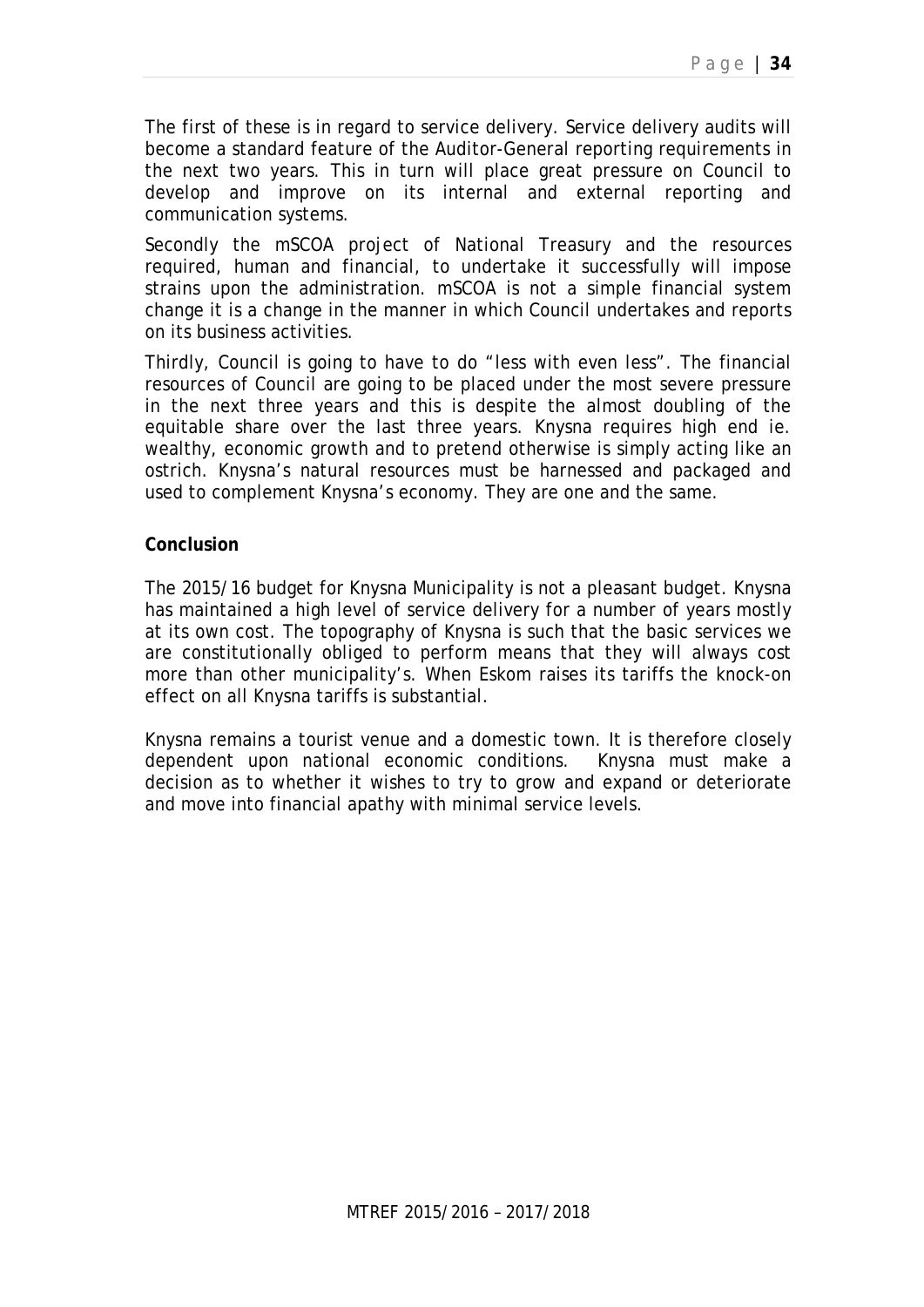The first of these is in regard to service delivery. Service delivery audits will become a standard feature of the Auditor-General reporting requirements in the next two years. This in turn will place great pressure on Council to develop and improve on its internal and external reporting and communication systems.

Secondly the mSCOA project of National Treasury and the resources required, human and financial, to undertake it successfully will impose strains upon the administration. mSCOA is not a simple financial system change it is a change in the manner in which Council undertakes and reports on its business activities.

Thirdly, Council is going to have to do "less with even less". The financial resources of Council are going to be placed under the most severe pressure in the next three years and this is despite the almost doubling of the equitable share over the last three years. Knysna requires high end ie. wealthy, economic growth and to pretend otherwise is simply acting like an ostrich. Knysna's natural resources must be harnessed and packaged and used to complement Knysna's economy. They are one and the same.

**Conclusion**

The 2015/16 budget for Knysna Municipality is not a pleasant budget. Knysna has maintained a high level of service delivery for a number of years mostly at its own cost. The topography of Knysna is such that the basic services we are constitutionally obliged to perform means that they will always cost more than other municipality's. When Eskom raises its tariffs the knock-on effect on all Knysna tariffs is substantial.

Knysna remains a tourist venue and a domestic town. It is therefore closely dependent upon national economic conditions. Knysna must make a decision as to whether it wishes to try to grow and expand or deteriorate and move into financial apathy with minimal service levels.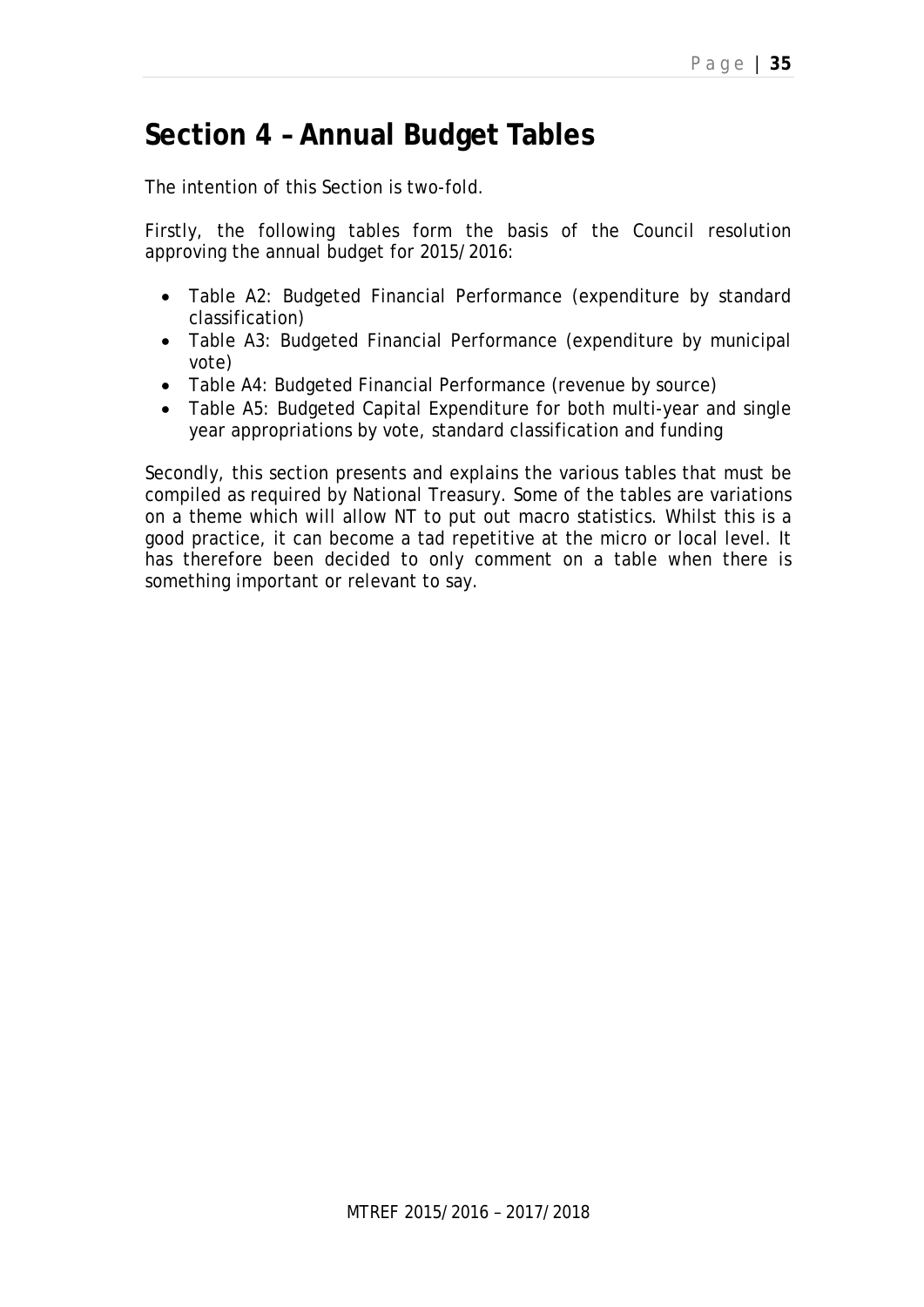# Section 4 – Annual Budget Tables

The intention of this Section is two-fold.

Firstly, the following tables form the basis of the Council resolution approving the annual budget for 2015/2016:

- Table A2: Budgeted Financial Performance (expenditure by standard classification)
- Table A3: Budgeted Financial Performance (expenditure by municipal vote)
- Table A4: Budgeted Financial Performance (revenue by source)
- Table A5: Budgeted Capital Expenditure for both multi-year and single year appropriations by vote, standard classification and funding

Secondly, this section presents and explains the various tables that must be compiled as required by National Treasury. Some of the tables are variations on a theme which will allow NT to put out macro statistics. Whilst this is a good practice, it can become a tad repetitive at the micro or local level. It has therefore been decided to only comment on a table when there is something important or relevant to say.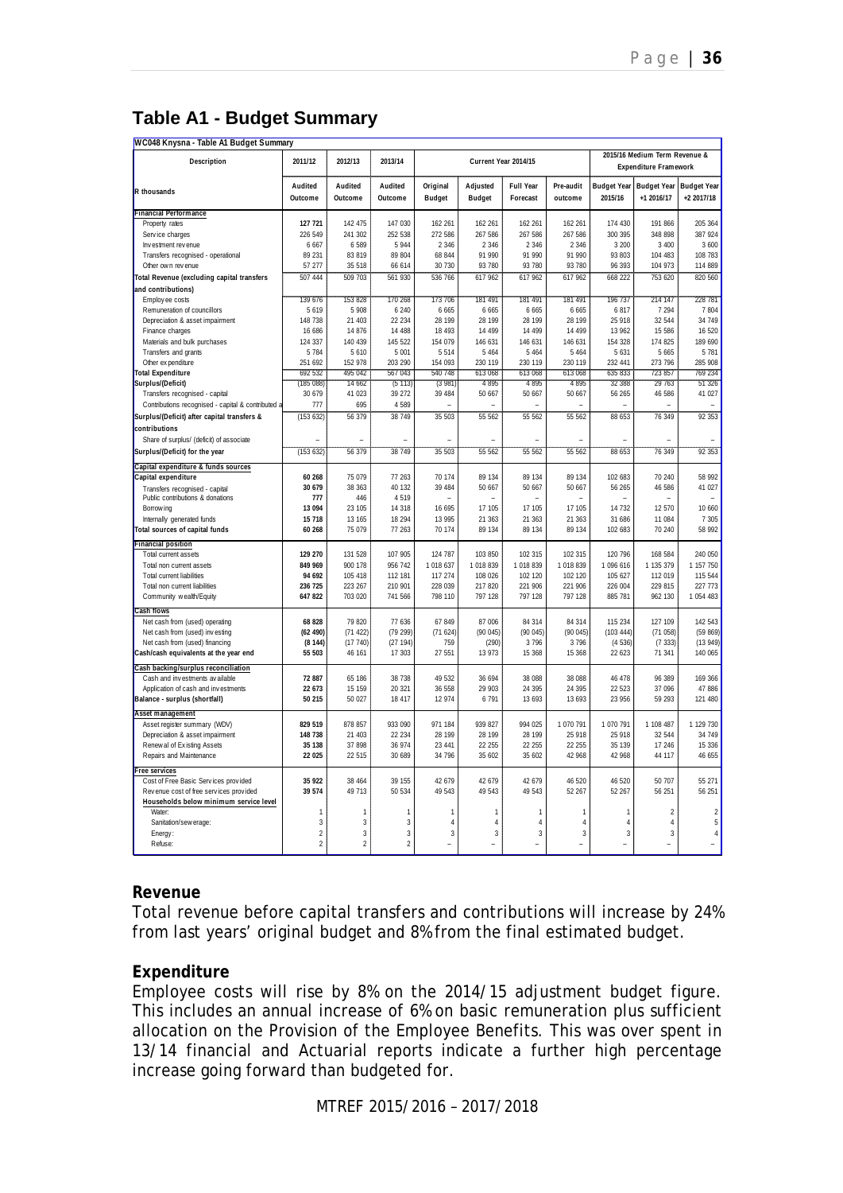## Table A1 - Budget Summary

WC048 Knysna - Table A1 Budget Summary

| Description | 2011/12 | 2012/13 | 2013/14 | Current Year 2014/15 | | | | 2015/16 Medium Term Revenue & Expenditure Framework | | |
|---|---|---|---|---|---|---|---|---|---|---|
| R thousands | Audited Outcome | Audited Outcome | Audited Outcome | Original Budget | Adjusted Budget | Full Year Forecast | Pre-audit outcome | Budget Year 2015/16 | Budget Year +1 2016/17 | Budget Year +2 2017/18 |
| **Financial Performance** | | | | | | | | | | |
| Property rates | 127 721 | 142 475 | 147 030 | 162 261 | 162 261 | 162 261 | 162 261 | 174 430 | 191 866 | 205 364 |
| Service charges | 226 549 | 241 302 | 252 538 | 272 586 | 267 586 | 267 586 | 267 586 | 300 395 | 348 898 | 387 924 |
| Investment revenue | 6 667 | 6 589 | 5 944 | 2 346 | 2 346 | 2 346 | 2 346 | 3 200 | 3 400 | 3 600 |
| Transfers recognised - operational | 89 231 | 83 819 | 89 804 | 68 844 | 91 990 | 91 990 | 91 990 | 93 803 | 104 483 | 108 783 |
| Other own revenue | 57 277 | 35 518 | 66 614 | 30 730 | 93 780 | 93 780 | 93 780 | 96 393 | 104 973 | 114 889 |
| **Total Revenue (excluding capital transfers and contributions)** | 507 444 | 509 703 | 561 930 | 536 766 | 617 962 | 617 962 | 617 962 | 668 222 | 753 620 | 820 560 |
| Employee costs | 139 676 | 153 828 | 170 268 | 173 706 | 181 491 | 181 491 | 181 491 | 196 737 | 214 147 | 228 781 |
| Remuneration of councillors | 5 619 | 5 908 | 6 240 | 6 665 | 6 665 | 6 665 | 6 665 | 6 817 | 7 294 | 7 804 |
| Depreciation & asset impairment | 148 738 | 21 403 | 22 234 | 28 199 | 28 199 | 28 199 | 28 199 | 25 918 | 32 544 | 34 749 |
| Finance charges | 16 686 | 14 876 | 14 488 | 18 493 | 14 499 | 14 499 | 14 499 | 13 962 | 15 586 | 16 520 |
| Materials and bulk purchases | 124 337 | 140 439 | 145 522 | 154 079 | 146 631 | 146 631 | 146 631 | 154 328 | 174 825 | 189 690 |
| Transfers and grants | 5 784 | 5 610 | 5 001 | 5 514 | 5 464 | 5 464 | 5 464 | 5 631 | 5 665 | 5 781 |
| Other expenditure | 251 692 | 152 978 | 203 290 | 154 093 | 230 119 | 230 119 | 230 119 | 232 441 | 273 796 | 285 908 |
| **Total Expenditure** | 692 532 | 495 042 | 567 043 | 540 748 | 613 068 | 613 068 | 613 068 | 635 833 | 723 857 | 769 234 |
| **Surplus/(Deficit)** | (185 088) | 14 662 | (5 113) | (3 981) | 4 895 | 4 895 | 4 895 | 32 388 | 29 763 | 51 326 |
| Transfers recognised - capital | 30 679 | 41 023 | 39 272 | 39 484 | 50 667 | 50 667 | 50 667 | 56 265 | 46 586 | 41 027 |
| Contributions recognised - capital & contributed a | 777 | 695 | 4 589 | – | – | – | – | – | – | – |
| **Surplus/(Deficit) after capital transfers & contributions** | (153 632) | 56 379 | 38 749 | 35 503 | 55 562 | 55 562 | 55 562 | 88 653 | 76 349 | 92 353 |
| Share of surplus/ (deficit) of associate | – | – | – | – | – | – | – | – | – | – |
| **Surplus/(Deficit) for the year** | (153 632) | 56 379 | 38 749 | 35 503 | 55 562 | 55 562 | 55 562 | 88 653 | 76 349 | 92 353 |
| **Capital expenditure & funds sources** | | | | | | | | | | |
| **Capital expenditure** | 60 268 | 75 079 | 77 263 | 70 174 | 89 134 | 89 134 | 89 134 | 102 683 | 70 240 | 58 992 |
| Transfers recognised - capital | 30 679 | 38 363 | 40 132 | 39 484 | 50 667 | 50 667 | 50 667 | 56 265 | 46 586 | 41 027 |
| Public contributions & donations | 777 | 446 | 4 519 | – | – | – | – | – | – | – |
| Borrowing | 13 094 | 23 105 | 14 318 | 16 695 | 17 105 | 17 105 | 17 105 | 14 732 | 12 570 | 10 660 |
| Internally generated funds | 15 718 | 13 165 | 18 294 | 13 995 | 21 363 | 21 363 | 21 363 | 31 686 | 11 084 | 7 305 |
| **Total sources of capital funds** | 60 268 | 75 079 | 77 263 | 70 174 | 89 134 | 89 134 | 89 134 | 102 683 | 70 240 | 58 992 |
| **Financial position** | | | | | | | | | | |
| Total current assets | 129 270 | 131 528 | 107 905 | 124 787 | 103 850 | 102 315 | 102 315 | 120 796 | 168 584 | 240 050 |
| Total non current assets | 849 969 | 900 178 | 956 742 | 1 018 637 | 1 018 839 | 1 018 839 | 1 018 839 | 1 096 616 | 1 135 379 | 1 157 750 |
| Total current liabilities | 94 692 | 105 418 | 112 181 | 117 274 | 108 026 | 102 120 | 102 120 | 105 627 | 112 019 | 115 544 |
| Total non current liabilities | 236 725 | 223 267 | 210 901 | 228 039 | 217 820 | 221 906 | 221 906 | 226 004 | 229 815 | 227 773 |
| Community wealth/Equity | 647 822 | 703 020 | 741 566 | 798 110 | 797 128 | 797 128 | 797 128 | 885 781 | 962 130 | 1 054 483 |
| **Cash flows** | | | | | | | | | | |
| Net cash from (used) operating | 68 828 | 79 820 | 77 636 | 67 849 | 87 006 | 84 314 | 84 314 | 115 234 | 127 109 | 142 543 |
| Net cash from (used) investing | (62 490) | (71 422) | (79 299) | (71 624) | (90 045) | (90 045) | (90 045) | (103 444) | (71 058) | (59 869) |
| Net cash from (used) financing | (8 144) | (17 740) | (27 194) | 759 | (290) | 3 796 | 3 796 | (4 536) | (7 333) | (13 949) |
| **Cash/cash equivalents at the year end** | 55 503 | 46 161 | 17 303 | 27 551 | 13 973 | 15 368 | 15 368 | 22 623 | 71 341 | 140 065 |
| **Cash backing/surplus reconciliation** | | | | | | | | | | |
| Cash and investments available | 72 887 | 65 186 | 38 738 | 49 532 | 36 694 | 38 088 | 38 088 | 46 478 | 96 389 | 169 366 |
| Application of cash and investments | 22 673 | 15 159 | 20 321 | 36 558 | 29 903 | 24 395 | 24 395 | 22 523 | 37 096 | 47 886 |
| **Balance - surplus (shortfall)** | 50 215 | 50 027 | 18 417 | 12 974 | 6 791 | 13 693 | 13 693 | 23 956 | 59 293 | 121 480 |
| **Asset management** | | | | | | | | | | |
| Asset register summary (WDV) | 829 519 | 878 857 | 933 090 | 971 184 | 939 827 | 994 025 | 1 070 791 | 1 070 791 | 1 108 487 | 1 129 730 |
| Depreciation & asset impairment | 148 738 | 21 403 | 22 234 | 28 199 | 28 199 | 28 199 | 25 918 | 25 918 | 32 544 | 34 749 |
| Renewal of Existing Assets | 35 138 | 37 898 | 36 974 | 23 441 | 22 255 | 22 255 | 22 255 | 35 139 | 17 246 | 15 336 |
| Repairs and Maintenance | 22 025 | 22 515 | 30 689 | 34 796 | 35 602 | 35 602 | 42 968 | 42 968 | 44 117 | 46 655 |
| **Free services** | | | | | | | | | | |
| Cost of Free Basic Services provided | 35 922 | 38 464 | 39 155 | 42 679 | 42 679 | 42 679 | 46 520 | 46 520 | 50 707 | 55 271 |
| Revenue cost of free services provided | 39 574 | 49 713 | 50 534 | 49 543 | 49 543 | 49 543 | 52 267 | 52 267 | 56 251 | 56 251 |
| **Households below minimum service level** | | | | | | | | | | |
| Water: | 1 | 1 | 1 | 1 | 1 | 1 | 1 | 1 | 2 | 2 |
| Sanitation/sewerage: | 3 | 3 | 3 | 4 | 4 | 4 | 4 | 4 | 4 | 5 |
| Energy: | 2 | 3 | 3 | 3 | 3 | 3 | 3 | 3 | 3 | 4 |
| Refuse: | 2 | 2 | 2 | – | – | – | – | – | – | – |

### Revenue

Total revenue before capital transfers and contributions will increase by 24% from last years' original budget and 8% from the final estimated budget.

### Expenditure

Employee costs will rise by 8% on the 2014/15 adjustment budget figure. This includes an annual increase of 6% on basic remuneration plus sufficient allocation on the Provision of the Employee Benefits. This was over spent in 13/14 financial and Actuarial reports indicate a further high percentage increase going forward than budgeted for.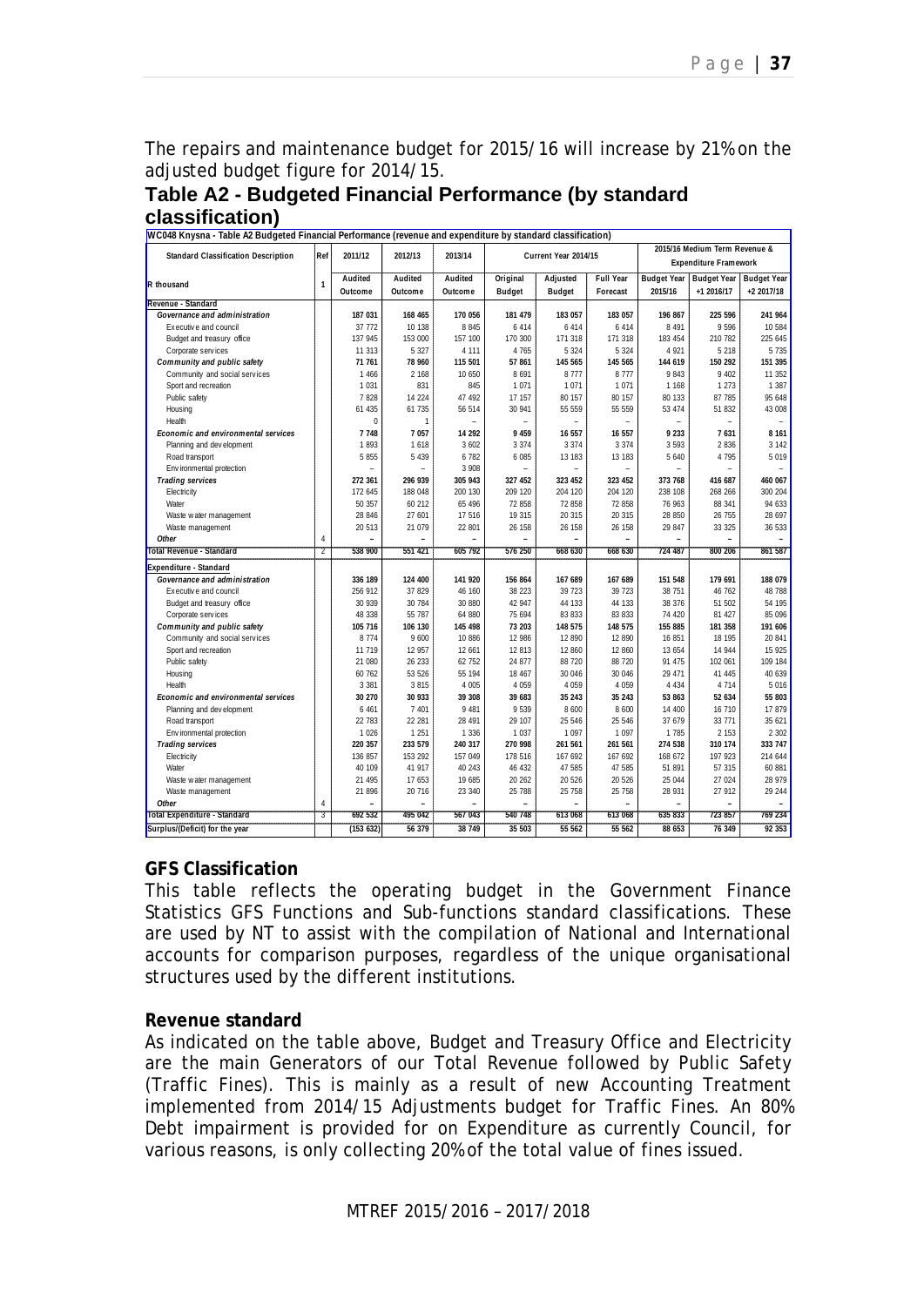The repairs and maintenance budget for 2015/16 will increase by 21% on the adjusted budget figure for 2014/15.

## Table A2 - Budgeted Financial Performance (by standard classification)

WC048 Knysna - Table A2 Budgeted Financial Performance (revenue and expenditure by standard classification)

| Standard Classification Description | Ref | 2011/12 | 2012/13 | 2013/14 | Current Year 2014/15 | | | 2015/16 Medium Term Revenue & Expenditure Framework | | |
|---|---|---|---|---|---|---|---|---|---|---|
| R thousand | 1 | Audited Outcome | Audited Outcome | Audited Outcome | Original Budget | Adjusted Budget | Full Year Forecast | Budget Year 2015/16 | Budget Year +1 2016/17 | Budget Year +2 2017/18 |
| **Revenue - Standard** | | | | | | | | | | |
| *Governance and administration* | | 187 031 | 168 465 | 170 056 | 181 479 | 183 057 | 183 057 | 196 867 | 225 596 | 241 964 |
| Executive and council | | 37 772 | 10 138 | 8 845 | 6 414 | 6 414 | 6 414 | 8 491 | 9 596 | 10 584 |
| Budget and treasury office | | 137 945 | 153 000 | 157 100 | 170 300 | 171 318 | 171 318 | 183 454 | 210 782 | 225 645 |
| Corporate services | | 11 313 | 5 327 | 4 111 | 4 765 | 5 324 | 5 324 | 4 921 | 5 218 | 5 735 |
| *Community and public safety* | | 71 761 | 78 960 | 115 501 | 57 861 | 145 565 | 145 565 | 144 619 | 150 292 | 151 395 |
| Community and social services | | 1 466 | 2 168 | 10 650 | 8 691 | 8 777 | 8 777 | 9 843 | 9 402 | 11 352 |
| Sport and recreation | | 1 031 | 831 | 845 | 1 071 | 1 071 | 1 071 | 1 168 | 1 273 | 1 387 |
| Public safety | | 7 828 | 14 224 | 47 492 | 17 157 | 80 157 | 80 157 | 80 133 | 87 785 | 95 648 |
| Housing | | 61 435 | 61 735 | 56 514 | 30 941 | 55 559 | 55 559 | 53 474 | 51 832 | 43 008 |
| Health | | 0 | 1 | – | – | – | – | – | – | – |
| *Economic and environmental services* | | 7 748 | 7 057 | 14 292 | 9 459 | 16 557 | 16 557 | 9 233 | 7 631 | 8 161 |
| Planning and development | | 1 893 | 1 618 | 3 602 | 3 374 | 3 374 | 3 374 | 3 593 | 2 836 | 3 142 |
| Road transport | | 5 855 | 5 439 | 6 782 | 6 085 | 13 183 | 13 183 | 5 640 | 4 795 | 5 019 |
| Environmental protection | | – | – | 3 908 | – | – | – | – | – | – |
| *Trading services* | | 272 361 | 296 939 | 305 943 | 327 452 | 323 452 | 323 452 | 373 768 | 416 687 | 460 067 |
| Electricity | | 172 645 | 188 048 | 200 130 | 209 120 | 204 120 | 204 120 | 238 108 | 268 266 | 300 204 |
| Water | | 50 357 | 60 212 | 65 496 | 72 858 | 72 858 | 72 858 | 76 963 | 88 341 | 94 633 |
| Waste water management | | 28 846 | 27 601 | 17 516 | 19 315 | 20 315 | 20 315 | 28 850 | 26 755 | 28 697 |
| Waste management | | 20 513 | 21 079 | 22 801 | 26 158 | 26 158 | 26 158 | 29 847 | 33 325 | 36 533 |
| *Other* | 4 | – | – | – | – | – | – | – | – | – |
| **Total Revenue - Standard** | 2 | 538 900 | 551 421 | 605 792 | 576 250 | 668 630 | 668 630 | 724 487 | 800 206 | 861 587 |
| **Expenditure - Standard** | | | | | | | | | | |
| *Governance and administration* | | 336 189 | 124 400 | 141 920 | 156 864 | 167 689 | 167 689 | 151 548 | 179 691 | 188 079 |
| Executive and council | | 256 912 | 37 829 | 46 160 | 38 223 | 39 723 | 39 723 | 38 751 | 46 762 | 48 788 |
| Budget and treasury office | | 30 939 | 30 784 | 30 880 | 42 947 | 44 133 | 44 133 | 38 376 | 51 502 | 54 195 |
| Corporate services | | 48 338 | 55 787 | 64 880 | 75 694 | 83 833 | 83 833 | 74 420 | 81 427 | 85 096 |
| *Community and public safety* | | 105 716 | 106 130 | 145 498 | 73 203 | 148 575 | 148 575 | 155 885 | 181 358 | 191 606 |
| Community and social services | | 8 774 | 9 600 | 10 886 | 12 986 | 12 890 | 12 890 | 16 851 | 18 195 | 20 841 |
| Sport and recreation | | 11 719 | 12 957 | 12 661 | 12 813 | 12 860 | 12 860 | 13 654 | 14 944 | 15 925 |
| Public safety | | 21 080 | 26 233 | 62 752 | 24 877 | 88 720 | 88 720 | 91 475 | 102 061 | 109 184 |
| Housing | | 60 762 | 53 526 | 55 194 | 18 467 | 30 046 | 30 046 | 29 471 | 41 445 | 40 639 |
| Health | | 3 381 | 3 815 | 4 005 | 4 059 | 4 059 | 4 059 | 4 434 | 4 714 | 5 016 |
| *Economic and environmental services* | | 30 270 | 30 933 | 39 308 | 39 683 | 35 243 | 35 243 | 53 863 | 52 634 | 55 803 |
| Planning and development | | 6 461 | 7 401 | 9 481 | 9 539 | 8 600 | 8 600 | 14 400 | 16 710 | 17 879 |
| Road transport | | 22 783 | 22 281 | 28 491 | 29 107 | 25 546 | 25 546 | 37 679 | 33 771 | 35 621 |
| Environmental protection | | 1 026 | 1 251 | 1 336 | 1 037 | 1 097 | 1 097 | 1 785 | 2 153 | 2 302 |
| *Trading services* | | 220 357 | 233 579 | 240 317 | 270 998 | 261 561 | 261 561 | 274 538 | 310 174 | 333 747 |
| Electricity | | 136 857 | 153 292 | 157 049 | 178 516 | 167 692 | 167 692 | 168 672 | 197 923 | 214 644 |
| Water | | 40 109 | 41 917 | 40 243 | 46 432 | 47 585 | 47 585 | 51 891 | 57 315 | 60 881 |
| Waste water management | | 21 495 | 17 653 | 19 685 | 20 262 | 20 526 | 20 526 | 25 044 | 27 024 | 28 979 |
| Waste management | | 21 896 | 20 716 | 23 340 | 25 788 | 25 758 | 25 758 | 28 931 | 27 912 | 29 244 |
| *Other* | 4 | – | – | – | – | – | – | – | – | – |
| **Total Expenditure - Standard** | 3 | 692 532 | 495 042 | 567 043 | 540 748 | 613 068 | 613 068 | 635 833 | 723 857 | 769 234 |
| **Surplus/(Deficit) for the year** | | (153 632) | 56 379 | 38 749 | 35 503 | 55 562 | 55 562 | 88 653 | 76 349 | 92 353 |

**GFS Classification**

This table reflects the operating budget in the Government Finance Statistics GFS Functions and Sub-functions standard classifications. These are used by NT to assist with the compilation of National and International accounts for comparison purposes, regardless of the unique organisational structures used by the different institutions.

**Revenue standard**

As indicated on the table above, Budget and Treasury Office and Electricity are the main Generators of our Total Revenue followed by Public Safety (Traffic Fines). This is mainly as a result of new Accounting Treatment implemented from 2014/15 Adjustments budget for Traffic Fines. An 80% Debt impairment is provided for on Expenditure as currently Council, for various reasons, is only collecting 20% of the total value of fines issued.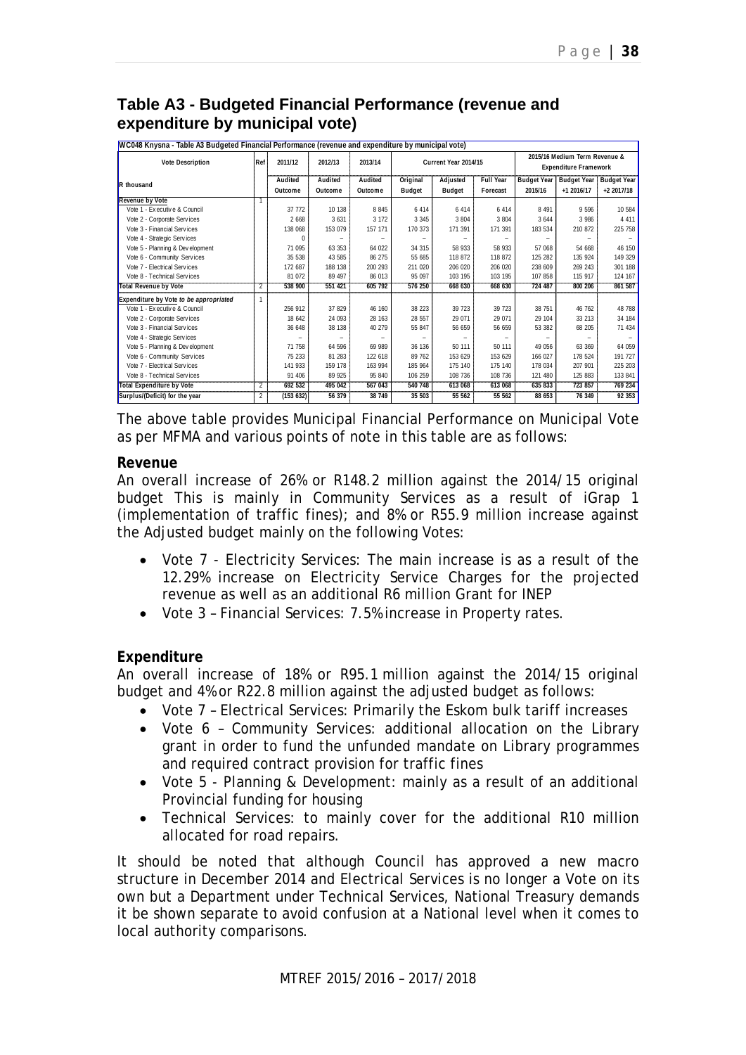## Table A3 - Budgeted Financial Performance (revenue and expenditure by municipal vote)

WC048 Knysna - Table A3 Budgeted Financial Performance (revenue and expenditure by municipal vote)

| Vote Description | Ref | 2011/12 | 2012/13 | 2013/14 | Current Year 2014/15 | | | 2015/16 Medium Term Revenue & Expenditure Framework | | |
|---|---|---|---|---|---|---|---|---|---|---|
| R thousand | | Audited Outcome | Audited Outcome | Audited Outcome | Original Budget | Adjusted Budget | Full Year Forecast | Budget Year 2015/16 | Budget Year +1 2016/17 | Budget Year +2 2017/18 |
| **Revenue by Vote** | 1 | | | | | | | | | |
| Vote 1 - Executive & Council | | 37 772 | 10 138 | 8 845 | 6 414 | 6 414 | 6 414 | 8 491 | 9 596 | 10 584 |
| Vote 2 - Corporate Services | | 2 668 | 3 631 | 3 172 | 3 345 | 3 804 | 3 804 | 3 644 | 3 986 | 4 411 |
| Vote 3 - Financial Services | | 138 068 | 153 079 | 157 171 | 170 373 | 171 391 | 171 391 | 183 534 | 210 872 | 225 758 |
| Vote 4 - Strategic Services | | 0 | – | – | – | – | – | – | – | – |
| Vote 5 - Planning & Development | | 71 095 | 63 353 | 64 022 | 34 315 | 58 933 | 58 933 | 57 068 | 54 668 | 46 150 |
| Vote 6 - Community Services | | 35 538 | 43 585 | 86 275 | 55 685 | 118 872 | 118 872 | 125 282 | 135 924 | 149 329 |
| Vote 7 - Electrical Services | | 172 687 | 188 138 | 200 293 | 211 020 | 206 020 | 206 020 | 238 609 | 269 243 | 301 188 |
| Vote 8 - Technical Services | | 81 072 | 89 497 | 86 013 | 95 097 | 103 195 | 103 195 | 107 858 | 115 917 | 124 167 |
| **Total Revenue by Vote** | 2 | **538 900** | **551 421** | **605 792** | **576 250** | **668 630** | **668 630** | **724 487** | **800 206** | **861 587** |
| **Expenditure by Vote *to be appropriated*** | 1 | | | | | | | | | |
| Vote 1 - Executive & Council | | 256 912 | 37 829 | 46 160 | 38 223 | 39 723 | 39 723 | 38 751 | 46 762 | 48 788 |
| Vote 2 - Corporate Services | | 18 642 | 24 093 | 28 163 | 28 557 | 29 071 | 29 071 | 29 104 | 33 213 | 34 184 |
| Vote 3 - Financial Services | | 36 648 | 38 138 | 40 279 | 55 847 | 56 659 | 56 659 | 53 382 | 68 205 | 71 434 |
| Vote 4 - Strategic Services | | – | – | – | – | – | – | – | – | – |
| Vote 5 - Planning & Development | | 71 758 | 64 596 | 69 989 | 36 136 | 50 111 | 50 111 | 49 056 | 63 369 | 64 059 |
| Vote 6 - Community Services | | 75 233 | 81 283 | 122 618 | 89 762 | 153 629 | 153 629 | 166 027 | 178 524 | 191 727 |
| Vote 7 - Electrical Services | | 141 933 | 159 178 | 163 994 | 185 964 | 175 140 | 175 140 | 178 034 | 207 901 | 225 203 |
| Vote 8 - Technical Services | | 91 406 | 89 925 | 95 840 | 106 259 | 108 736 | 108 736 | 121 480 | 125 883 | 133 841 |
| **Total Expenditure by Vote** | 2 | **692 532** | **495 042** | **567 043** | **540 748** | **613 068** | **613 068** | **635 833** | **723 857** | **769 234** |
| **Surplus/(Deficit) for the year** | 2 | **(153 632)** | **56 379** | **38 749** | **35 503** | **55 562** | **55 562** | **88 653** | **76 349** | **92 353** |

The above table provides Municipal Financial Performance on Municipal Vote as per MFMA and various points of note in this table are as follows:

**Revenue**

An overall increase of 26% or R148.2 million against the 2014/15 original budget This is mainly in Community Services as a result of iGrap 1 (implementation of traffic fines); and 8% or R55.9 million increase against the Adjusted budget mainly on the following Votes:

- Vote 7 - Electricity Services: The main increase is as a result of the 12.29% increase on Electricity Service Charges for the projected revenue as well as an additional R6 million Grant for INEP
- Vote 3 – Financial Services: 7.5% increase in Property rates.

**Expenditure**

An overall increase of 18% or R95.1 million against the 2014/15 original budget and 4% or R22.8 million against the adjusted budget as follows:

- Vote 7 – Electrical Services: Primarily the Eskom bulk tariff increases
- Vote 6 – Community Services: additional allocation on the Library grant in order to fund the unfunded mandate on Library programmes and required contract provision for traffic fines
- Vote 5 - Planning & Development: mainly as a result of an additional Provincial funding for housing
- Technical Services: to mainly cover for the additional R10 million allocated for road repairs.

It should be noted that although Council has approved a new macro structure in December 2014 and Electrical Services is no longer a Vote on its own but a Department under Technical Services, National Treasury demands it be shown separate to avoid confusion at a National level when it comes to local authority comparisons.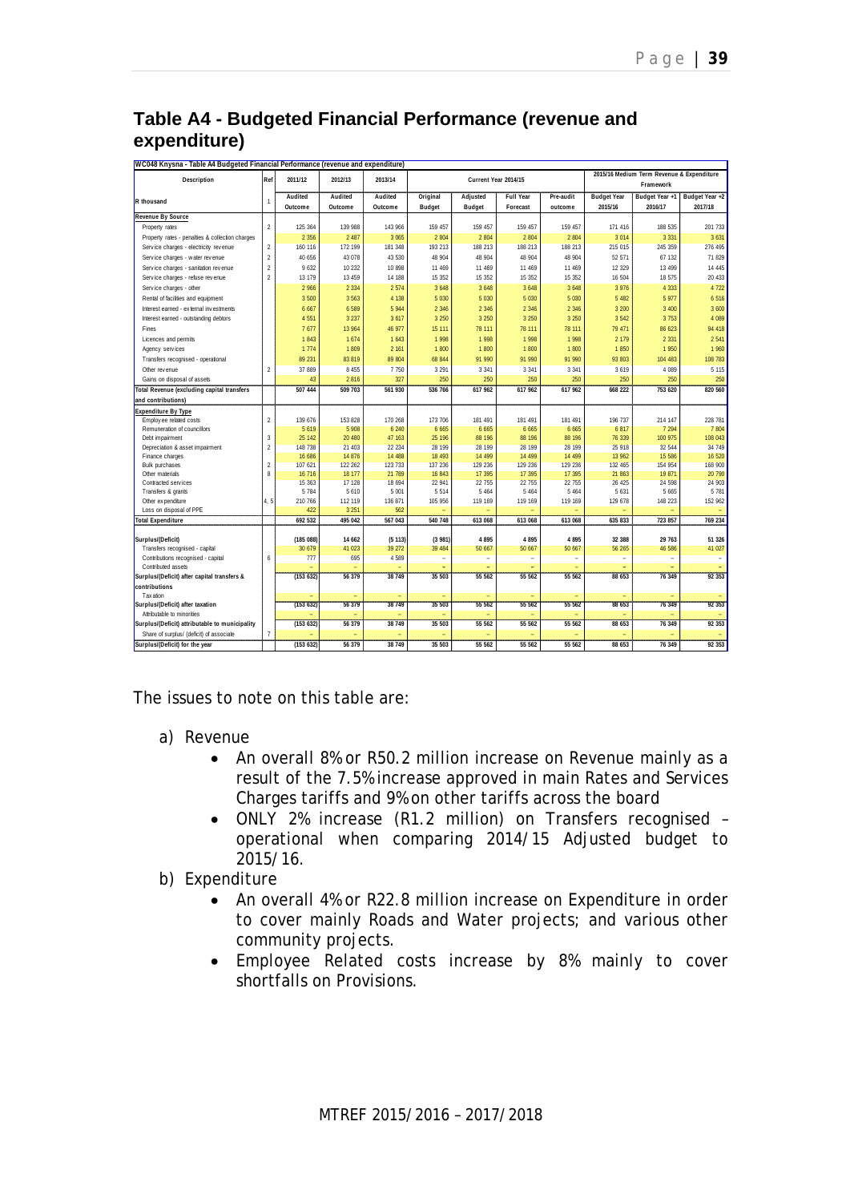# Table A4 - Budgeted Financial Performance (revenue and expenditure)

| WC048 Knysna - Table A4 Budgeted Financial Performance (revenue and expenditure) | | | | | | | | | | | |
|---|---|---|---|---|---|---|---|---|---|---|---|
| Description | Ref | 2011/12 | 2012/13 | 2013/14 | Current Year 2014/15 | | | | 2015/16 Medium Term Revenue & Expenditure Framework | | |
| R thousand | 1 | Audited Outcome | Audited Outcome | Audited Outcome | Original Budget | Adjusted Budget | Full Year Forecast | Pre-audit outcome | Budget Year 2015/16 | Budget Year +1 2016/17 | Budget Year +2 2017/18 |
| **Revenue By Source** | | | | | | | | | | | |
| Property rates | 2 | 125 364 | 139 988 | 143 966 | 159 457 | 159 457 | 159 457 | 159 457 | 171 416 | 188 535 | 201 733 |
| Property rates - penalties & collection charges | | 2 356 | 2 487 | 3 065 | 2 804 | 2 804 | 2 804 | 2 804 | 3 014 | 3 331 | 3 631 |
| Service charges - electricity revenue | 2 | 160 116 | 172 199 | 181 348 | 193 213 | 188 213 | 188 213 | 188 213 | 215 015 | 245 359 | 276 495 |
| Service charges - water revenue | 2 | 40 656 | 43 078 | 43 530 | 48 904 | 48 904 | 48 904 | 48 904 | 52 571 | 67 132 | 71 829 |
| Service charges - sanitation revenue | 2 | 9 632 | 10 232 | 10 898 | 11 469 | 11 469 | 11 469 | 11 469 | 12 329 | 13 499 | 14 445 |
| Service charges - refuse revenue | 2 | 13 179 | 13 459 | 14 188 | 15 352 | 15 352 | 15 352 | 15 352 | 16 504 | 18 575 | 20 433 |
| Service charges - other | | 2 966 | 2 334 | 2 574 | 3 648 | 3 648 | 3 648 | 3 648 | 3 976 | 4 333 | 4 722 |
| Rental of facilities and equipment | | 3 500 | 3 563 | 4 138 | 5 030 | 5 030 | 5 030 | 5 030 | 5 482 | 5 977 | 6 516 |
| Interest earned - external investments | | 6 667 | 6 589 | 5 944 | 2 346 | 2 346 | 2 346 | 2 346 | 3 200 | 3 400 | 3 600 |
| Interest earned - outstanding debtors | | 4 551 | 3 237 | 3 617 | 3 250 | 3 250 | 3 250 | 3 250 | 3 542 | 3 753 | 4 089 |
| Fines | | 7 677 | 13 964 | 46 977 | 15 111 | 78 111 | 78 111 | 78 111 | 79 471 | 86 623 | 94 418 |
| Licences and permits | | 1 843 | 1 674 | 1 643 | 1 998 | 1 998 | 1 998 | 1 998 | 2 179 | 2 331 | 2 541 |
| Agency services | | 1 774 | 1 809 | 2 161 | 1 800 | 1 800 | 1 800 | 1 800 | 1 850 | 1 950 | 1 960 |
| Transfers recognised - operational | | 89 231 | 83 819 | 89 804 | 68 844 | 91 990 | 91 990 | 91 990 | 93 803 | 104 483 | 108 783 |
| Other revenue | 2 | 37 889 | 8 455 | 7 750 | 3 291 | 3 341 | 3 341 | 3 341 | 3 619 | 4 089 | 5 115 |
| Gains on disposal of assets | | 43 | 2 816 | 327 | 250 | 250 | 250 | 250 | 250 | 250 | 250 |
| **Total Revenue (excluding capital transfers and contributions)** | | **507 444** | **509 703** | **561 930** | **536 766** | **617 962** | **617 962** | **617 962** | **668 222** | **753 620** | **820 560** |
| **Expenditure By Type** | | | | | | | | | | | |
| Employee related costs | 2 | 139 676 | 153 828 | 170 268 | 173 706 | 181 491 | 181 491 | 181 491 | 196 737 | 214 147 | 228 781 |
| Remuneration of councillors | | 5 619 | 5 908 | 6 240 | 6 665 | 6 665 | 6 665 | 6 665 | 6 817 | 7 294 | 7 804 |
| Debt impairment | 3 | 25 142 | 20 480 | 47 163 | 25 196 | 88 196 | 88 196 | 88 196 | 76 339 | 100 975 | 108 043 |
| Depreciation & asset impairment | 2 | 148 738 | 21 403 | 22 234 | 28 199 | 28 199 | 28 199 | 28 199 | 25 918 | 32 544 | 34 749 |
| Finance charges | | 16 686 | 14 876 | 14 488 | 18 493 | 14 499 | 14 499 | 14 499 | 13 962 | 15 586 | 16 520 |
| Bulk purchases | 2 | 107 621 | 122 262 | 123 733 | 137 236 | 129 236 | 129 236 | 129 236 | 132 465 | 154 954 | 168 900 |
| Other materials | 8 | 16 716 | 18 177 | 21 789 | 16 843 | 17 395 | 17 395 | 17 395 | 21 863 | 19 871 | 20 790 |
| Contracted services | | 15 363 | 17 128 | 18 694 | 22 941 | 22 755 | 22 755 | 22 755 | 26 425 | 24 598 | 24 903 |
| Transfers & grants | | 5 784 | 5 610 | 5 001 | 5 514 | 5 464 | 5 464 | 5 464 | 5 631 | 5 665 | 5 781 |
| Other expenditure | 4, 5 | 210 766 | 112 119 | 136 871 | 105 956 | 119 169 | 119 169 | 119 169 | 129 678 | 148 223 | 152 962 |
| Loss on disposal of PPE | | 422 | 3 251 | 562 | – | – | – | – | – | – | – |
| **Total Expenditure** | | **692 532** | **495 042** | **567 043** | **540 748** | **613 068** | **613 068** | **613 068** | **635 833** | **723 857** | **769 234** |
| **Surplus/(Deficit)** | | **(185 088)** | **14 662** | **(5 113)** | **(3 981)** | **4 895** | **4 895** | **4 895** | **32 388** | **29 763** | **51 326** |
| Transfers recognised - capital | | 30 679 | 41 023 | 39 272 | 39 484 | 50 667 | 50 667 | 50 667 | 56 265 | 46 586 | 41 027 |
| Contributions recognised - capital | 6 | 777 | 695 | 4 589 | – | – | – | – | – | – | – |
| Contributed assets | | – | – | – | – | – | – | – | – | – | – |
| **Surplus/(Deficit) after capital transfers & contributions** | | **(153 632)** | **56 379** | **38 749** | **35 503** | **55 562** | **55 562** | **55 562** | **88 653** | **76 349** | **92 353** |
| Taxation | | – | – | – | – | – | – | – | – | – | – |
| **Surplus/(Deficit) after taxation** | | **(153 632)** | **56 379** | **38 749** | **35 503** | **55 562** | **55 562** | **55 562** | **88 653** | **76 349** | **92 353** |
| Attributable to minorities | | – | – | – | – | – | – | – | – | – | – |
| **Surplus/(Deficit) attributable to municipality** | | **(153 632)** | **56 379** | **38 749** | **35 503** | **55 562** | **55 562** | **55 562** | **88 653** | **76 349** | **92 353** |
| Share of surplus/ (deficit) of associate | 7 | – | – | – | – | – | – | – | – | – | – |
| **Surplus/(Deficit) for the year** | | **(153 632)** | **56 379** | **38 749** | **35 503** | **55 562** | **55 562** | **55 562** | **88 653** | **76 349** | **92 353** |

The issues to note on this table are:

a) Revenue
   - An overall 8% or R50.2 million increase on Revenue mainly as a result of the 7.5% increase approved in main Rates and Services Charges tariffs and 9% on other tariffs across the board
   - ONLY 2% increase (R1.2 million) on Transfers recognised – operational when comparing 2014/15 Adjusted budget to 2015/16.

b) Expenditure
   - An overall 4% or R22.8 million increase on Expenditure in order to cover mainly Roads and Water projects; and various other community projects.
   - Employee Related costs increase by 8% mainly to cover shortfalls on Provisions.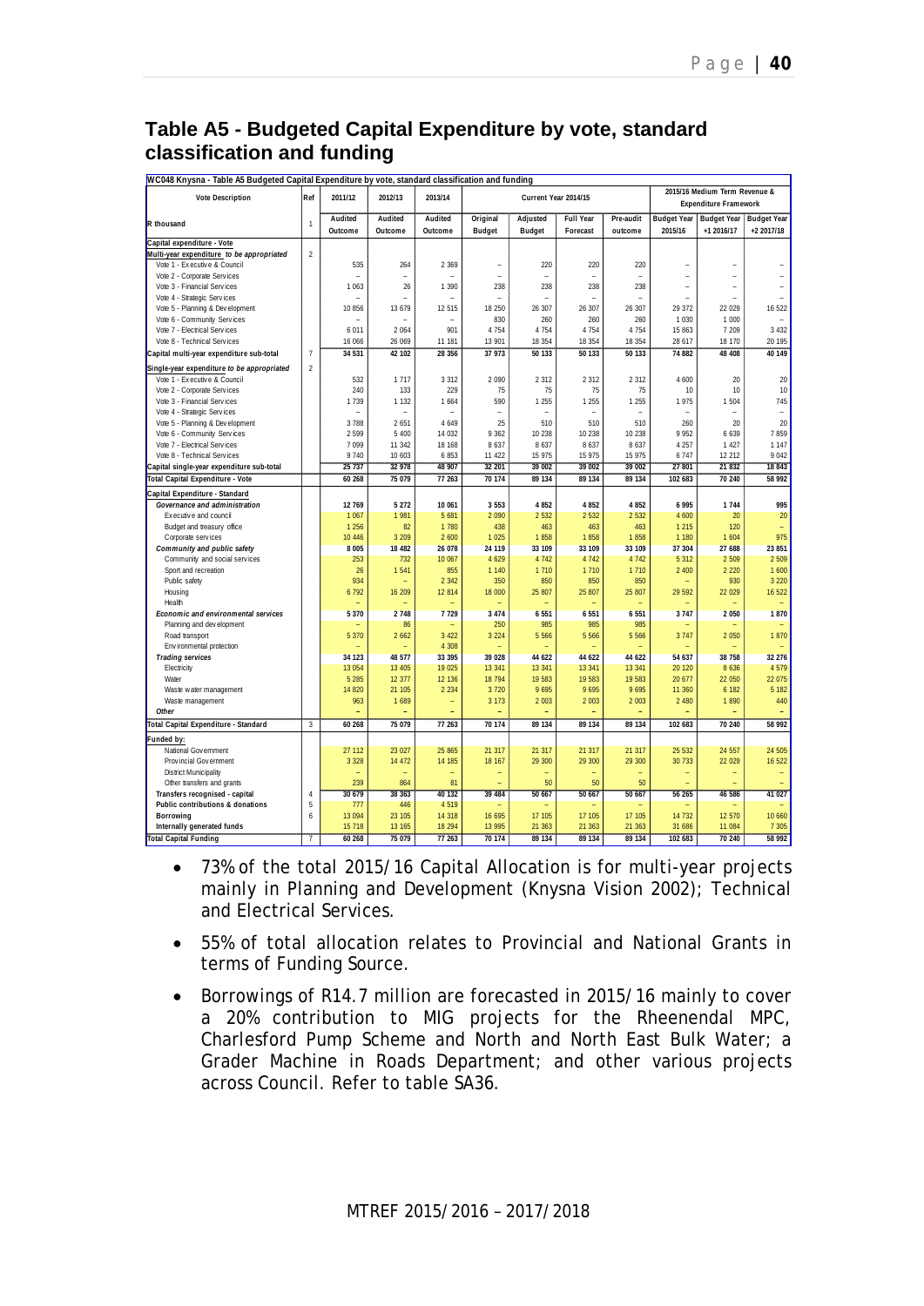## Table A5 - Budgeted Capital Expenditure by vote, standard classification and funding

| WC048 Knysna - Table A5 Budgeted Capital Expenditure by vote, standard classification and funding | | | | | | | | | | | | |
|---|---|---|---|---|---|---|---|---|---|---|---|---|
| Vote Description | Ref | 2011/12 | 2012/13 | 2013/14 | Current Year 2014/15 | | | | 2015/16 Medium Term Revenue & Expenditure Framework | | |
| R thousand | 1 | Audited Outcome | Audited Outcome | Audited Outcome | Original Budget | Adjusted Budget | Full Year Forecast | Pre-audit outcome | Budget Year 2015/16 | Budget Year +1 2016/17 | Budget Year +2 2017/18 |
| **Capital expenditure - Vote** | | | | | | | | | | | |
| **Multi-year expenditure *to be appropriated*** | 2 | | | | | | | | | | |
| Vote 1 - Executive & Council | | 535 | 264 | 2 369 | – | 220 | 220 | 220 | – | – | – |
| Vote 2 - Corporate Services | | – | – | – | – | – | – | – | – | – | – |
| Vote 3 - Financial Services | | 1 063 | 26 | 1 390 | 238 | 238 | 238 | 238 | – | – | – |
| Vote 4 - Strategic Services | | – | – | – | – | – | – | – | – | – | – |
| Vote 5 - Planning & Development | | 10 856 | 13 679 | 12 515 | 18 250 | 26 307 | 26 307 | 26 307 | 29 372 | 22 029 | 16 522 |
| Vote 6 - Community Services | | – | – | – | 830 | 260 | 260 | 260 | 1 030 | 1 000 | – |
| Vote 7 - Electrical Services | | 6 011 | 2 064 | 901 | 4 754 | 4 754 | 4 754 | 4 754 | 15 863 | 7 209 | 3 432 |
| Vote 8 - Technical Services | | 16 066 | 26 069 | 11 181 | 13 901 | 18 354 | 18 354 | 18 354 | 28 617 | 18 170 | 20 195 |
| **Capital multi-year expenditure sub-total** | 7 | **34 531** | **42 102** | **28 356** | **37 973** | **50 133** | **50 133** | **50 133** | **74 882** | **48 408** | **40 149** |
| **Single-year expenditure *to be appropriated*** | 2 | | | | | | | | | | |
| Vote 1 - Executive & Council | | 532 | 1 717 | 3 312 | 2 090 | 2 312 | 2 312 | 2 312 | 4 600 | 20 | 20 |
| Vote 2 - Corporate Services | | 240 | 133 | 229 | 75 | 75 | 75 | 75 | 10 | 10 | 10 |
| Vote 3 - Financial Services | | 1 739 | 1 132 | 1 664 | 590 | 1 255 | 1 255 | 1 255 | 1 975 | 1 504 | 745 |
| Vote 4 - Strategic Services | | – | – | – | – | – | – | – | – | – | – |
| Vote 5 - Planning & Development | | 3 788 | 2 651 | 4 649 | 25 | 510 | 510 | 510 | 260 | 20 | 20 |
| Vote 6 - Community Services | | 2 599 | 5 400 | 14 032 | 9 362 | 10 238 | 10 238 | 10 238 | 9 952 | 6 639 | 7 859 |
| Vote 7 - Electrical Services | | 7 099 | 11 342 | 18 168 | 8 637 | 8 637 | 8 637 | 8 637 | 4 257 | 1 427 | 1 147 |
| Vote 8 - Technical Services | | 9 740 | 10 603 | 6 853 | 11 422 | 15 975 | 15 975 | 15 975 | 6 747 | 12 212 | 9 042 |
| **Capital single-year expenditure sub-total** | | **25 737** | **32 978** | **48 907** | **32 201** | **39 002** | **39 002** | **39 002** | **27 801** | **21 832** | **18 843** |
| **Total Capital Expenditure - Vote** | | **60 268** | **75 079** | **77 263** | **70 174** | **89 134** | **89 134** | **89 134** | **102 683** | **70 240** | **58 992** |
| **Capital Expenditure - Standard** | | | | | | | | | | | |
| ***Governance and administration*** | | **12 769** | **5 272** | **10 061** | **3 553** | **4 852** | **4 852** | **4 852** | **6 995** | **1 744** | **995** |
| Executive and council | | 1 067 | 1 981 | 5 681 | 2 090 | 2 532 | 2 532 | 2 532 | 4 600 | 20 | 20 |
| Budget and treasury office | | 1 256 | 82 | 1 780 | 438 | 463 | 463 | 463 | 1 215 | 120 | – |
| Corporate services | | 10 446 | 3 209 | 2 600 | 1 025 | 1 858 | 1 858 | 1 858 | 1 180 | 1 604 | 975 |
| ***Community and public safety*** | | **8 005** | **18 482** | **26 078** | **24 119** | **33 109** | **33 109** | **33 109** | **37 304** | **27 688** | **23 851** |
| Community and social services | | 253 | 732 | 10 067 | 4 629 | 4 742 | 4 742 | 4 742 | 5 312 | 2 509 | 2 509 |
| Sport and recreation | | 26 | 1 541 | 855 | 1 140 | 1 710 | 1 710 | 1 710 | 2 400 | 2 220 | 1 600 |
| Public safety | | 934 | – | 2 342 | 350 | 850 | 850 | 850 | – | 930 | 3 220 |
| Housing | | 6 792 | 16 209 | 12 814 | 18 000 | 25 807 | 25 807 | 25 807 | 29 592 | 22 029 | 16 522 |
| Health | | – | – | – | – | – | – | – | – | – | – |
| ***Economic and environmental services*** | | **5 370** | **2 748** | **7 729** | **3 474** | **6 551** | **6 551** | **6 551** | **3 747** | **2 050** | **1 870** |
| Planning and development | | – | 86 | – | 250 | 985 | 985 | 985 | – | – | – |
| Road transport | | 5 370 | 2 662 | 3 422 | 3 224 | 5 566 | 5 566 | 5 566 | 3 747 | 2 050 | 1 870 |
| Environmental protection | | – | – | 4 308 | – | – | – | – | – | – | – |
| ***Trading services*** | | **34 123** | **48 577** | **33 395** | **39 028** | **44 622** | **44 622** | **44 622** | **54 637** | **38 758** | **32 276** |
| Electricity | | 13 054 | 13 405 | 19 025 | 13 341 | 13 341 | 13 341 | 13 341 | 20 120 | 8 636 | 4 579 |
| Water | | 5 285 | 12 377 | 12 136 | 18 794 | 19 583 | 19 583 | 19 583 | 20 677 | 22 050 | 22 075 |
| Waste water management | | 14 820 | 21 105 | 2 234 | 3 720 | 9 695 | 9 695 | 9 695 | 11 360 | 6 182 | 5 182 |
| Waste management | | 963 | 1 689 | – | 3 173 | 2 003 | 2 003 | 2 003 | 2 480 | 1 890 | 440 |
| ***Other*** | | – | – | – | – | – | – | – | – | – | – |
| **Total Capital Expenditure - Standard** | 3 | **60 268** | **75 079** | **77 263** | **70 174** | **89 134** | **89 134** | **89 134** | **102 683** | **70 240** | **58 992** |
| **Funded by:** | | | | | | | | | | | |
| National Government | | 27 112 | 23 027 | 25 865 | 21 317 | 21 317 | 21 317 | 21 317 | 25 532 | 24 557 | 24 505 |
| Provincial Government | | 3 328 | 14 472 | 14 185 | 18 167 | 29 300 | 29 300 | 29 300 | 30 733 | 22 029 | 16 522 |
| District Municipality | | – | – | – | – | – | – | – | – | – | – |
| Other transfers and grants | | 239 | 864 | 81 | – | 50 | 50 | 50 | – | – | – |
| **Transfers recognised - capital** | 4 | **30 679** | **38 363** | **40 132** | **39 484** | **50 667** | **50 667** | **50 667** | **56 265** | **46 586** | **41 027** |
| **Public contributions & donations** | 5 | 777 | 446 | 4 519 | – | – | – | – | – | – | – |
| **Borrowing** | 6 | 13 094 | 23 105 | 14 318 | 16 695 | 17 105 | 17 105 | 17 105 | 14 732 | 12 570 | 10 660 |
| **Internally generated funds** | | 15 718 | 13 165 | 18 294 | 13 995 | 21 363 | 21 363 | 21 363 | 31 686 | 11 084 | 7 305 |
| **Total Capital Funding** | 7 | **60 268** | **75 079** | **77 263** | **70 174** | **89 134** | **89 134** | **89 134** | **102 683** | **70 240** | **58 992** |

- 73% of the total 2015/16 Capital Allocation is for multi-year projects mainly in Planning and Development (Knysna Vision 2002); Technical and Electrical Services.
- 55% of total allocation relates to Provincial and National Grants in terms of Funding Source.
- Borrowings of R14.7 million are forecasted in 2015/16 mainly to cover a 20% contribution to MIG projects for the Rheenendal MPC, Charlesford Pump Scheme and North and North East Bulk Water; a Grader Machine in Roads Department; and other various projects across Council. Refer to table SA36.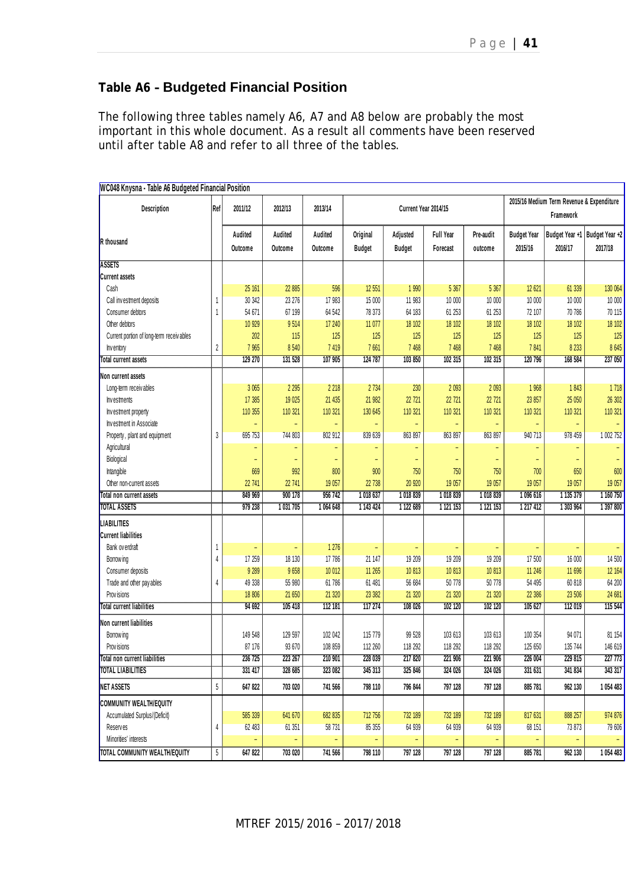## Table A6 - Budgeted Financial Position

The following three tables namely A6, A7 and A8 below are probably the most important in this whole document. As a result all comments have been reserved until after table A8 and refer to all three of the tables.

| WC048 Knysna - Table A6 Budgeted Financial Position | | | | | | | | | | | |
|---|---|---|---|---|---|---|---|---|---|---|---|
| Description | Ref | 2011/12 | 2012/13 | 2013/14 | Current Year 2014/15 | | | | 2015/16 Medium Term Revenue & Expenditure Framework | | |
| R thousand | | Audited Outcome | Audited Outcome | Audited Outcome | Original Budget | Adjusted Budget | Full Year Forecast | Pre-audit outcome | Budget Year 2015/16 | Budget Year +1 2016/17 | Budget Year +2 2017/18 |
| **ASSETS** | | | | | | | | | | | |
| **Current assets** | | | | | | | | | | | |
| Cash | | 25 161 | 22 885 | 596 | 12 551 | 1 990 | 5 367 | 5 367 | 12 621 | 61 339 | 130 064 |
| Call investment deposits | 1 | 30 342 | 23 276 | 17 983 | 15 000 | 11 983 | 10 000 | 10 000 | 10 000 | 10 000 | 10 000 |
| Consumer debtors | 1 | 54 671 | 67 199 | 64 542 | 78 373 | 64 183 | 61 253 | 61 253 | 72 107 | 70 786 | 70 115 |
| Other debtors | | 10 929 | 9 514 | 17 240 | 11 077 | 18 102 | 18 102 | 18 102 | 18 102 | 18 102 | 18 102 |
| Current portion of long-term receivables | | 202 | 115 | 125 | 125 | 125 | 125 | 125 | 125 | 125 | 125 |
| Inventory | 2 | 7 965 | 8 540 | 7 419 | 7 661 | 7 468 | 7 468 | 7 468 | 7 841 | 8 233 | 8 645 |
| **Total current assets** | | **129 270** | **131 528** | **107 905** | **124 787** | **103 850** | **102 315** | **102 315** | **120 796** | **168 584** | **237 050** |
| **Non current assets** | | | | | | | | | | | |
| Long-term receivables | | 3 065 | 2 295 | 2 218 | 2 734 | 230 | 2 093 | 2 093 | 1 968 | 1 843 | 1 718 |
| Investments | | 17 385 | 19 025 | 21 435 | 21 982 | 22 721 | 22 721 | 22 721 | 23 857 | 25 050 | 26 302 |
| Investment property | | 110 355 | 110 321 | 110 321 | 130 645 | 110 321 | 110 321 | 110 321 | 110 321 | 110 321 | 110 321 |
| Investment in Associate | | – | – | – | – | – | – | – | – | – | – |
| Property, plant and equipment | 3 | 695 753 | 744 803 | 802 912 | 839 639 | 863 897 | 863 897 | 863 897 | 940 713 | 978 459 | 1 002 752 |
| Agricultural | | – | – | – | – | – | – | – | – | – | – |
| Biological | | – | – | – | – | – | – | – | – | – | – |
| Intangible | | 669 | 992 | 800 | 900 | 750 | 750 | 750 | 700 | 650 | 600 |
| Other non-current assets | | 22 741 | 22 741 | 19 057 | 22 738 | 20 920 | 19 057 | 19 057 | 19 057 | 19 057 | 19 057 |
| **Total non current assets** | | **849 969** | **900 178** | **956 742** | **1 018 637** | **1 018 839** | **1 018 839** | **1 018 839** | **1 096 616** | **1 135 379** | **1 160 750** |
| **TOTAL ASSETS** | | **979 238** | **1 031 705** | **1 064 648** | **1 143 424** | **1 122 689** | **1 121 153** | **1 121 153** | **1 217 412** | **1 303 964** | **1 397 800** |
| **LIABILITIES** | | | | | | | | | | | |
| **Current liabilities** | | | | | | | | | | | |
| Bank overdraft | 1 | – | – | 1 276 | – | – | – | – | – | – | – |
| Borrowing | 4 | 17 259 | 18 130 | 17 786 | 21 147 | 19 209 | 19 209 | 19 209 | 17 500 | 16 000 | 14 500 |
| Consumer deposits | | 9 289 | 9 658 | 10 012 | 11 265 | 10 813 | 10 813 | 10 813 | 11 246 | 11 696 | 12 164 |
| Trade and other payables | 4 | 49 338 | 55 980 | 61 786 | 61 481 | 56 684 | 50 778 | 50 778 | 54 495 | 60 818 | 64 200 |
| Provisions | | 18 806 | 21 650 | 21 320 | 23 382 | 21 320 | 21 320 | 21 320 | 22 386 | 23 506 | 24 681 |
| **Total current liabilities** | | **94 692** | **105 418** | **112 181** | **117 274** | **108 026** | **102 120** | **102 120** | **105 627** | **112 019** | **115 544** |
| **Non current liabilities** | | | | | | | | | | | |
| Borrowing | | 149 548 | 129 597 | 102 042 | 115 779 | 99 528 | 103 613 | 103 613 | 100 354 | 94 071 | 81 154 |
| Provisions | | 87 176 | 93 670 | 108 859 | 112 260 | 118 292 | 118 292 | 118 292 | 125 650 | 135 744 | 146 619 |
| **Total non current liabilities** | | **236 725** | **223 267** | **210 901** | **228 039** | **217 820** | **221 906** | **221 906** | **226 004** | **229 815** | **227 773** |
| **TOTAL LIABILITIES** | | **331 417** | **328 685** | **323 082** | **345 313** | **325 846** | **324 026** | **324 026** | **331 631** | **341 834** | **343 317** |
| **NET ASSETS** | 5 | **647 822** | **703 020** | **741 566** | **798 110** | **796 844** | **797 128** | **797 128** | **885 781** | **962 130** | **1 054 483** |
| **COMMUNITY WEALTH/EQUITY** | | | | | | | | | | | |
| Accumulated Surplus/(Deficit) | | 585 339 | 641 670 | 682 835 | 712 756 | 732 189 | 732 189 | 732 189 | 817 631 | 888 257 | 974 876 |
| Reserves | 4 | 62 483 | 61 351 | 58 731 | 85 355 | 64 939 | 64 939 | 64 939 | 68 151 | 73 873 | 79 606 |
| Minorities' interests | | – | – | – | – | – | – | – | – | – | – |
| **TOTAL COMMUNITY WEALTH/EQUITY** | 5 | **647 822** | **703 020** | **741 566** | **798 110** | **797 128** | **797 128** | **797 128** | **885 781** | **962 130** | **1 054 483** |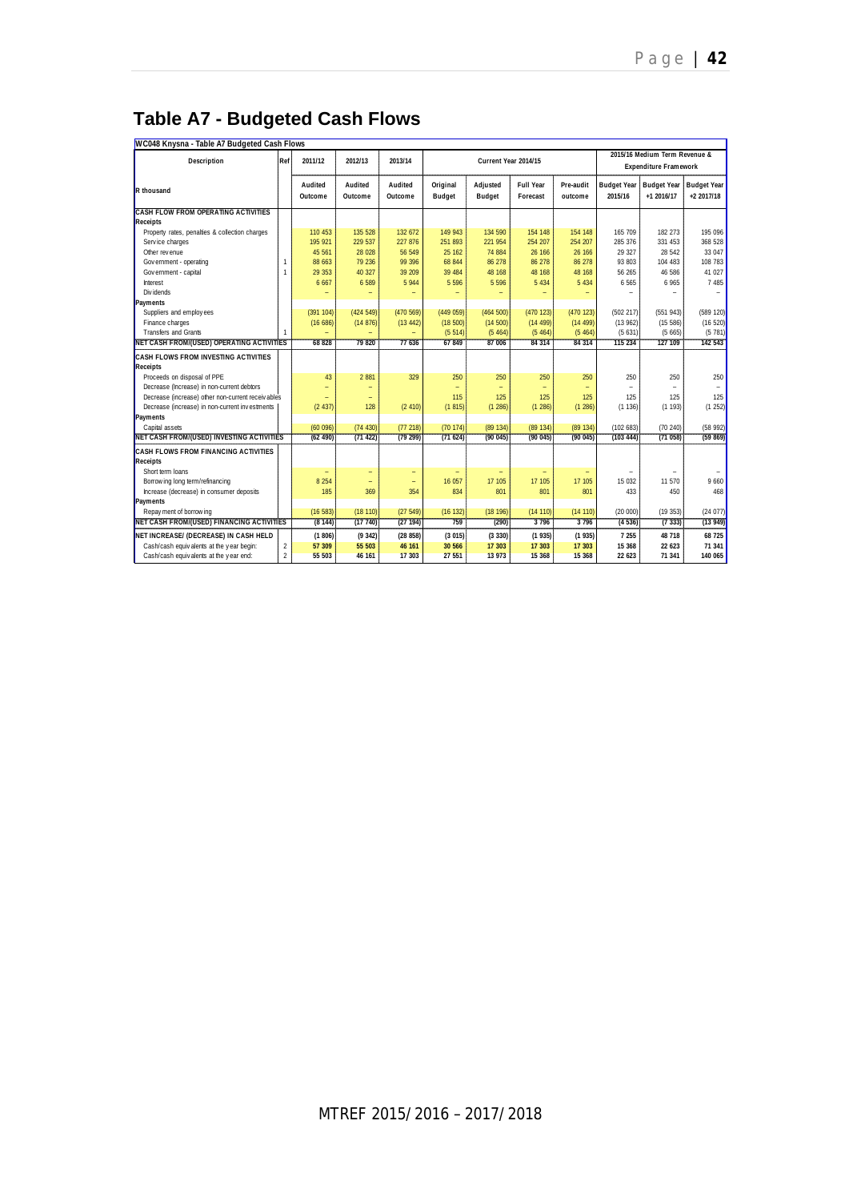# Table A7 - Budgeted Cash Flows

| WC048 Knysna - Table A7 Budgeted Cash Flows | | | | | | | | | | | |
|---|---|---|---|---|---|---|---|---|---|---|---|
| Description | Ref | 2011/12 | 2012/13 | 2013/14 | Current Year 2014/15 | | | | 2015/16 Medium Term Revenue & Expenditure Framework | | |
| R thousand | | Audited Outcome | Audited Outcome | Audited Outcome | Original Budget | Adjusted Budget | Full Year Forecast | Pre-audit outcome | Budget Year 2015/16 | Budget Year +1 2016/17 | Budget Year +2 2017/18 |
| **CASH FLOW FROM OPERATING ACTIVITIES** | | | | | | | | | | | |
| **Receipts** | | | | | | | | | | | |
| Property rates, penalties & collection charges | | 110 453 | 135 528 | 132 672 | 149 943 | 134 590 | 154 148 | 154 148 | 165 709 | 182 273 | 195 096 |
| Service charges | | 195 921 | 229 537 | 227 876 | 251 893 | 221 954 | 254 207 | 254 207 | 285 376 | 331 453 | 368 528 |
| Other revenue | | 45 561 | 28 028 | 56 549 | 25 162 | 74 884 | 26 166 | 26 166 | 29 327 | 28 542 | 33 047 |
| Government - operating | 1 | 88 663 | 79 236 | 99 396 | 68 844 | 86 278 | 86 278 | 86 278 | 93 803 | 104 483 | 108 783 |
| Government - capital | 1 | 29 353 | 40 327 | 39 209 | 39 484 | 48 168 | 48 168 | 48 168 | 56 265 | 46 586 | 41 027 |
| Interest | | 6 667 | 6 589 | 5 944 | 5 596 | 5 596 | 5 434 | 5 434 | 6 565 | 6 965 | 7 485 |
| Dividends | | – | – | – | – | – | – | – | – | – | – |
| **Payments** | | | | | | | | | | | |
| Suppliers and employees | | (391 104) | (424 549) | (470 569) | (449 059) | (464 500) | (470 123) | (470 123) | (502 217) | (551 943) | (589 120) |
| Finance charges | | (16 686) | (14 876) | (13 442) | (18 500) | (14 500) | (14 499) | (14 499) | (13 962) | (15 586) | (16 520) |
| Transfers and Grants | 1 | – | – | – | (5 514) | (5 464) | (5 464) | (5 464) | (5 631) | (5 665) | (5 781) |
| **NET CASH FROM/(USED) OPERATING ACTIVITIES** | | **68 828** | **79 820** | **77 636** | **67 849** | **87 006** | **84 314** | **84 314** | **115 234** | **127 109** | **142 543** |
| **CASH FLOWS FROM INVESTING ACTIVITIES** | | | | | | | | | | | |
| **Receipts** | | | | | | | | | | | |
| Proceeds on disposal of PPE | | 43 | 2 881 | 329 | 250 | 250 | 250 | 250 | 250 | 250 | 250 |
| Decrease (Increase) in non-current debtors | | – | – | | – | – | – | – | – | – | – |
| Decrease (increase) other non-current receivables | | – | – | | 115 | 125 | 125 | 125 | 125 | 125 | 125 |
| Decrease (increase) in non-current investments | | (2 437) | 128 | (2 410) | (1 815) | (1 286) | (1 286) | (1 286) | (1 136) | (1 193) | (1 252) |
| **Payments** | | | | | | | | | | | |
| Capital assets | | (60 096) | (74 430) | (77 218) | (70 174) | (89 134) | (89 134) | (89 134) | (102 683) | (70 240) | (58 992) |
| **NET CASH FROM/(USED) INVESTING ACTIVITIES** | | **(62 490)** | **(71 422)** | **(79 299)** | **(71 624)** | **(90 045)** | **(90 045)** | **(90 045)** | **(103 444)** | **(71 058)** | **(59 869)** |
| **CASH FLOWS FROM FINANCING ACTIVITIES** | | | | | | | | | | | |
| **Receipts** | | | | | | | | | | | |
| Short term loans | | – | – | – | – | – | – | – | – | – | – |
| Borrowing long term/refinancing | | 8 254 | – | – | 16 057 | 17 105 | 17 105 | 17 105 | 15 032 | 11 570 | 9 660 |
| Increase (decrease) in consumer deposits | | 185 | 369 | 354 | 834 | 801 | 801 | 801 | 433 | 450 | 468 |
| **Payments** | | | | | | | | | | | |
| Repayment of borrowing | | (16 583) | (18 110) | (27 549) | (16 132) | (18 196) | (14 110) | (14 110) | (20 000) | (19 353) | (24 077) |
| **NET CASH FROM/(USED) FINANCING ACTIVITIES** | | **(8 144)** | **(17 740)** | **(27 194)** | **759** | **(290)** | **3 796** | **3 796** | **(4 536)** | **(7 333)** | **(13 949)** |
| **NET INCREASE/ (DECREASE) IN CASH HELD** | | **(1 806)** | **(9 342)** | **(28 858)** | **(3 015)** | **(3 330)** | **(1 935)** | **(1 935)** | **7 255** | **48 718** | **68 725** |
| Cash/cash equivalents at the year begin: | 2 | **57 309** | **55 503** | **46 161** | **30 566** | **17 303** | **17 303** | **17 303** | **15 368** | **22 623** | **71 341** |
| Cash/cash equivalents at the year end: | 2 | **55 503** | **46 161** | **17 303** | **27 551** | **13 973** | **15 368** | **15 368** | **22 623** | **71 341** | **140 065** |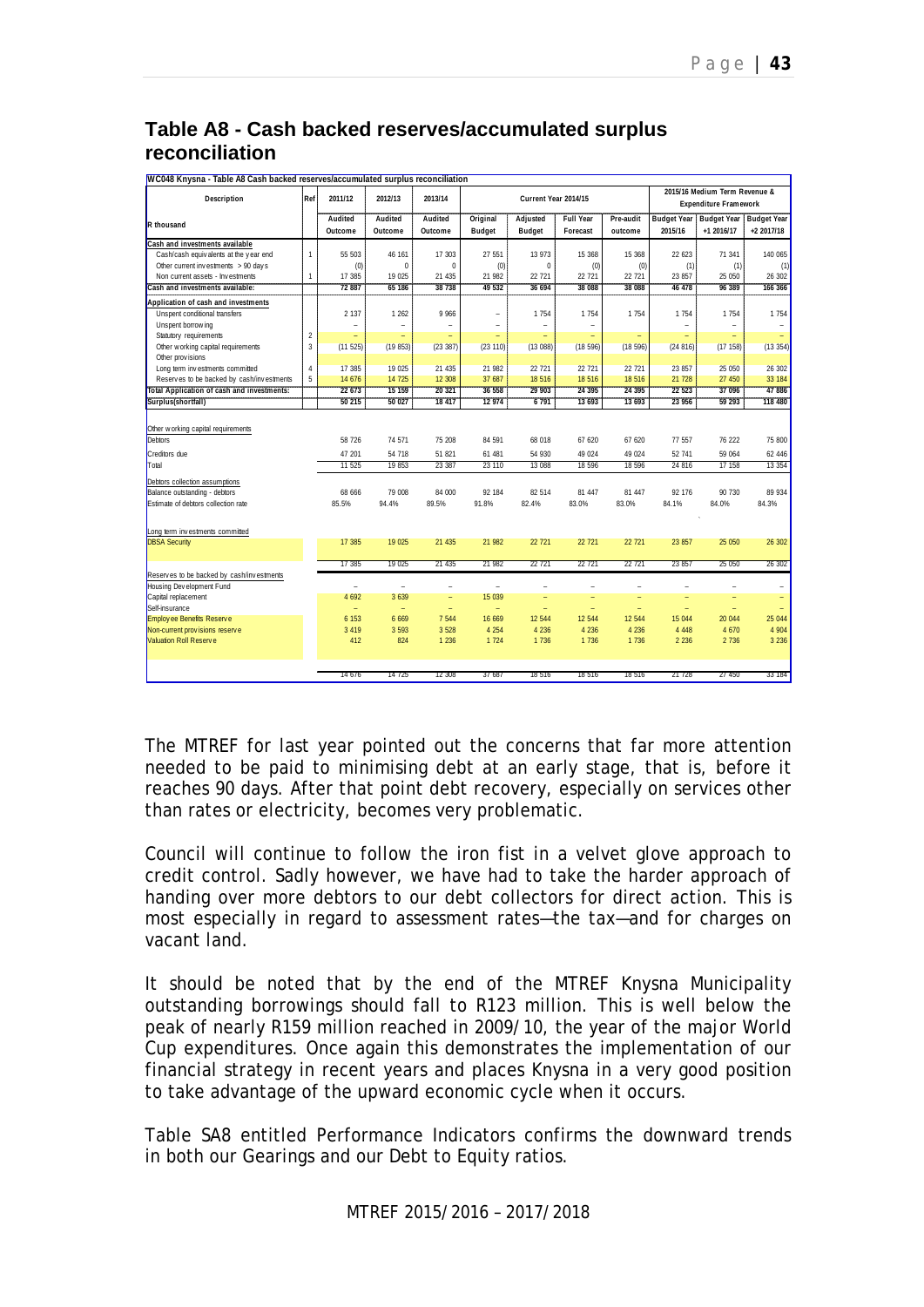## Table A8 - Cash backed reserves/accumulated surplus reconciliation

WC048 Knysna - Table A8 Cash backed reserves/accumulated surplus reconciliation

| Description | Ref | 2011/12 | 2012/13 | 2013/14 | Current Year 2014/15 | | | | 2015/16 Medium Term Revenue & Expenditure Framework | | |
|---|---|---|---|---|---|---|---|---|---|---|---|
| R thousand | | Audited Outcome | Audited Outcome | Audited Outcome | Original Budget | Adjusted Budget | Full Year Forecast | Pre-audit outcome | Budget Year 2015/16 | Budget Year +1 2016/17 | Budget Year +2 2017/18 |
| **Cash and investments available** | | | | | | | | | | | |
| Cash/cash equivalents at the year end | 1 | 55 503 | 46 161 | 17 303 | 27 551 | 13 973 | 15 368 | 15 368 | 22 623 | 71 341 | 140 065 |
| Other current investments > 90 days | | (0) | 0 | 0 | (0) | 0 | (0) | (0) | (1) | (1) | (1) |
| Non current assets - Investments | 1 | 17 385 | 19 025 | 21 435 | 21 982 | 22 721 | 22 721 | 22 721 | 23 857 | 25 050 | 26 302 |
| **Cash and investments available:** | | 72 887 | 65 186 | 38 738 | 49 532 | 36 694 | 38 088 | 38 088 | 46 478 | 96 389 | 166 366 |
| **Application of cash and investments** | | | | | | | | | | | |
| Unspent conditional transfers | | 2 137 | 1 262 | 9 966 | – | 1 754 | 1 754 | 1 754 | 1 754 | 1 754 | 1 754 |
| Unspent borrowing | | – | – | – | – | – | – | | – | – | – |
| Statutory requirements | 2 | – | – | – | – | – | – | – | – | – | – |
| Other working capital requirements | 3 | (11 525) | (19 853) | (23 387) | (23 110) | (13 088) | (18 596) | (18 596) | (24 816) | (17 158) | (13 354) |
| Other provisions | | | | | | | | | | | |
| Long term investments committed | 4 | 17 385 | 19 025 | 21 435 | 21 982 | 22 721 | 22 721 | 22 721 | 23 857 | 25 050 | 26 302 |
| Reserves to be backed by cash/investments | 5 | 14 676 | 14 725 | 12 308 | 37 687 | 18 516 | 18 516 | 18 516 | 21 728 | 27 450 | 33 184 |
| **Total Application of cash and investments:** | | 22 673 | 15 159 | 20 321 | 36 558 | 29 903 | 24 395 | 24 395 | 22 523 | 37 096 | 47 886 |
| **Surplus(shortfall)** | | 50 215 | 50 027 | 18 417 | 12 974 | 6 791 | 13 693 | 13 693 | 23 956 | 59 293 | 118 480 |
| | | | | | | | | | | | |
| Other working capital requirements | | | | | | | | | | | |
| Debtors | | 58 726 | 74 571 | 75 208 | 84 591 | 68 018 | 67 620 | 67 620 | 77 557 | 76 222 | 75 800 |
| Creditors due | | 47 201 | 54 718 | 51 821 | 61 481 | 54 930 | 49 024 | 49 024 | 52 741 | 59 064 | 62 446 |
| Total | | 11 525 | 19 853 | 23 387 | 23 110 | 13 088 | 18 596 | 18 596 | 24 816 | 17 158 | 13 354 |
| | | | | | | | | | | | |
| Debtors collection assumptions | | | | | | | | | | | |
| Balance outstanding - debtors | | 68 666 | 79 008 | 84 000 | 92 184 | 82 514 | 81 447 | 81 447 | 92 176 | 90 730 | 89 934 |
| Estimate of debtors collection rate | | 85.5% | 94.4% | 89.5% | 91.8% | 82.4% | 83.0% | 83.0% | 84.1% | 84.0% | 84.3% |
| | | | | | | | | | | | |
| Long term investments committed | | | | | | | | | | | |
| DBSA Security | | 17 385 | 19 025 | 21 435 | 21 982 | 22 721 | 22 721 | 22 721 | 23 857 | 25 050 | 26 302 |
| | | 17 385 | 19 025 | 21 435 | 21 982 | 22 721 | 22 721 | 22 721 | 23 857 | 25 050 | 26 302 |
| Reserves to be backed by cash/investments | | | | | | | | | | | |
| Housing Development Fund | | – | – | – | – | – | – | – | – | – | – |
| Capital replacement | | 4 692 | 3 639 | – | 15 039 | – | – | – | – | – | – |
| Self-insurance | | – | – | – | – | – | – | – | – | – | – |
| Employee Benefits Reserve | | 6 153 | 6 669 | 7 544 | 16 669 | 12 544 | 12 544 | 12 544 | 15 044 | 20 044 | 25 044 |
| Non-current provisions reserve | | 3 419 | 3 593 | 3 528 | 4 254 | 4 236 | 4 236 | 4 236 | 4 448 | 4 670 | 4 904 |
| Valuation Roll Reserve | | 412 | 824 | 1 236 | 1 724 | 1 736 | 1 736 | 1 736 | 2 236 | 2 736 | 3 236 |
| | | 14 676 | 14 725 | 12 308 | 37 687 | 18 516 | 18 516 | 18 516 | 21 728 | 27 450 | 33 184 |

The MTREF for last year pointed out the concerns that far more attention needed to be paid to minimising debt at an early stage, that is, before it reaches 90 days. After that point debt recovery, especially on services other than rates or electricity, becomes very problematic.

Council will continue to follow the iron fist in a velvet glove approach to credit control. Sadly however, we have had to take the harder approach of handing over more debtors to our debt collectors for direct action. This is most especially in regard to assessment rates—the tax—and for charges on vacant land.

It should be noted that by the end of the MTREF Knysna Municipality outstanding borrowings should fall to R123 million. This is well below the peak of nearly R159 million reached in 2009/10, the year of the major World Cup expenditures. Once again this demonstrates the implementation of our financial strategy in recent years and places Knysna in a very good position to take advantage of the upward economic cycle when it occurs.

Table SA8 entitled Performance Indicators confirms the downward trends in both our Gearings and our Debt to Equity ratios.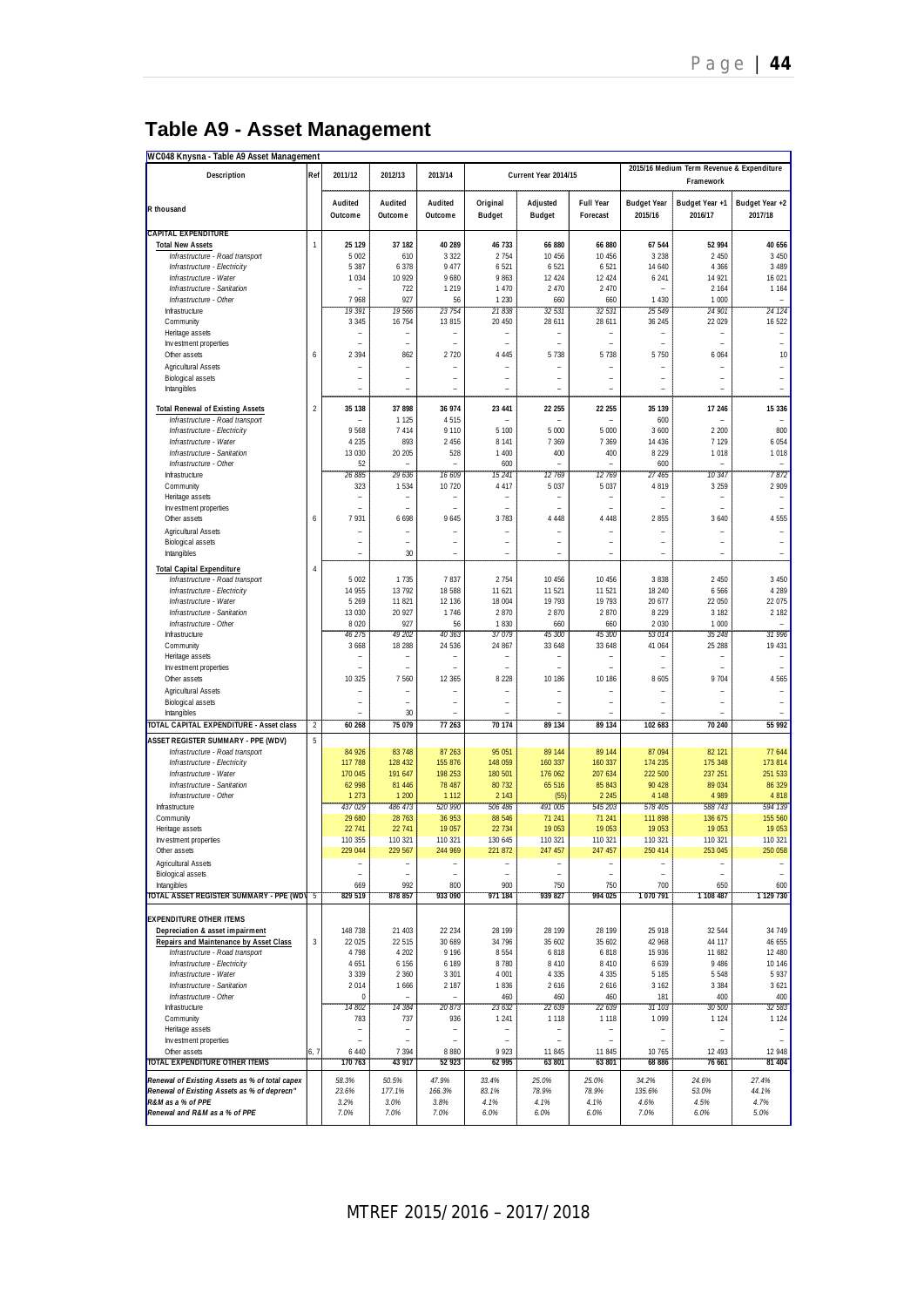# Table A9 - Asset Management

| WC048 Knysna - Table A9 Asset Management | | | | | | | | | | |
|---|---|---|---|---|---|---|---|---|---|---|
| Description | Ref | 2011/12 | 2012/13 | 2013/14 | Current Year 2014/15 | | | 2015/16 Medium Term Revenue & Expenditure Framework | | |
| R thousand | | Audited Outcome | Audited Outcome | Audited Outcome | Original Budget | Adjusted Budget | Full Year Forecast | Budget Year 2015/16 | Budget Year +1 2016/17 | Budget Year +2 2017/18 |
| **CAPITAL EXPENDITURE** | | | | | | | | | | |
| **Total New Assets** | 1 | 25 129 | 37 182 | 40 289 | 46 733 | 66 880 | 66 880 | 67 544 | 52 994 | 40 656 |
| *Infrastructure - Road transport* | | 5 002 | 610 | 3 322 | 2 754 | 10 456 | 10 456 | 3 238 | 2 450 | 3 450 |
| *Infrastructure - Electricity* | | 5 387 | 6 378 | 9 477 | 6 521 | 6 521 | 6 521 | 14 640 | 4 366 | 3 489 |
| *Infrastructure - Water* | | 1 034 | 10 929 | 9 680 | 9 863 | 12 424 | 12 424 | 6 241 | 14 921 | 16 021 |
| *Infrastructure - Sanitation* | | – | 722 | 1 219 | 1 470 | 2 470 | 2 470 | – | 2 164 | 1 164 |
| *Infrastructure - Other* | | 7 968 | 927 | 56 | 1 230 | 660 | 660 | 1 430 | 1 000 | – |
| Infrastructure | | 19 391 | 19 566 | 23 754 | 21 838 | 32 531 | 32 531 | 25 549 | 24 901 | 24 124 |
| Community | | 3 345 | 16 754 | 13 815 | 20 450 | 28 611 | 28 611 | 36 245 | 22 029 | 16 522 |
| Heritage assets | | – | – | – | – | – | – | – | – | – |
| Investment properties | | – | – | – | – | – | – | – | – | – |
| Other assets | 6 | 2 394 | 862 | 2 720 | 4 445 | 5 738 | 5 738 | 5 750 | 6 064 | 10 |
| Agricultural Assets | | – | – | – | – | – | – | – | – | – |
| Biological assets | | – | – | – | – | – | – | – | – | – |
| Intangibles | | – | – | – | – | – | – | – | – | – |
| **Total Renewal of Existing Assets** | 2 | 35 138 | 37 898 | 36 974 | 23 441 | 22 255 | 22 255 | 35 139 | 17 246 | 15 336 |
| *Infrastructure - Road transport* | | – | 1 125 | 4 515 | – | – | – | 600 | – | – |
| *Infrastructure - Electricity* | | 9 568 | 7 414 | 9 110 | 5 100 | 5 000 | 5 000 | 3 600 | 2 200 | 800 |
| *Infrastructure - Water* | | 4 235 | 893 | 2 456 | 8 141 | 7 369 | 7 369 | 14 436 | 7 129 | 6 054 |
| *Infrastructure - Sanitation* | | 13 030 | 20 205 | 528 | 1 400 | 400 | 400 | 8 229 | 1 018 | 1 018 |
| *Infrastructure - Other* | | 52 | – | – | 600 | – | – | 600 | – | – |
| Infrastructure | | 26 885 | 29 636 | 16 609 | 15 241 | 12 769 | 12 769 | 27 465 | 10 347 | 7 872 |
| Community | | 323 | 1 534 | 10 720 | 4 417 | 5 037 | 5 037 | 4 819 | 3 259 | 2 909 |
| Heritage assets | | – | – | – | – | – | – | – | – | – |
| Investment properties | | – | – | – | – | – | – | – | – | – |
| Other assets | 6 | 7 931 | 6 698 | 9 645 | 3 783 | 4 448 | 4 448 | 2 855 | 3 640 | 4 555 |
| Agricultural Assets | | – | – | – | – | – | – | – | – | – |
| Biological assets | | – | – | – | – | – | – | – | – | – |
| Intangibles | | – | 30 | – | – | – | – | – | – | – |
| **Total Capital Expenditure** | 4 | | | | | | | | | |
| *Infrastructure - Road transport* | | 5 002 | 1 735 | 7 837 | 2 754 | 10 456 | 10 456 | 3 838 | 2 450 | 3 450 |
| *Infrastructure - Electricity* | | 14 955 | 13 792 | 18 588 | 11 621 | 11 521 | 11 521 | 18 240 | 6 566 | 4 289 |
| *Infrastructure - Water* | | 5 269 | 11 821 | 12 136 | 18 004 | 19 793 | 19 793 | 20 677 | 22 050 | 22 075 |
| *Infrastructure - Sanitation* | | 13 030 | 20 927 | 1 746 | 2 870 | 2 870 | 2 870 | 8 229 | 3 182 | 2 182 |
| *Infrastructure - Other* | | 8 020 | 927 | 56 | 1 830 | 660 | 660 | 2 030 | 1 000 | – |
| Infrastructure | | 46 275 | 49 202 | 40 363 | 37 079 | 45 300 | 45 300 | 53 014 | 35 248 | 31 996 |
| Community | | 3 668 | 18 288 | 24 536 | 24 867 | 33 648 | 33 648 | 41 064 | 25 288 | 19 431 |
| Heritage assets | | – | – | – | – | – | – | – | – | – |
| Investment properties | | – | – | – | – | – | – | – | – | – |
| Other assets | | 10 325 | 7 560 | 12 365 | 8 228 | 10 186 | 10 186 | 8 605 | 9 704 | 4 565 |
| Agricultural Assets | | – | – | – | – | – | – | – | – | – |
| Biological assets | | – | – | – | – | – | – | – | – | – |
| Intangibles | | – | 30 | – | – | – | – | – | – | – |
| **TOTAL CAPITAL EXPENDITURE - Asset class** | 2 | 60 268 | 75 079 | 77 263 | 70 174 | 89 134 | 89 134 | 102 683 | 70 240 | 55 992 |
| **ASSET REGISTER SUMMARY - PPE (WDV)** | 5 | | | | | | | | | |
| *Infrastructure - Road transport* | | 84 926 | 83 748 | 87 263 | 95 051 | 89 144 | 89 144 | 87 094 | 82 121 | 77 644 |
| *Infrastructure - Electricity* | | 117 788 | 128 432 | 155 876 | 148 059 | 160 337 | 160 337 | 174 235 | 175 348 | 173 814 |
| *Infrastructure - Water* | | 170 045 | 191 647 | 198 253 | 180 501 | 176 062 | 207 634 | 222 500 | 237 251 | 251 533 |
| *Infrastructure - Sanitation* | | 62 998 | 81 446 | 78 487 | 80 732 | 65 516 | 85 843 | 90 428 | 89 034 | 86 329 |
| *Infrastructure - Other* | | 1 273 | 1 200 | 1 112 | 2 143 | (55) | 2 245 | 4 148 | 4 989 | 4 818 |
| Infrastructure | | 437 029 | 486 473 | 520 990 | 506 486 | 491 005 | 545 203 | 578 405 | 588 743 | 594 139 |
| Community | | 29 680 | 28 763 | 36 953 | 88 546 | 71 241 | 71 241 | 111 898 | 136 675 | 155 560 |
| Heritage assets | | 22 741 | 22 741 | 19 057 | 22 734 | 19 053 | 19 053 | 19 053 | 19 053 | 19 053 |
| Investment properties | | 110 355 | 110 321 | 110 321 | 130 645 | 110 321 | 110 321 | 110 321 | 110 321 | 110 321 |
| Other assets | | 229 044 | 229 567 | 244 969 | 221 872 | 247 457 | 247 457 | 250 414 | 253 045 | 250 058 |
| Agricultural Assets | | – | – | – | – | – | – | – | – | – |
| Biological assets | | – | – | – | – | – | – | – | – | – |
| Intangibles | | 669 | 992 | 800 | 900 | 750 | 750 | 700 | 650 | 600 |
| **TOTAL ASSET REGISTER SUMMARY - PPE (WDV)** | 5 | 829 519 | 878 857 | 933 090 | 971 184 | 939 827 | 994 025 | 1 070 791 | 1 108 487 | 1 129 730 |
| **EXPENDITURE OTHER ITEMS** | | | | | | | | | | |
| **Depreciation & asset impairment** | | 148 738 | 21 403 | 22 234 | 28 199 | 28 199 | 28 199 | 25 918 | 32 544 | 34 749 |
| **Repairs and Maintenance by Asset Class** | 3 | 22 025 | 22 515 | 30 689 | 34 796 | 35 602 | 35 602 | 42 968 | 44 117 | 46 655 |
| *Infrastructure - Road transport* | | 4 798 | 4 202 | 9 196 | 8 554 | 6 818 | 6 818 | 15 936 | 11 682 | 12 480 |
| *Infrastructure - Electricity* | | 4 651 | 6 156 | 6 189 | 8 780 | 8 410 | 8 410 | 6 639 | 9 486 | 10 146 |
| *Infrastructure - Water* | | 3 339 | 2 360 | 3 301 | 4 001 | 4 335 | 4 335 | 5 185 | 5 548 | 5 937 |
| *Infrastructure - Sanitation* | | 2 014 | 1 666 | 2 187 | 1 836 | 2 616 | 2 616 | 3 162 | 3 384 | 3 621 |
| *Infrastructure - Other* | | 0 | – | – | 460 | 460 | 460 | 181 | 400 | 400 |
| Infrastructure | | 14 802 | 14 384 | 20 873 | 23 632 | 22 639 | 22 639 | 31 103 | 30 500 | 32 583 |
| Community | | 783 | 737 | 936 | 1 241 | 1 118 | 1 118 | 1 099 | 1 124 | 1 124 |
| Heritage assets | | – | – | – | – | – | – | – | – | – |
| Investment properties | | – | – | – | – | – | – | – | – | – |
| Other assets | 6, 7 | 6 440 | 7 394 | 8 880 | 9 923 | 11 845 | 11 845 | 10 765 | 12 493 | 12 948 |
| **TOTAL EXPENDITURE OTHER ITEMS** | | 170 763 | 43 917 | 52 923 | 62 995 | 63 801 | 63 801 | 68 886 | 76 661 | 81 404 |
| *Renewal of Existing Assets as % of total capex* | | 58.3% | 50.5% | 47.9% | 33.4% | 25.0% | 25.0% | 34.2% | 24.6% | 27.4% |
| *Renewal of Existing Assets as % of deprecn"* | | 23.6% | 177.1% | 166.3% | 83.1% | 78.9% | 78.9% | 135.6% | 53.0% | 44.1% |
| *R&M as a % of PPE* | | 3.2% | 3.0% | 3.8% | 4.1% | 4.1% | 4.1% | 4.6% | 4.5% | 4.7% |
| *Renewal and R&M as a % of PPE* | | 7.0% | 7.0% | 7.0% | 6.0% | 6.0% | 6.0% | 7.0% | 6.0% | 5.0% |

MTREF 2015/2016 – 2017/2018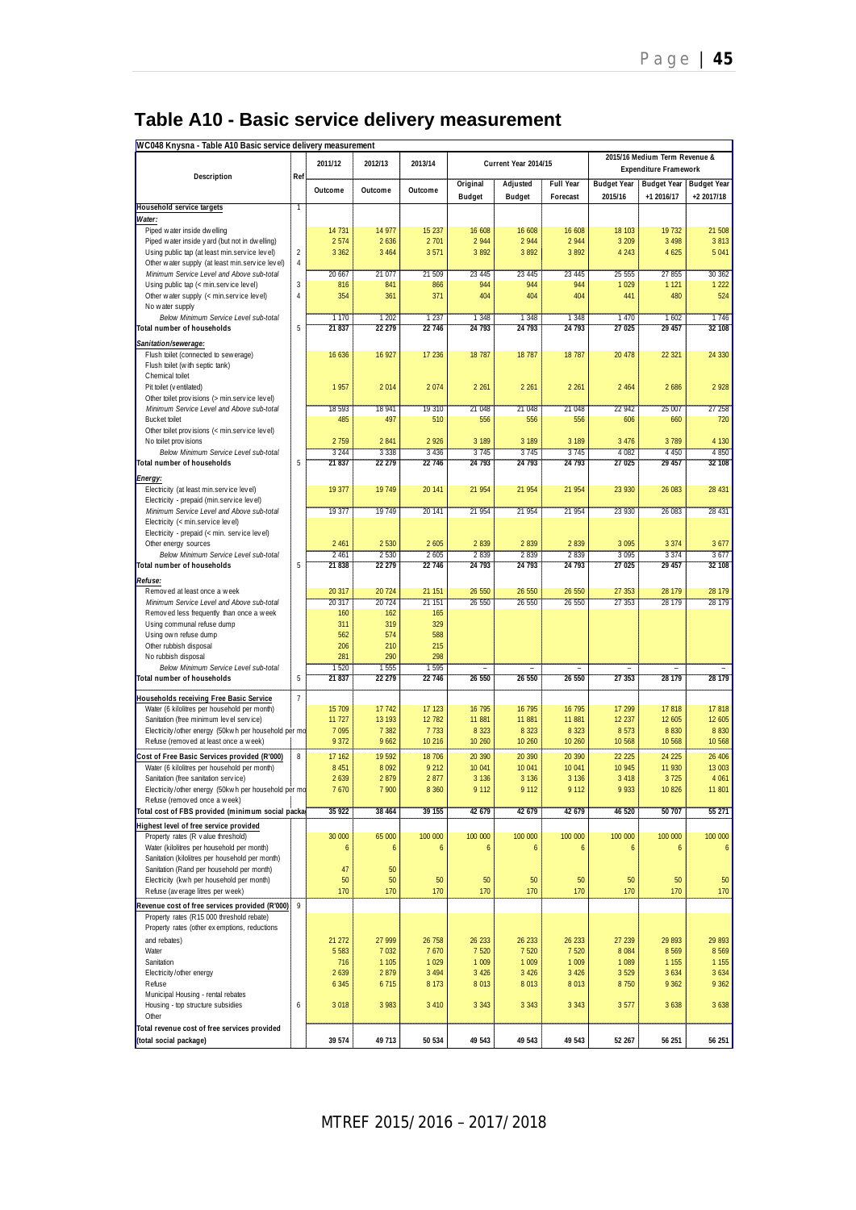# Table A10 - Basic service delivery measurement

WC048 Knysna - Table A10 Basic service delivery measurement

| Description | Ref | 2011/12 | 2012/13 | 2013/14 | Current Year 2014/15 | | | 2015/16 Medium Term Revenue & Expenditure Framework | | |
|---|---|---|---|---|---|---|---|---|---|---|
| | | Outcome | Outcome | Outcome | Original Budget | Adjusted Budget | Full Year Forecast | Budget Year 2015/16 | Budget Year +1 2016/17 | Budget Year +2 2017/18 |
| **Household service targets** | 1 | | | | | | | | | |
| *Water:* | | | | | | | | | | |
| Piped water inside dwelling | | 14 731 | 14 977 | 15 237 | 16 608 | 16 608 | 16 608 | 18 103 | 19 732 | 21 508 |
| Piped water inside yard (but not in dwelling) | | 2 574 | 2 636 | 2 701 | 2 944 | 2 944 | 2 944 | 3 209 | 3 498 | 3 813 |
| Using public tap (at least min.service level) | 2 | 3 362 | 3 464 | 3 571 | 3 892 | 3 892 | 3 892 | 4 243 | 4 625 | 5 041 |
| Other water supply (at least min.service level) | 4 | | | | | | | | | |
| *Minimum Service Level and Above sub-total* | | 20 667 | 21 077 | 21 509 | 23 445 | 23 445 | 23 445 | 25 555 | 27 855 | 30 362 |
| Using public tap (< min.service level) | 3 | 816 | 841 | 866 | 944 | 944 | 944 | 1 029 | 1 121 | 1 222 |
| Other water supply (< min.service level) | 4 | 354 | 361 | 371 | 404 | 404 | 404 | 441 | 480 | 524 |
| No water supply | | | | | | | | | | |
| *Below Minimum Service Level sub-total* | | 1 170 | 1 202 | 1 237 | 1 348 | 1 348 | 1 348 | 1 470 | 1 602 | 1 746 |
| **Total number of households** | 5 | **21 837** | **22 279** | **22 746** | **24 793** | **24 793** | **24 793** | **27 025** | **29 457** | **32 108** |
| *Sanitation/sewerage:* | | | | | | | | | | |
| Flush toilet (connected to sewerage) | | 16 636 | 16 927 | 17 236 | 18 787 | 18 787 | 18 787 | 20 478 | 22 321 | 24 330 |
| Flush toilet (with septic tank) | | | | | | | | | | |
| Chemical toilet | | | | | | | | | | |
| Pit toilet (ventilated) | | 1 957 | 2 014 | 2 074 | 2 261 | 2 261 | 2 261 | 2 464 | 2 686 | 2 928 |
| Other toilet provisions (> min.service level) | | | | | | | | | | |
| *Minimum Service Level and Above sub-total* | | 18 593 | 18 941 | 19 310 | 21 048 | 21 048 | 21 048 | 22 942 | 25 007 | 27 258 |
| Bucket toilet | | 485 | 497 | 510 | 556 | 556 | 556 | 606 | 660 | 720 |
| Other toilet provisions (< min.service level) | | | | | | | | | | |
| No toilet provisions | | 2 759 | 2 841 | 2 926 | 3 189 | 3 189 | 3 189 | 3 476 | 3 789 | 4 130 |
| *Below Minimum Service Level sub-total* | | 3 244 | 3 338 | 3 436 | 3 745 | 3 745 | 3 745 | 4 082 | 4 450 | 4 850 |
| **Total number of households** | 5 | **21 837** | **22 279** | **22 746** | **24 793** | **24 793** | **24 793** | **27 025** | **29 457** | **32 108** |
| *Energy:* | | | | | | | | | | |
| Electricity (at least min.service level) | | 19 377 | 19 749 | 20 141 | 21 954 | 21 954 | 21 954 | 23 930 | 26 083 | 28 431 |
| Electricity - prepaid (min.service level) | | | | | | | | | | |
| *Minimum Service Level and Above sub-total* | | 19 377 | 19 749 | 20 141 | 21 954 | 21 954 | 21 954 | 23 930 | 26 083 | 28 431 |
| Electricity (< min.service level) | | | | | | | | | | |
| Electricity - prepaid (< min. service level) | | | | | | | | | | |
| Other energy sources | | 2 461 | 2 530 | 2 605 | 2 839 | 2 839 | 2 839 | 3 095 | 3 374 | 3 677 |
| *Below Minimum Service Level sub-total* | | 2 461 | 2 530 | 2 605 | 2 839 | 2 839 | 2 839 | 3 095 | 3 374 | 3 677 |
| **Total number of households** | 5 | **21 838** | **22 279** | **22 746** | **24 793** | **24 793** | **24 793** | **27 025** | **29 457** | **32 108** |
| *Refuse:* | | | | | | | | | | |
| Removed at least once a week | | 20 317 | 20 724 | 21 151 | 26 550 | 26 550 | 26 550 | 27 353 | 28 179 | 28 179 |
| *Minimum Service Level and Above sub-total* | | 20 317 | 20 724 | 21 151 | 26 550 | 26 550 | 26 550 | 27 353 | 28 179 | 28 179 |
| Removed less frequently than once a week | | 160 | 162 | 165 | | | | | | |
| Using communal refuse dump | | 311 | 319 | 329 | | | | | | |
| Using own refuse dump | | 562 | 574 | 588 | | | | | | |
| Other rubbish disposal | | 206 | 210 | 215 | | | | | | |
| No rubbish disposal | | 281 | 290 | 298 | | | | | | |
| *Below Minimum Service Level sub-total* | | 1 520 | 1 555 | 1 595 | – | – | – | – | – | – |
| **Total number of households** | 5 | **21 837** | **22 279** | **22 746** | **26 550** | **26 550** | **26 550** | **27 353** | **28 179** | **28 179** |
| **Households receiving Free Basic Service** | 7 | | | | | | | | | |
| Water (6 kilolitres per household per month) | | 15 709 | 17 742 | 17 123 | 16 795 | 16 795 | 16 795 | 17 299 | 17 818 | 17 818 |
| Sanitation (free minimum level service) | | 11 727 | 13 193 | 12 782 | 11 881 | 11 881 | 11 881 | 12 237 | 12 605 | 12 605 |
| Electricity/other energy (50kwh per household per mo | | 7 095 | 7 382 | 7 733 | 8 323 | 8 323 | 8 323 | 8 573 | 8 830 | 8 830 |
| Refuse (removed at least once a week) | | 9 372 | 9 662 | 10 216 | 10 260 | 10 260 | 10 260 | 10 568 | 10 568 | 10 568 |
| **Cost of Free Basic Services provided (R'000)** | 8 | 17 162 | 19 592 | 18 706 | 20 390 | 20 390 | 20 390 | 22 225 | 24 225 | 26 406 |
| Water (6 kilolitres per household per month) | | 8 451 | 8 092 | 9 212 | 10 041 | 10 041 | 10 041 | 10 945 | 11 930 | 13 003 |
| Sanitation (free sanitation service) | | 2 639 | 2 879 | 2 877 | 3 136 | 3 136 | 3 136 | 3 418 | 3 725 | 4 061 |
| Electricity/other energy (50kwh per household per mo | | 7 670 | 7 900 | 8 360 | 9 112 | 9 112 | 9 112 | 9 933 | 10 826 | 11 801 |
| Refuse (removed once a week) | | | | | | | | | | |
| **Total cost of FBS provided (minimum social packa** | | **35 922** | **38 464** | **39 155** | **42 679** | **42 679** | **42 679** | **46 520** | **50 707** | **55 271** |
| **Highest level of free service provided** | | | | | | | | | | |
| Property rates (R value threshold) | | 30 000 | 65 000 | 100 000 | 100 000 | 100 000 | 100 000 | 100 000 | 100 000 | 100 000 |
| Water (kilolitres per household per month) | | 6 | 6 | 6 | 6 | 6 | 6 | 6 | 6 | 6 |
| Sanitation (kilolitres per household per month) | | | | | | | | | | |
| Sanitation (Rand per household per month) | | 47 | 50 | | | | | | | |
| Electricity (kwh per household per month) | | 50 | 50 | 50 | 50 | 50 | 50 | 50 | 50 | 50 |
| Refuse (average litres per week) | | 170 | 170 | 170 | 170 | 170 | 170 | 170 | 170 | 170 |
| **Revenue cost of free services provided (R'000)** | 9 | | | | | | | | | |
| Property rates (R15 000 threshold rebate) | | | | | | | | | | |
| Property rates (other exemptions, reductions and rebates) | | 21 272 | 27 999 | 26 758 | 26 233 | 26 233 | 26 233 | 27 239 | 29 893 | 29 893 |
| Water | | 5 583 | 7 032 | 7 670 | 7 520 | 7 520 | 7 520 | 8 084 | 8 569 | 8 569 |
| Sanitation | | 716 | 1 105 | 1 029 | 1 009 | 1 009 | 1 009 | 1 089 | 1 155 | 1 155 |
| Electricity/other energy | | 2 639 | 2 879 | 3 494 | 3 426 | 3 426 | 3 426 | 3 529 | 3 634 | 3 634 |
| Refuse | | 6 345 | 6 715 | 8 173 | 8 013 | 8 013 | 8 013 | 8 750 | 9 362 | 9 362 |
| Municipal Housing - rental rebates | | | | | | | | | | |
| Housing - top structure subsidies | 6 | 3 018 | 3 983 | 3 410 | 3 343 | 3 343 | 3 343 | 3 577 | 3 638 | 3 638 |
| Other | | | | | | | | | | |
| **Total revenue cost of free services provided (total social package)** | | **39 574** | **49 713** | **50 534** | **49 543** | **49 543** | **49 543** | **52 267** | **56 251** | **56 251** |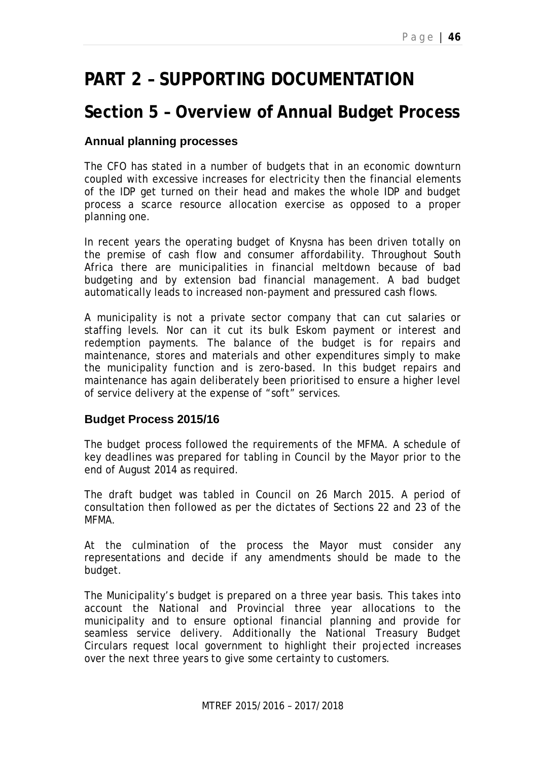# PART 2 – SUPPORTING DOCUMENTATION

## Section 5 – Overview of Annual Budget Process

### Annual planning processes

The CFO has stated in a number of budgets that in an economic downturn coupled with excessive increases for electricity then the financial elements of the IDP get turned on their head and makes the whole IDP and budget process a scarce resource allocation exercise as opposed to a proper planning one.

In recent years the operating budget of Knysna has been driven totally on the premise of cash flow and consumer affordability. Throughout South Africa there are municipalities in financial meltdown because of bad budgeting and by extension bad financial management. A bad budget automatically leads to increased non-payment and pressured cash flows.

A municipality is not a private sector company that can cut salaries or staffing levels. Nor can it cut its bulk Eskom payment or interest and redemption payments. The balance of the budget is for repairs and maintenance, stores and materials and other expenditures simply to make the municipality function and is zero-based. In this budget repairs and maintenance has again deliberately been prioritised to ensure a higher level of service delivery at the expense of "soft" services.

### Budget Process 2015/16

The budget process followed the requirements of the MFMA. A schedule of key deadlines was prepared for tabling in Council by the Mayor prior to the end of August 2014 as required.

The draft budget was tabled in Council on 26 March 2015. A period of consultation then followed as per the dictates of Sections 22 and 23 of the MFMA.

At the culmination of the process the Mayor must consider any representations and decide if any amendments should be made to the budget.

The Municipality's budget is prepared on a three year basis. This takes into account the National and Provincial three year allocations to the municipality and to ensure optional financial planning and provide for seamless service delivery. Additionally the National Treasury Budget Circulars request local government to highlight their projected increases over the next three years to give some certainty to customers.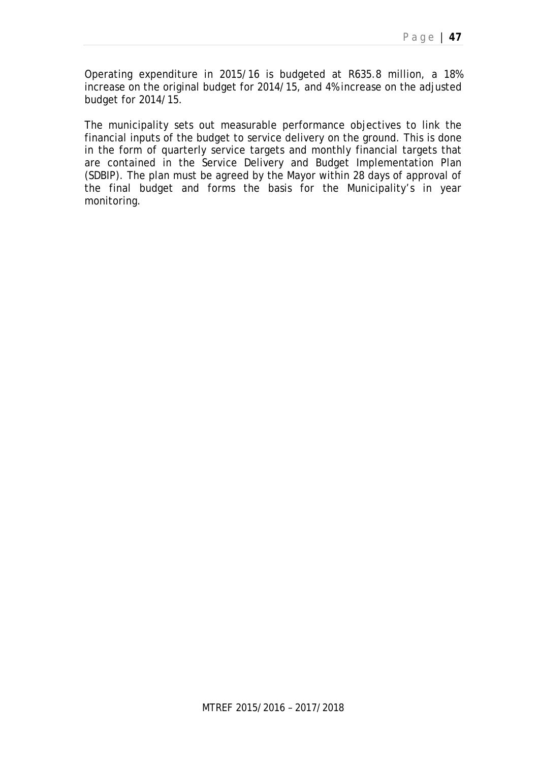Operating expenditure in 2015/16 is budgeted at R635.8 million, a 18% increase on the original budget for 2014/15, and 4% increase on the adjusted budget for 2014/15.

The municipality sets out measurable performance objectives to link the financial inputs of the budget to service delivery on the ground. This is done in the form of quarterly service targets and monthly financial targets that are contained in the Service Delivery and Budget Implementation Plan (SDBIP). The plan must be agreed by the Mayor within 28 days of approval of the final budget and forms the basis for the Municipality's in year monitoring.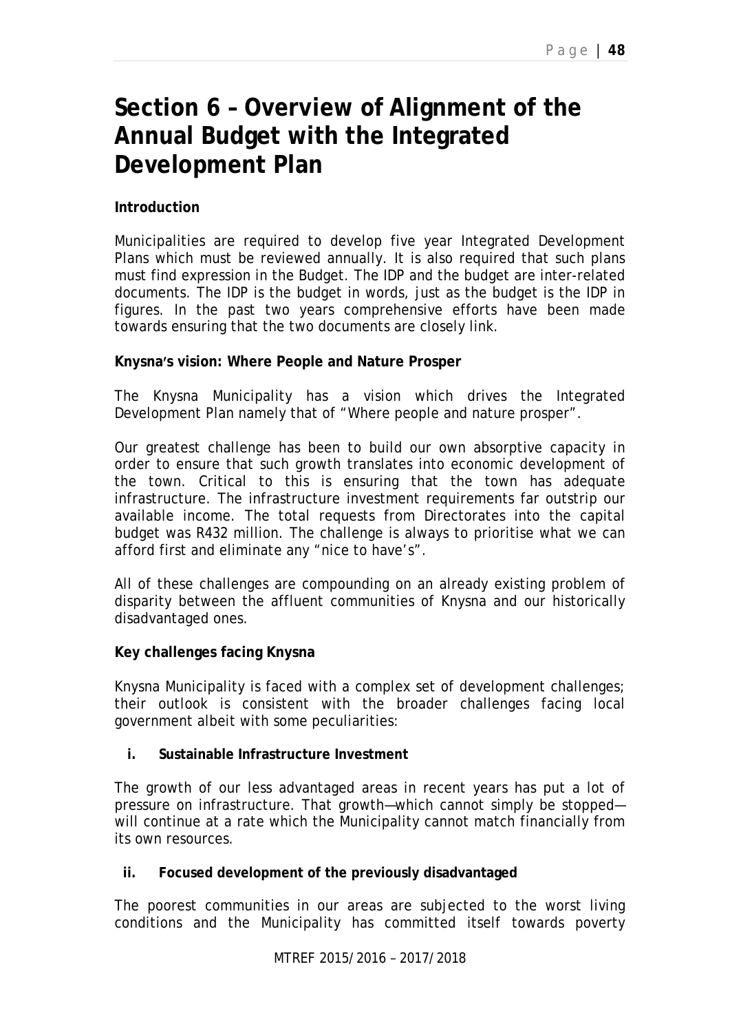# Section 6 – Overview of Alignment of the Annual Budget with the Integrated Development Plan

**Introduction**

Municipalities are required to develop five year Integrated Development Plans which must be reviewed annually. It is also required that such plans must find expression in the Budget. The IDP and the budget are inter-related documents. The IDP is the budget in words, just as the budget is the IDP in figures. In the past two years comprehensive efforts have been made towards ensuring that the two documents are closely link.

**Knysna's vision: Where People and Nature Prosper**

The Knysna Municipality has a vision which drives the Integrated Development Plan namely that of "Where people and nature prosper".

Our greatest challenge has been to build our own absorptive capacity in order to ensure that such growth translates into economic development of the town. Critical to this is ensuring that the town has adequate infrastructure. The infrastructure investment requirements far outstrip our available income. The total requests from Directorates into the capital budget was R432 million. The challenge is always to prioritise what we can afford first and eliminate any "nice to have's".

All of these challenges are compounding on an already existing problem of disparity between the affluent communities of Knysna and our historically disadvantaged ones.

**Key challenges facing Knysna**

Knysna Municipality is faced with a complex set of development challenges; their outlook is consistent with the broader challenges facing local government albeit with some peculiarities:

**i. Sustainable Infrastructure Investment**

The growth of our less advantaged areas in recent years has put a lot of pressure on infrastructure. That growth—which cannot simply be stopped—will continue at a rate which the Municipality cannot match financially from its own resources.

**ii. Focused development of the previously disadvantaged**

The poorest communities in our areas are subjected to the worst living conditions and the Municipality has committed itself towards poverty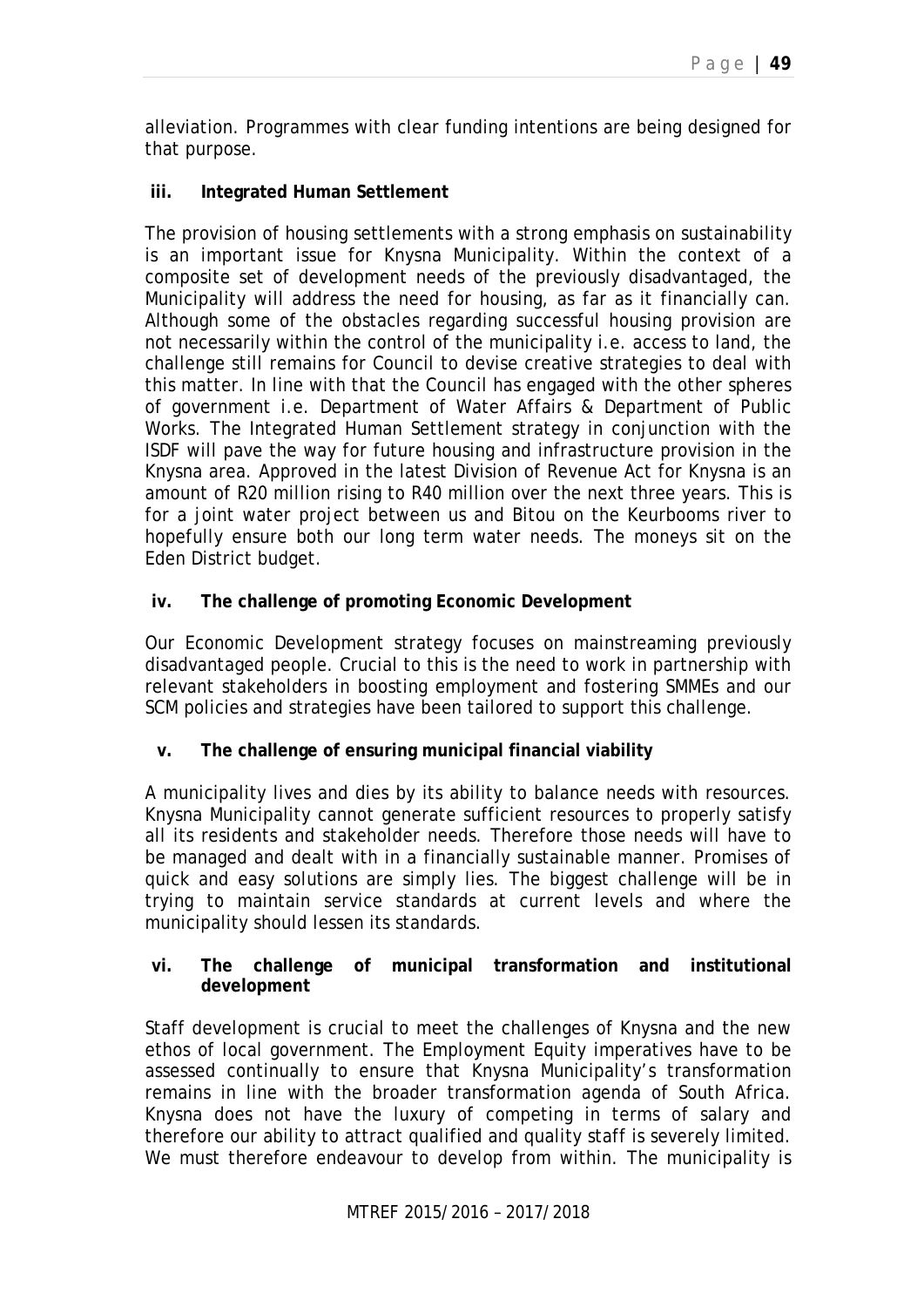alleviation. Programmes with clear funding intentions are being designed for that purpose.

**iii. Integrated Human Settlement**

The provision of housing settlements with a strong emphasis on sustainability is an important issue for Knysna Municipality. Within the context of a composite set of development needs of the previously disadvantaged, the Municipality will address the need for housing, as far as it financially can. Although some of the obstacles regarding successful housing provision are not necessarily within the control of the municipality i.e. access to land, the challenge still remains for Council to devise creative strategies to deal with this matter. In line with that the Council has engaged with the other spheres of government i.e. Department of Water Affairs & Department of Public Works. The Integrated Human Settlement strategy in conjunction with the ISDF will pave the way for future housing and infrastructure provision in the Knysna area. Approved in the latest Division of Revenue Act for Knysna is an amount of R20 million rising to R40 million over the next three years. This is for a joint water project between us and Bitou on the Keurbooms river to hopefully ensure both our long term water needs. The moneys sit on the Eden District budget.

**iv. The challenge of promoting Economic Development**

Our Economic Development strategy focuses on mainstreaming previously disadvantaged people. Crucial to this is the need to work in partnership with relevant stakeholders in boosting employment and fostering SMMEs and our SCM policies and strategies have been tailored to support this challenge.

**v. The challenge of ensuring municipal financial viability**

A municipality lives and dies by its ability to balance needs with resources. Knysna Municipality cannot generate sufficient resources to properly satisfy all its residents and stakeholder needs. Therefore those needs will have to be managed and dealt with in a financially sustainable manner. Promises of quick and easy solutions are simply lies. The biggest challenge will be in trying to maintain service standards at current levels and where the municipality should lessen its standards.

**vi. The challenge of municipal transformation and institutional development**

Staff development is crucial to meet the challenges of Knysna and the new ethos of local government. The Employment Equity imperatives have to be assessed continually to ensure that Knysna Municipality's transformation remains in line with the broader transformation agenda of South Africa. Knysna does not have the luxury of competing in terms of salary and therefore our ability to attract qualified and quality staff is severely limited. We must therefore endeavour to develop from within. The municipality is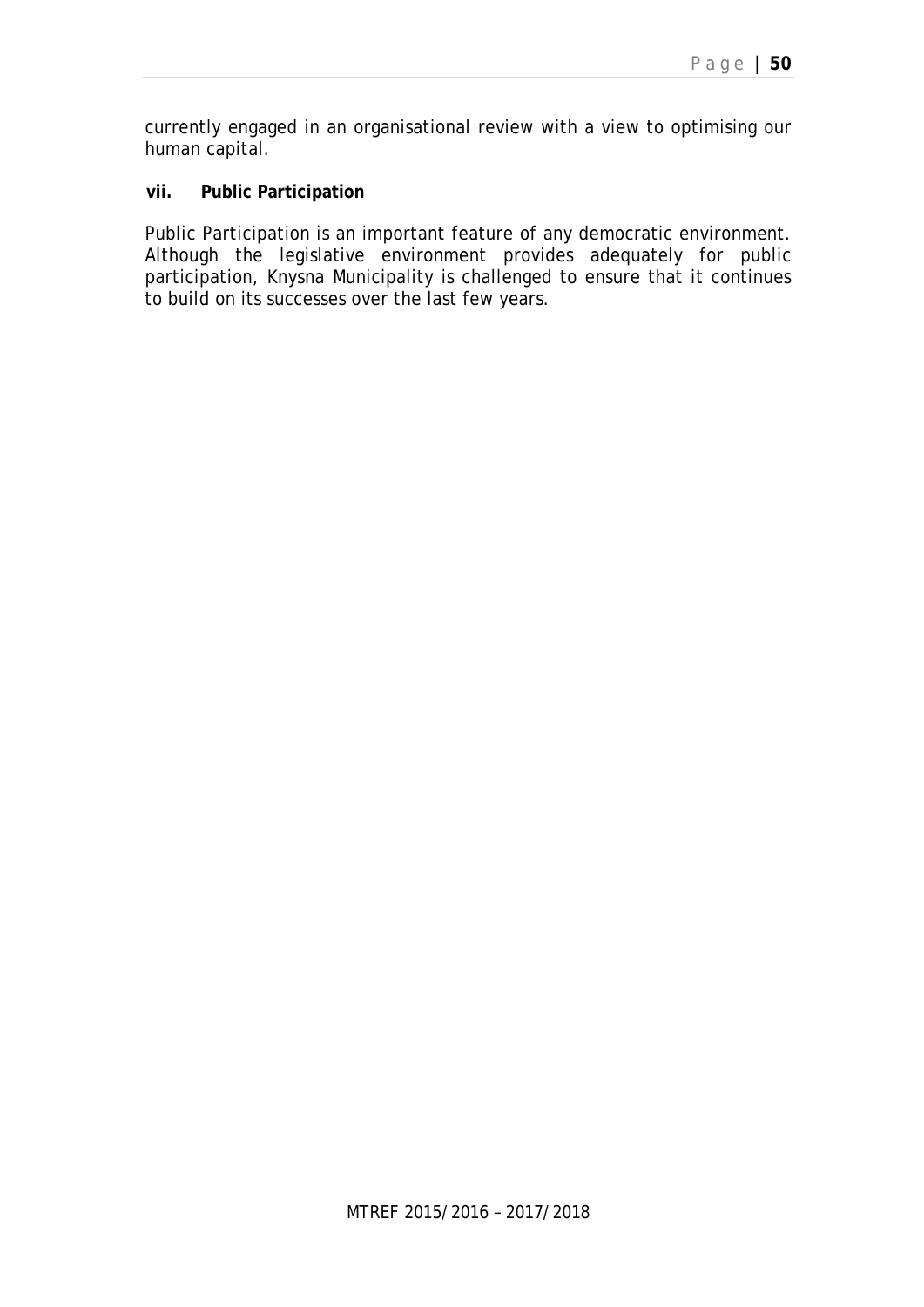currently engaged in an organisational review with a view to optimising our human capital.

**vii. Public Participation**

Public Participation is an important feature of any democratic environment. Although the legislative environment provides adequately for public participation, Knysna Municipality is challenged to ensure that it continues to build on its successes over the last few years.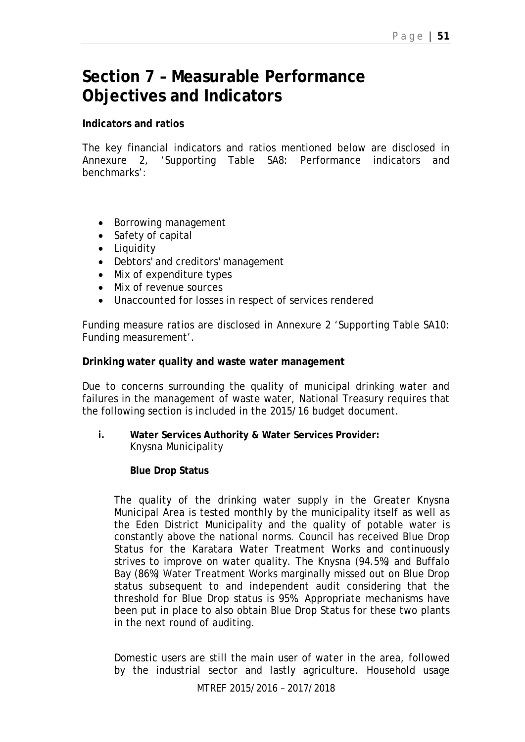# Section 7 – Measurable Performance Objectives and Indicators

**Indicators and ratios**

The key financial indicators and ratios mentioned below are disclosed in Annexure 2, 'Supporting Table SA8: Performance indicators and benchmarks':

- Borrowing management
- Safety of capital
- Liquidity
- Debtors' and creditors' management
- Mix of expenditure types
- Mix of revenue sources
- Unaccounted for losses in respect of services rendered

Funding measure ratios are disclosed in Annexure 2 'Supporting Table SA10: Funding measurement'.

**Drinking water quality and waste water management**

Due to concerns surrounding the quality of municipal drinking water and failures in the management of waste water, National Treasury requires that the following section is included in the 2015/16 budget document.

**i. Water Services Authority & Water Services Provider:**
Knysna Municipality

**Blue Drop Status**

The quality of the drinking water supply in the Greater Knysna Municipal Area is tested monthly by the municipality itself as well as the Eden District Municipality and the quality of potable water is constantly above the national norms. Council has received Blue Drop Status for the Karatara Water Treatment Works and continuously strives to improve on water quality. The Knysna (94.5%) and Buffalo Bay (86%) Water Treatment Works marginally missed out on Blue Drop status subsequent to and independent audit considering that the threshold for Blue Drop status is 95%. Appropriate mechanisms have been put in place to also obtain Blue Drop Status for these two plants in the next round of auditing.

Domestic users are still the main user of water in the area, followed by the industrial sector and lastly agriculture. Household usage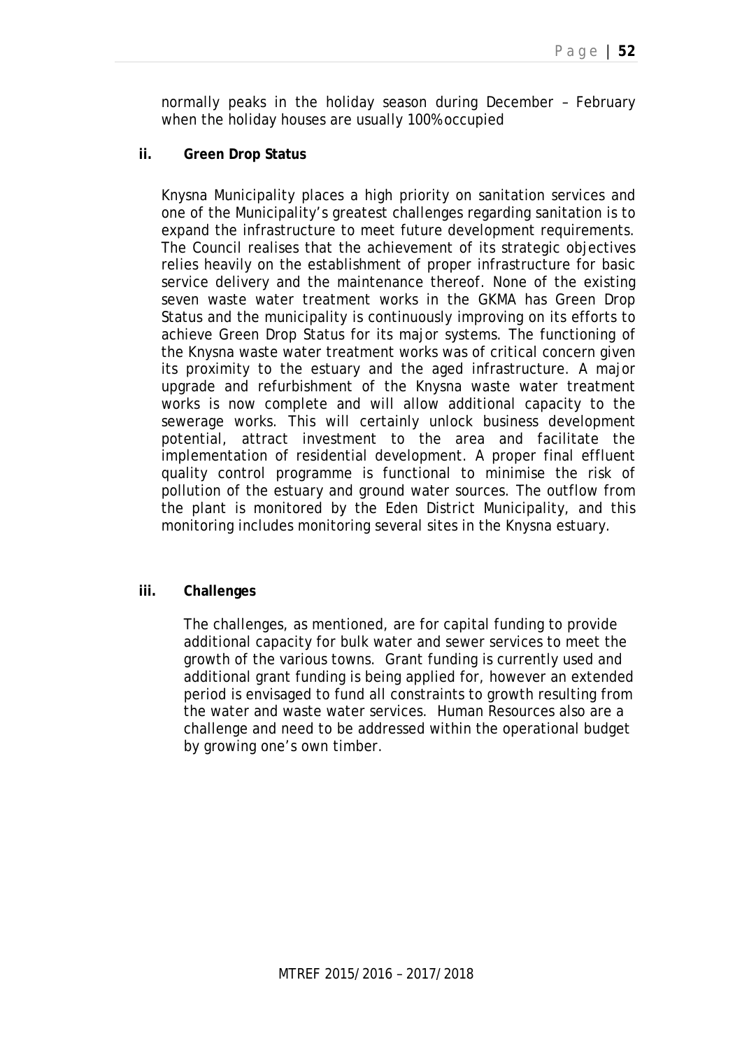normally peaks in the holiday season during December – February when the holiday houses are usually 100% occupied

**ii. Green Drop Status**

Knysna Municipality places a high priority on sanitation services and one of the Municipality's greatest challenges regarding sanitation is to expand the infrastructure to meet future development requirements. The Council realises that the achievement of its strategic objectives relies heavily on the establishment of proper infrastructure for basic service delivery and the maintenance thereof. None of the existing seven waste water treatment works in the GKMA has Green Drop Status and the municipality is continuously improving on its efforts to achieve Green Drop Status for its major systems. The functioning of the Knysna waste water treatment works was of critical concern given its proximity to the estuary and the aged infrastructure. A major upgrade and refurbishment of the Knysna waste water treatment works is now complete and will allow additional capacity to the sewerage works. This will certainly unlock business development potential, attract investment to the area and facilitate the implementation of residential development. A proper final effluent quality control programme is functional to minimise the risk of pollution of the estuary and ground water sources. The outflow from the plant is monitored by the Eden District Municipality, and this monitoring includes monitoring several sites in the Knysna estuary.

**iii. Challenges**

The challenges, as mentioned, are for capital funding to provide additional capacity for bulk water and sewer services to meet the growth of the various towns. Grant funding is currently used and additional grant funding is being applied for, however an extended period is envisaged to fund all constraints to growth resulting from the water and waste water services. Human Resources also are a challenge and need to be addressed within the operational budget by growing one's own timber.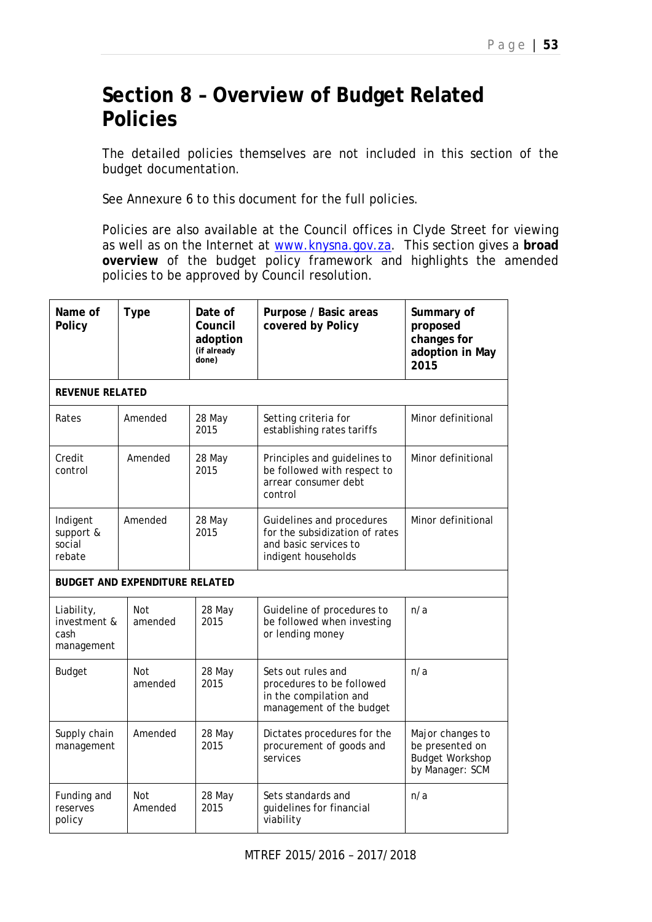# Section 8 – Overview of Budget Related Policies

The detailed policies themselves are not included in this section of the budget documentation.

See Annexure 6 to this document for the full policies.

Policies are also available at the Council offices in Clyde Street for viewing as well as on the Internet at www.knysna.gov.za. This section gives a **broad overview** of the budget policy framework and highlights the amended policies to be approved by Council resolution.

| Name of Policy | Type | Date of Council adoption (if already done) | Purpose / Basic areas covered by Policy | Summary of proposed changes for adoption in May 2015 |
|---|---|---|---|---|
| **REVENUE RELATED** | | | | |
| Rates | Amended | 28 May 2015 | Setting criteria for establishing rates tariffs | Minor definitional |
| Credit control | Amended | 28 May 2015 | Principles and guidelines to be followed with respect to arrear consumer debt control | Minor definitional |
| Indigent support & social rebate | Amended | 28 May 2015 | Guidelines and procedures for the subsidization of rates and basic services to indigent households | Minor definitional |
| **BUDGET AND EXPENDITURE RELATED** | | | | |
| Liability, investment & cash management | Not amended | 28 May 2015 | Guideline of procedures to be followed when investing or lending money | n/a |
| Budget | Not amended | 28 May 2015 | Sets out rules and procedures to be followed in the compilation and management of the budget | n/a |
| Supply chain management | Amended | 28 May 2015 | Dictates procedures for the procurement of goods and services | Major changes to be presented on Budget Workshop by Manager: SCM |
| Funding and reserves policy | Not Amended | 28 May 2015 | Sets standards and guidelines for financial viability | n/a |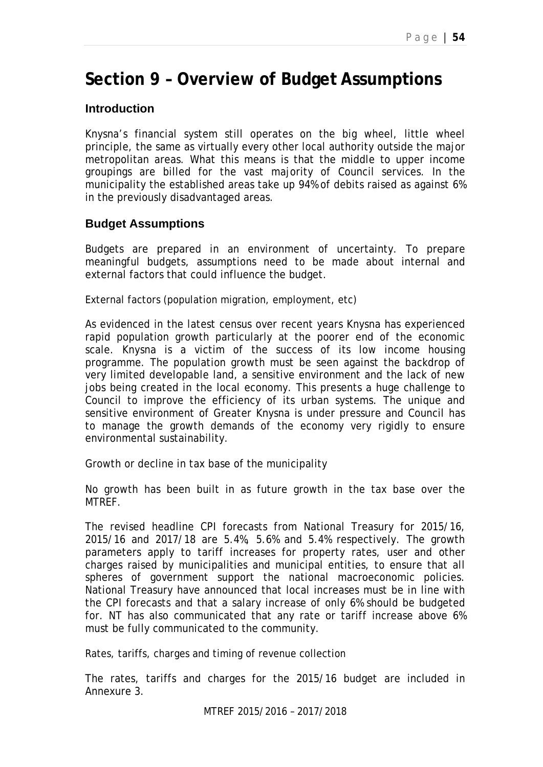# Section 9 – Overview of Budget Assumptions

## Introduction

Knysna's financial system still operates on the big wheel, little wheel principle, the same as virtually every other local authority outside the major metropolitan areas. What this means is that the middle to upper income groupings are billed for the vast majority of Council services. In the municipality the established areas take up 94% of debits raised as against 6% in the previously disadvantaged areas.

## Budget Assumptions

Budgets are prepared in an environment of uncertainty. To prepare meaningful budgets, assumptions need to be made about internal and external factors that could influence the budget.

External factors (population migration, employment, etc)

As evidenced in the latest census over recent years Knysna has experienced rapid population growth particularly at the poorer end of the economic scale. Knysna is a victim of the success of its low income housing programme. The population growth must be seen against the backdrop of very limited developable land, a sensitive environment and the lack of new jobs being created in the local economy. This presents a huge challenge to Council to improve the efficiency of its urban systems. The unique and sensitive environment of Greater Knysna is under pressure and Council has to manage the growth demands of the economy very rigidly to ensure environmental sustainability.

Growth or decline in tax base of the municipality

No growth has been built in as future growth in the tax base over the MTREF.

The revised headline CPI forecasts from National Treasury for 2015/16, 2015/16 and 2017/18 are 5.4%, 5.6% and 5.4% respectively. The growth parameters apply to tariff increases for property rates, user and other charges raised by municipalities and municipal entities, to ensure that all spheres of government support the national macroeconomic policies. National Treasury have announced that local increases must be in line with the CPI forecasts and that a salary increase of only 6% should be budgeted for. NT has also communicated that any rate or tariff increase above 6% must be fully communicated to the community.

Rates, tariffs, charges and timing of revenue collection

The rates, tariffs and charges for the 2015/16 budget are included in Annexure 3.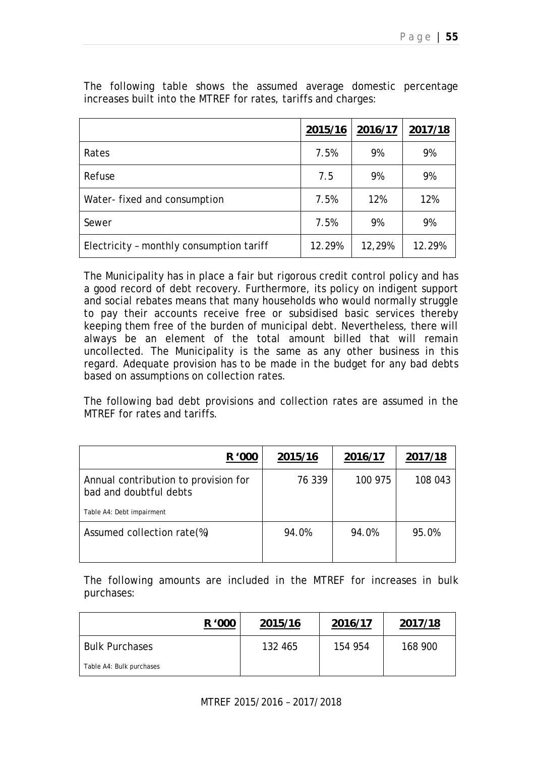The following table shows the assumed average domestic percentage increases built into the MTREF for rates, tariffs and charges:

| | 2015/16 | 2016/17 | 2017/18 |
|---|---|---|---|
| Rates | 7.5% | 9% | 9% |
| Refuse | 7.5 | 9% | 9% |
| Water- fixed and consumption | 7.5% | 12% | 12% |
| Sewer | 7.5% | 9% | 9% |
| Electricity – monthly consumption tariff | 12.29% | 12,29% | 12.29% |

The Municipality has in place a fair but rigorous credit control policy and has a good record of debt recovery. Furthermore, its policy on indigent support and social rebates means that many households who would normally struggle to pay their accounts receive free or subsidised basic services thereby keeping them free of the burden of municipal debt. Nevertheless, there will always be an element of the total amount billed that will remain uncollected. The Municipality is the same as any other business in this regard. Adequate provision has to be made in the budget for any bad debts based on assumptions on collection rates.

The following bad debt provisions and collection rates are assumed in the MTREF for rates and tariffs.

| R '000 | 2015/16 | 2016/17 | 2017/18 |
|---|---|---|---|
| Annual contribution to provision for bad and doubtful debts<br>Table A4: Debt impairment | 76 339 | 100 975 | 108 043 |
| Assumed collection rate(%) | 94.0% | 94.0% | 95.0% |

The following amounts are included in the MTREF for increases in bulk purchases:

| R '000 | 2015/16 | 2016/17 | 2017/18 |
|---|---|---|---|
| Bulk Purchases<br>Table A4: Bulk purchases | 132 465 | 154 954 | 168 900 |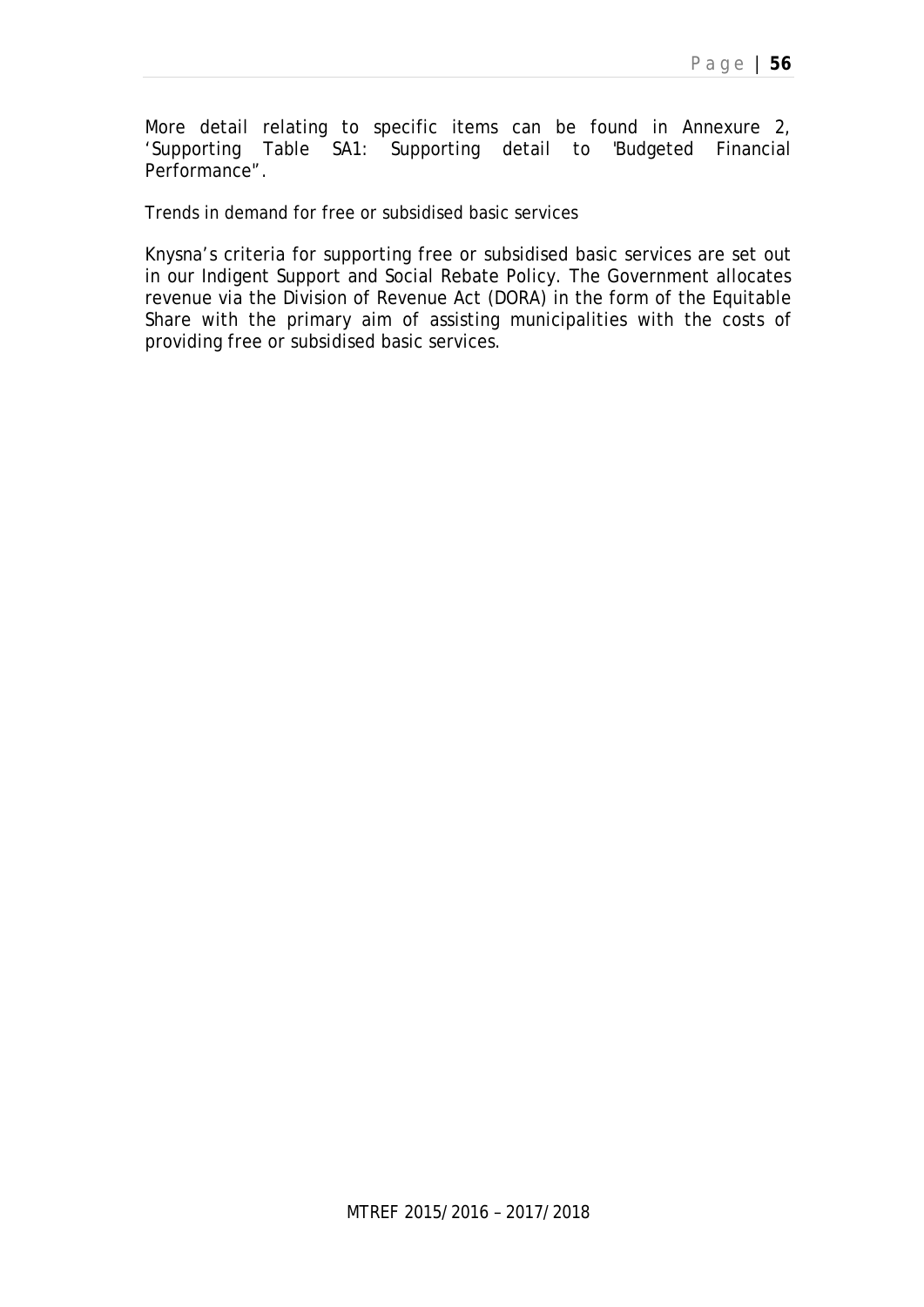More detail relating to specific items can be found in Annexure 2, 'Supporting Table SA1: Supporting detail to ''Budgeted Financial Performance''.

*Trends in demand for free or subsidised basic services*

Knysna's criteria for supporting free or subsidised basic services are set out in our Indigent Support and Social Rebate Policy. The Government allocates revenue via the Division of Revenue Act (DORA) in the form of the Equitable Share with the primary aim of assisting municipalities with the costs of providing free or subsidised basic services.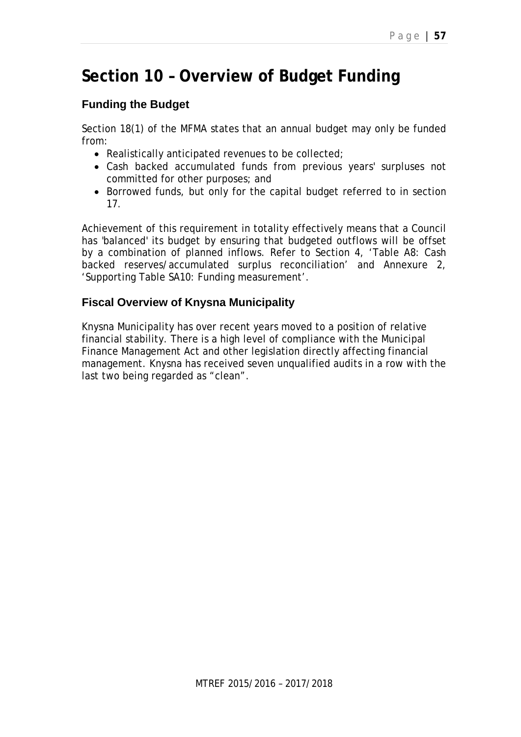# Section 10 – Overview of Budget Funding

## Funding the Budget

Section 18(1) of the MFMA states that an annual budget may only be funded from:

- Realistically anticipated revenues to be collected;
- Cash backed accumulated funds from previous years' surpluses not committed for other purposes; and
- Borrowed funds, but only for the capital budget referred to in section 17.

Achievement of this requirement in totality effectively means that a Council has 'balanced' its budget by ensuring that budgeted outflows will be offset by a combination of planned inflows. Refer to Section 4, 'Table A8: Cash backed reserves/accumulated surplus reconciliation' and Annexure 2, 'Supporting Table SA10: Funding measurement'.

## Fiscal Overview of Knysna Municipality

Knysna Municipality has over recent years moved to a position of relative financial stability. There is a high level of compliance with the Municipal Finance Management Act and other legislation directly affecting financial management. Knysna has received seven unqualified audits in a row with the last two being regarded as "clean".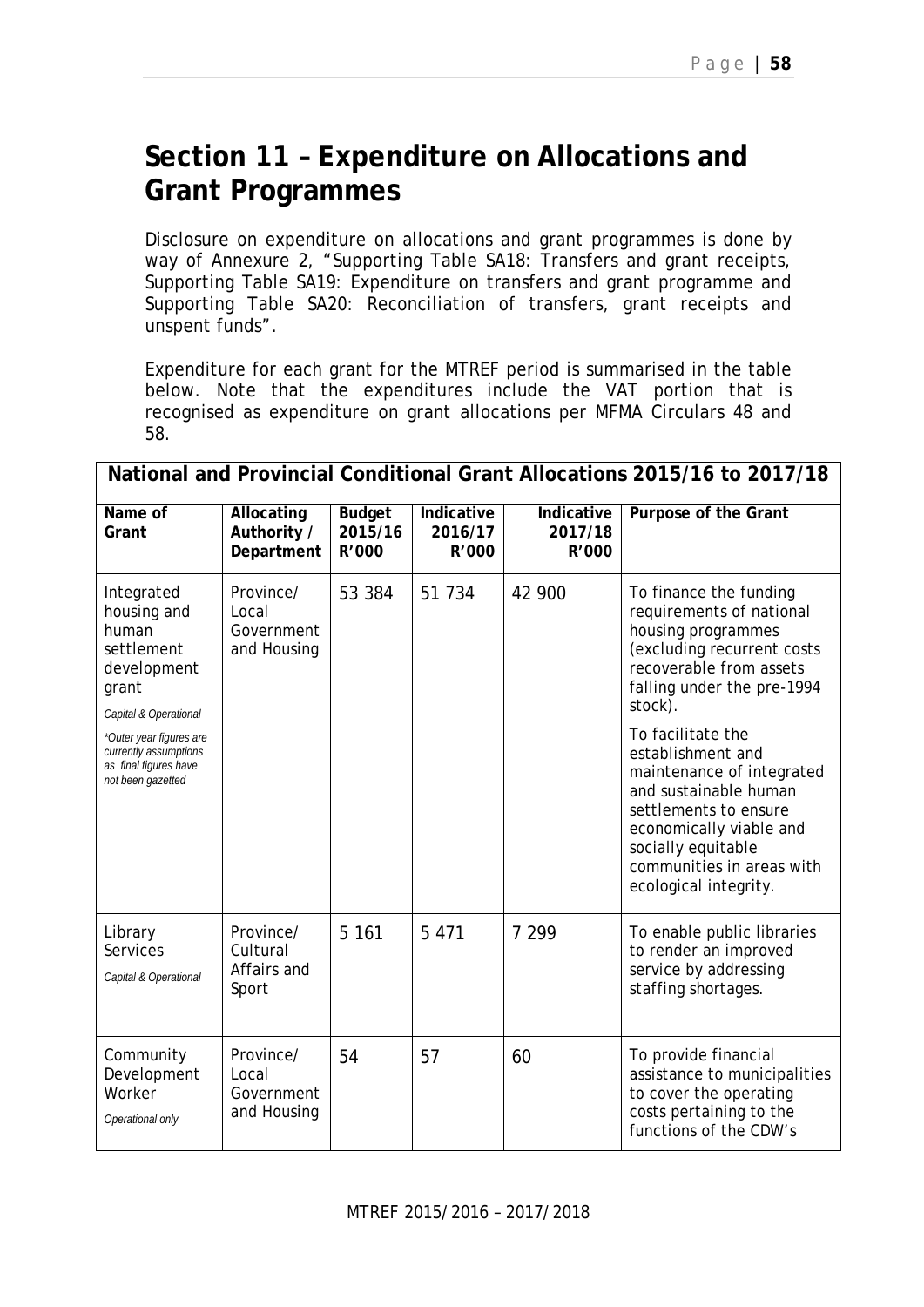# Section 11 – Expenditure on Allocations and Grant Programmes

Disclosure on expenditure on allocations and grant programmes is done by way of Annexure 2, "Supporting Table SA18: Transfers and grant receipts, Supporting Table SA19: Expenditure on transfers and grant programme and Supporting Table SA20: Reconciliation of transfers, grant receipts and unspent funds".

Expenditure for each grant for the MTREF period is summarised in the table below. Note that the expenditures include the VAT portion that is recognised as expenditure on grant allocations per MFMA Circulars 48 and 58.

| National and Provincial Conditional Grant Allocations 2015/16 to 2017/18 | | | | | |
|---|---|---|---|---|---|
| **Name of Grant** | **Allocating Authority / Department** | **Budget 2015/16 R'000** | **Indicative 2016/17 R'000** | **Indicative 2017/18 R'000** | **Purpose of the Grant** |
| Integrated housing and human settlement development grant *Capital & Operational* *\*Outer year figures are currently assumptions as final figures have not been gazetted* | Province/ Local Government and Housing | 53 384 | 51 734 | 42 900 | To finance the funding requirements of national housing programmes (excluding recurrent costs recoverable from assets falling under the pre-1994 stock). To facilitate the establishment and maintenance of integrated and sustainable human settlements to ensure economically viable and socially equitable communities in areas with ecological integrity. |
| Library Services *Capital & Operational* | Province/ Cultural Affairs and Sport | 5 161 | 5 471 | 7 299 | To enable public libraries to render an improved service by addressing staffing shortages. |
| Community Development Worker *Operational only* | Province/ Local Government and Housing | 54 | 57 | 60 | To provide financial assistance to municipalities to cover the operating costs pertaining to the functions of the CDW's |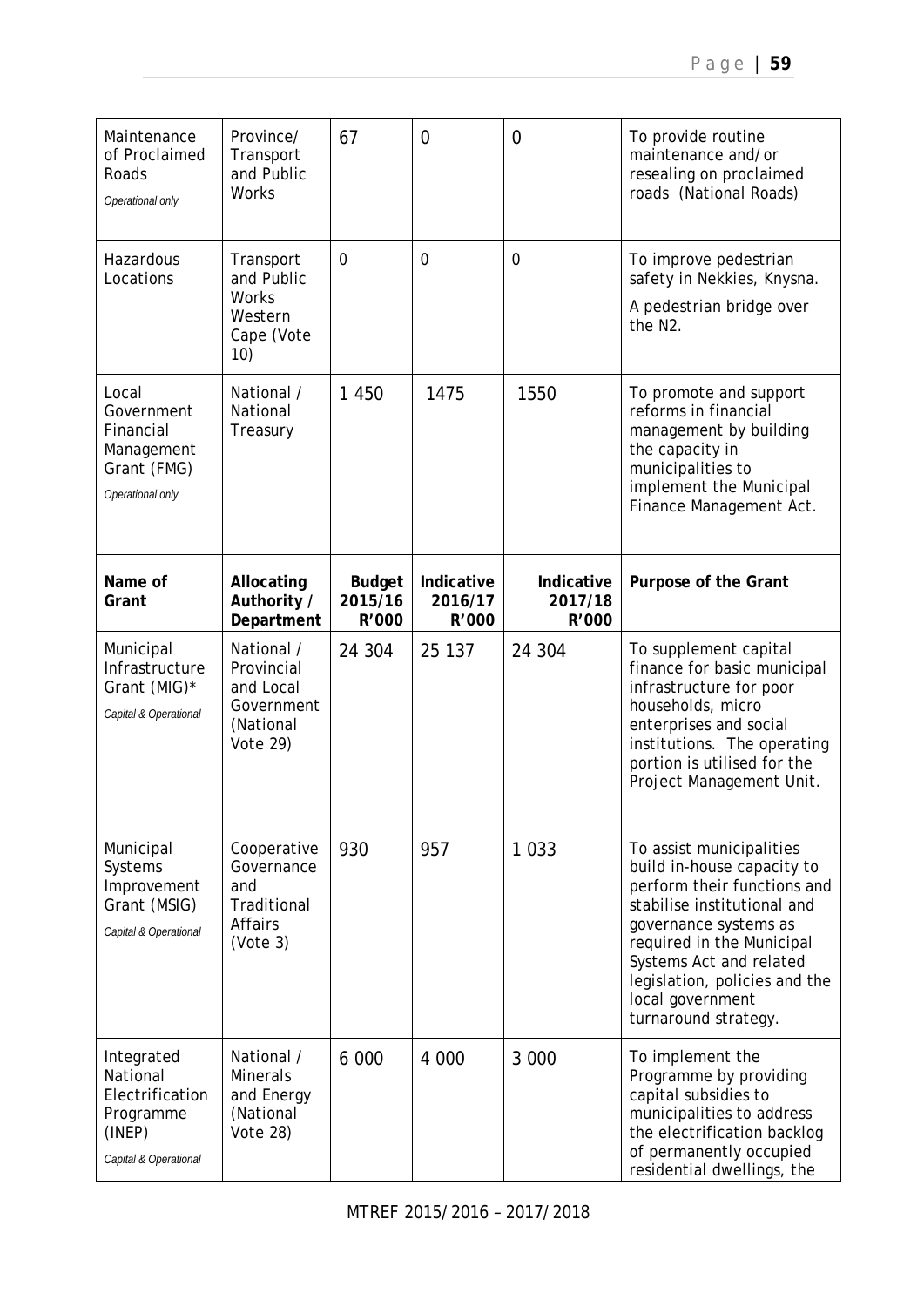| Maintenance of Proclaimed Roads<br>*Operational only* | Province/ Transport and Public Works | 67 | 0 | 0 | To provide routine maintenance and/or resealing on proclaimed roads (National Roads) |
|---|---|---|---|---|---|
| Hazardous Locations | Transport and Public Works Western Cape (Vote 10) | 0 | 0 | 0 | To improve pedestrian safety in Nekkies, Knysna.<br>A pedestrian bridge over the N2. |
| Local Government Financial Management Grant (FMG)<br>*Operational only* | National / National Treasury | 1 450 | 1475 | 1550 | To promote and support reforms in financial management by building the capacity in municipalities to implement the Municipal Finance Management Act. |
| **Name of Grant** | **Allocating Authority / Department** | **Budget 2015/16 R'000** | **Indicative 2016/17 R'000** | **Indicative 2017/18 R'000** | **Purpose of the Grant** |
| Municipal Infrastructure Grant (MIG)*<br>*Capital & Operational* | National / Provincial and Local Government (National Vote 29) | 24 304 | 25 137 | 24 304 | To supplement capital finance for basic municipal infrastructure for poor households, micro enterprises and social institutions. The operating portion is utilised for the Project Management Unit. |
| Municipal Systems Improvement Grant (MSIG)<br>*Capital & Operational* | Cooperative Governance and Traditional Affairs (Vote 3) | 930 | 957 | 1 033 | To assist municipalities build in-house capacity to perform their functions and stabilise institutional and governance systems as required in the Municipal Systems Act and related legislation, policies and the local government turnaround strategy. |
| Integrated National Electrification Programme (INEP)<br>*Capital & Operational* | National / Minerals and Energy (National Vote 28) | 6 000 | 4 000 | 3 000 | To implement the Programme by providing capital subsidies to municipalities to address the electrification backlog of permanently occupied residential dwellings, the |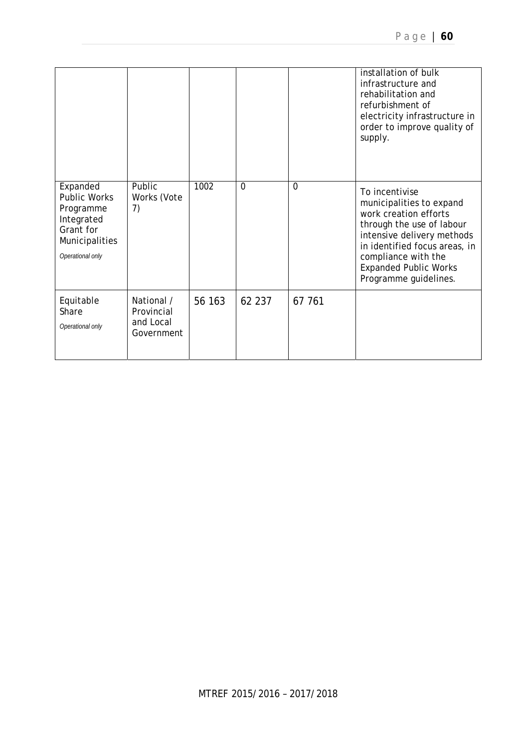| | | | | | installation of bulk infrastructure and rehabilitation and refurbishment of electricity infrastructure in order to improve quality of supply. |
|---|---|---|---|---|---|
| Expanded Public Works Programme Integrated Grant for Municipalities *Operational only* | Public Works (Vote 7) | 1002 | 0 | 0 | To incentivise municipalities to expand work creation efforts through the use of labour intensive delivery methods in identified focus areas, in compliance with the Expanded Public Works Programme guidelines. |
| Equitable Share *Operational only* | National / Provincial and Local Government | 56 163 | 62 237 | 67 761 | |

MTREF 2015/2016 – 2017/2018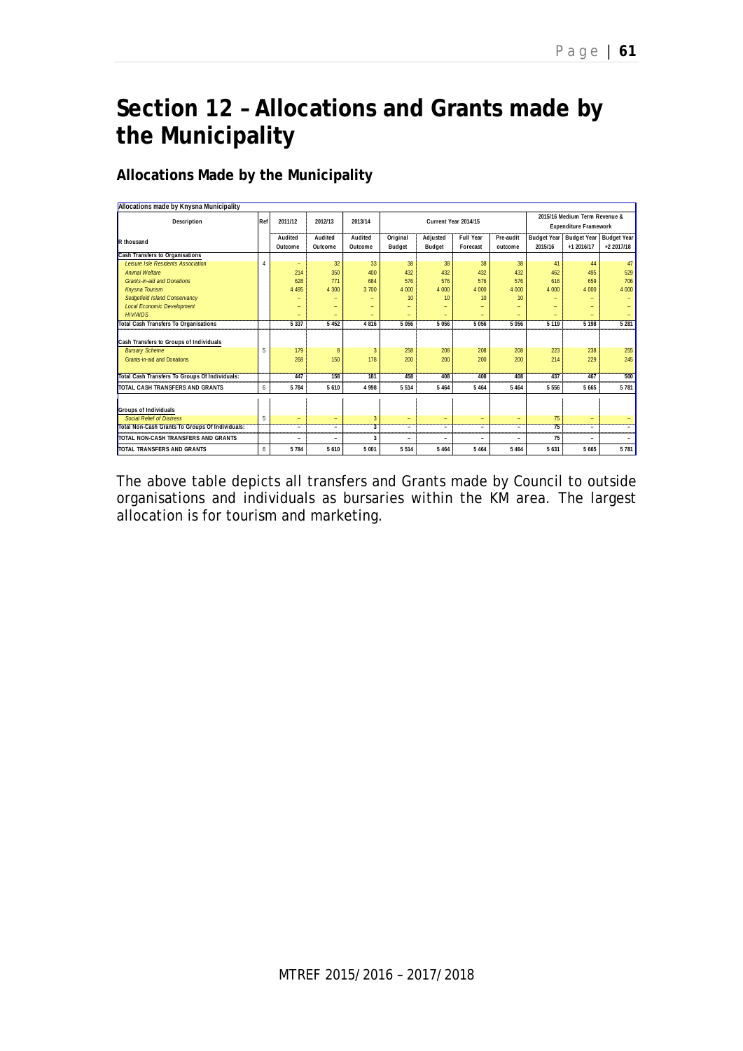# Section 12 – Allocations and Grants made by the Municipality

## Allocations Made by the Municipality

| Allocations made by Knysna Municipality | | | | | | | | | | | |
|---|---|---|---|---|---|---|---|---|---|---|---|
| Description | Ref | 2011/12 | 2012/13 | 2013/14 | Current Year 2014/15 | | | | 2015/16 Medium Term Revenue & Expenditure Framework | | |
| R thousand | | Audited Outcome | Audited Outcome | Audited Outcome | Original Budget | Adjusted Budget | Full Year Forecast | Pre-audit outcome | Budget Year 2015/16 | Budget Year +1 2016/17 | Budget Year +2 2017/18 |
| **Cash Transfers to Organisations** | | | | | | | | | | | |
| *Leisure Isle Residents Association* | 4 | – | 32 | 33 | 38 | 38 | 38 | 38 | 41 | 44 | 47 |
| *Animal Welfare* | | 214 | 350 | 400 | 432 | 432 | 432 | 432 | 462 | 495 | 529 |
| *Grants-in-aid and Donations* | | 628 | 771 | 684 | 576 | 576 | 576 | 576 | 616 | 659 | 706 |
| *Knysna Tourism* | | 4 495 | 4 300 | 3 700 | 4 000 | 4 000 | 4 000 | 4 000 | 4 000 | 4 000 | 4 000 |
| *Sedgefield Island Conservancy* | | – | – | – | 10 | 10 | 10 | 10 | – | – | – |
| *Local Economic Development* | | – | – | – | – | – | – | – | – | – | – |
| *HIV/AIDS* | | – | – | – | – | – | – | – | – | – | – |
| **Total Cash Transfers To Organisations** | | 5 337 | 5 452 | 4 816 | 5 056 | 5 056 | 5 056 | 5 056 | 5 119 | 5 198 | 5 281 |
| **Cash Transfers to Groups of Individuals** | | | | | | | | | | | |
| *Bursary Scheme* | 5 | 179 | 8 | 3 | 258 | 208 | 208 | 208 | 223 | 238 | 255 |
| Grants-in-aid and Donations | | 268 | 150 | 178 | 200 | 200 | 200 | 200 | 214 | 229 | 245 |
| **Total Cash Transfers To Groups Of Individuals:** | | 447 | 158 | 181 | 458 | 408 | 408 | 408 | 437 | 467 | 500 |
| **TOTAL CASH TRANSFERS AND GRANTS** | 6 | 5 784 | 5 610 | 4 998 | 5 514 | 5 464 | 5 464 | 5 464 | 5 556 | 5 665 | 5 781 |
| **Groups of Individuals** | | | | | | | | | | | |
| *Social Relief of Distress* | 5 | – | – | 3 | – | – | – | – | 75 | – | – |
| **Total Non-Cash Grants To Groups Of Individuals:** | | – | – | 3 | – | – | – | – | 75 | – | – |
| **TOTAL NON-CASH TRANSFERS AND GRANTS** | | – | – | 3 | – | – | – | – | 75 | – | – |
| **TOTAL TRANSFERS AND GRANTS** | 6 | 5 784 | 5 610 | 5 001 | 5 514 | 5 464 | 5 464 | 5 464 | 5 631 | 5 665 | 5 781 |

The above table depicts all transfers and Grants made by Council to outside organisations and individuals as bursaries within the KM area. The largest allocation is for tourism and marketing.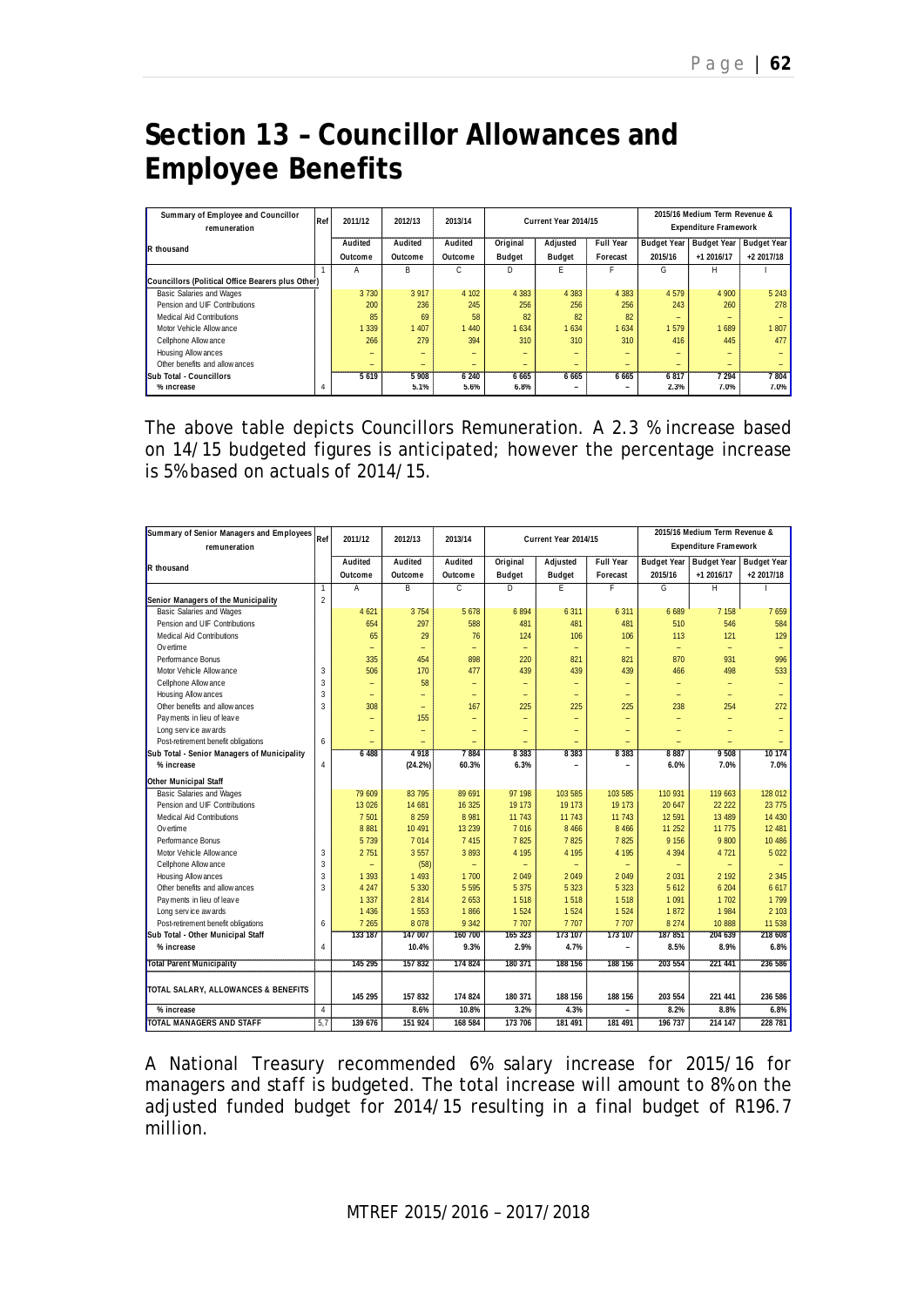# Section 13 – Councillor Allowances and Employee Benefits

| Summary of Employee and Councillor remuneration | Ref | 2011/12 | 2012/13 | 2013/14 | Current Year 2014/15 | | | 2015/16 Medium Term Revenue & Expenditure Framework | | |
|---|---|---|---|---|---|---|---|---|---|---|
| R thousand | | Audited Outcome | Audited Outcome | Audited Outcome | Original Budget | Adjusted Budget | Full Year Forecast | Budget Year 2015/16 | Budget Year +1 2016/17 | Budget Year +2 2017/18 |
| | 1 | A | B | C | D | E | F | G | H | I |
| **Councillors (Political Office Bearers plus Other)** | | | | | | | | | | |
| Basic Salaries and Wages | | 3 730 | 3 917 | 4 102 | 4 383 | 4 383 | 4 383 | 4 579 | 4 900 | 5 243 |
| Pension and UIF Contributions | | 200 | 236 | 245 | 256 | 256 | 256 | 243 | 260 | 278 |
| Medical Aid Contributions | | 85 | 69 | 58 | 82 | 82 | 82 | – | – | – |
| Motor Vehicle Allowance | | 1 339 | 1 407 | 1 440 | 1 634 | 1 634 | 1 634 | 1 579 | 1 689 | 1 807 |
| Cellphone Allowance | | 266 | 279 | 394 | 310 | 310 | 310 | 416 | 445 | 477 |
| Housing Allowances | | – | – | – | – | – | – | – | – | – |
| Other benefits and allowances | | – | – | – | – | – | – | – | – | – |
| **Sub Total - Councillors** | | 5 619 | 5 908 | 6 240 | 6 665 | 6 665 | 6 665 | 6 817 | 7 294 | 7 804 |
| % increase | 4 | | 5.1% | 5.6% | 6.8% | – | – | 2.3% | 7.0% | 7.0% |

The above table depicts Councillors Remuneration. A 2.3 % increase based on 14/15 budgeted figures is anticipated; however the percentage increase is 5% based on actuals of 2014/15.

| Summary of Senior Managers and Employees remuneration | Ref | 2011/12 | 2012/13 | 2013/14 | Current Year 2014/15 | | | 2015/16 Medium Term Revenue & Expenditure Framework | | |
|---|---|---|---|---|---|---|---|---|---|---|
| R thousand | | Audited Outcome | Audited Outcome | Audited Outcome | Original Budget | Adjusted Budget | Full Year Forecast | Budget Year 2015/16 | Budget Year +1 2016/17 | Budget Year +2 2017/18 |
| | 1 | A | B | C | D | E | F | G | H | I |
| **Senior Managers of the Municipality** | 2 | | | | | | | | | |
| Basic Salaries and Wages | | 4 621 | 3 754 | 5 678 | 6 894 | 6 311 | 6 311 | 6 689 | 7 158 | 7 659 |
| Pension and UIF Contributions | | 654 | 297 | 588 | 481 | 481 | 481 | 510 | 546 | 584 |
| Medical Aid Contributions | | 65 | 29 | 76 | 124 | 106 | 106 | 113 | 121 | 129 |
| Overtime | | – | – | – | – | – | – | – | – | – |
| Performance Bonus | | 335 | 454 | 898 | 220 | 821 | 821 | 870 | 931 | 996 |
| Motor Vehicle Allowance | 3 | 506 | 170 | 477 | 439 | 439 | 439 | 466 | 498 | 533 |
| Cellphone Allowance | 3 | – | 58 | – | – | – | – | – | – | – |
| Housing Allowances | 3 | – | – | – | – | – | – | – | – | – |
| Other benefits and allowances | 3 | 308 | – | 167 | 225 | 225 | 225 | 238 | 254 | 272 |
| Payments in lieu of leave | | – | 155 | – | – | – | – | – | – | – |
| Long service awards | | – | – | – | – | – | – | – | – | – |
| Post-retirement benefit obligations | 6 | – | – | – | – | – | – | – | – | – |
| **Sub Total - Senior Managers of Municipality** | | 6 488 | 4 918 | 7 884 | 8 383 | 8 383 | 8 383 | 8 887 | 9 508 | 10 174 |
| % increase | 4 | | (24.2%) | 60.3% | 6.3% | – | – | 6.0% | 7.0% | 7.0% |
| **Other Municipal Staff** | | | | | | | | | | |
| Basic Salaries and Wages | | 79 609 | 83 795 | 89 691 | 97 198 | 103 585 | 103 585 | 110 931 | 119 663 | 128 012 |
| Pension and UIF Contributions | | 13 026 | 14 681 | 16 325 | 19 173 | 19 173 | 19 173 | 20 647 | 22 222 | 23 775 |
| Medical Aid Contributions | | 7 501 | 8 259 | 8 981 | 11 743 | 11 743 | 11 743 | 12 591 | 13 489 | 14 430 |
| Overtime | | 8 881 | 10 491 | 13 239 | 7 016 | 8 466 | 8 466 | 11 252 | 11 775 | 12 481 |
| Performance Bonus | | 5 739 | 7 014 | 7 415 | 7 825 | 7 825 | 7 825 | 9 156 | 9 800 | 10 486 |
| Motor Vehicle Allowance | 3 | 2 751 | 3 557 | 3 893 | 4 195 | 4 195 | 4 195 | 4 394 | 4 721 | 5 022 |
| Cellphone Allowance | 3 | – | (58) | – | – | – | – | – | – | – |
| Housing Allowances | 3 | 1 393 | 1 493 | 1 700 | 2 049 | 2 049 | 2 049 | 2 031 | 2 192 | 2 345 |
| Other benefits and allowances | 3 | 4 247 | 5 330 | 5 595 | 5 375 | 5 323 | 5 323 | 5 612 | 6 204 | 6 617 |
| Payments in lieu of leave | | 1 337 | 2 814 | 2 653 | 1 518 | 1 518 | 1 518 | 1 091 | 1 702 | 1 799 |
| Long service awards | | 1 436 | 1 553 | 1 866 | 1 524 | 1 524 | 1 524 | 1 872 | 1 984 | 2 103 |
| Post-retirement benefit obligations | 6 | 7 265 | 8 078 | 9 342 | 7 707 | 7 707 | 7 707 | 8 274 | 10 888 | 11 538 |
| **Sub Total - Other Municipal Staff** | | 133 187 | 147 007 | 160 700 | 165 323 | 173 107 | 173 107 | 187 851 | 204 639 | 218 608 |
| % increase | 4 | | 10.4% | 9.3% | 2.9% | 4.7% | – | 8.5% | 8.9% | 6.8% |
| **Total Parent Municipality** | | 145 295 | 157 832 | 174 824 | 180 371 | 188 156 | 188 156 | 203 554 | 221 441 | 236 586 |
| **TOTAL SALARY, ALLOWANCES & BENEFITS** | | 145 295 | 157 832 | 174 824 | 180 371 | 188 156 | 188 156 | 203 554 | 221 441 | 236 586 |
| % increase | 4 | | 8.6% | 10.8% | 3.2% | 4.3% | – | 8.2% | 8.8% | 6.8% |
| **TOTAL MANAGERS AND STAFF** | 5,7 | 139 676 | 151 924 | 168 584 | 173 706 | 181 491 | 181 491 | 196 737 | 214 147 | 228 781 |

A National Treasury recommended 6% salary increase for 2015/16 for managers and staff is budgeted. The total increase will amount to 8% on the adjusted funded budget for 2014/15 resulting in a final budget of R196.7 million.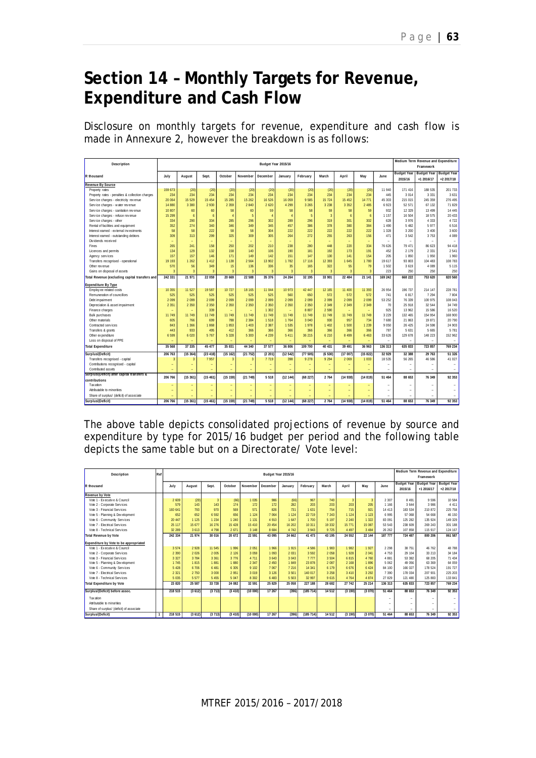# Section 14 – Monthly Targets for Revenue, Expenditure and Cash Flow

Disclosure on monthly targets for revenue, expenditure and cash flow is made in Annexure 2, however the breakdown is as follows:

| Description | Budget Year 2015/16 | | | | | | | | | | | | Medium Term Revenue and Expenditure Framework | | |
|---|---|---|---|---|---|---|---|---|---|---|---|---|---|---|---|
| R thousand | July | August | Sept. | October | November | December | January | February | March | April | May | June | Budget Year 2015/16 | Budget Year +1 2016/17 | Budget Year +2 2017/18 |
| **Revenue By Source** | | | | | | | | | | | | | | | |
| Property rates | 159 673 | (20) | (20) | (20) | (20) | (20) | (20) | (20) | (20) | (20) | (20) | 11 940 | 171 416 | 188 535 | 201 733 |
| Property rates - penalties & collection charges | 234 | 234 | 234 | 234 | 234 | 234 | 234 | 234 | 234 | 234 | 234 | 445 | 3 014 | 3 331 | 3 631 |
| Service charges - electricity revenue | 20 064 | 15 529 | 15 454 | 15 285 | 15 262 | 16 526 | 16 059 | 9 585 | 15 724 | 15 452 | 14 771 | 45 303 | 215 015 | 245 359 | 276 495 |
| Service charges - water revenue | 14 880 | 3 380 | 2 930 | 2 359 | 2 840 | 2 820 | 4 299 | 3 265 | 3 238 | 3 352 | 2 485 | 6 923 | 52 571 | 67 132 | 71 829 |
| Service charges - sanitation revenue | 10 807 | 60 | 60 | 58 | 60 | 59 | 58 | 58 | 59 | 58 | 59 | 932 | 12 329 | 13 499 | 14 445 |
| Service charges - refuse revenue | 15 299 | 6 | 6 | 4 | 5 | 4 | 4 | 5 | 3 | 6 | 6 | 1 157 | 16 504 | 18 575 | 20 433 |
| Service charges - other | 334 | 290 | 334 | 285 | 296 | 302 | 289 | 296 | 319 | 301 | 302 | 628 | 3 976 | 4 333 | 4 722 |
| Rental of facilities and equipment | 352 | 274 | 340 | 346 | 349 | 345 | 457 | 386 | 378 | 380 | 384 | 1 490 | 5 482 | 5 977 | 6 516 |
| Interest earned - external investments | 58 | 58 | 222 | 58 | 58 | 304 | 222 | 222 | 222 | 222 | 222 | 1 328 | 3 200 | 3 400 | 3 600 |
| Interest earned - outstanding debtors | 309 | 313 | 299 | 325 | 309 | 305 | 264 | 272 | 255 | 263 | 156 | 471 | 3 542 | 3 753 | 4 089 |
| Dividends received | – | – | – | – | – | – | – | – | – | – | – | – | – | – | – |
| Fines | 265 | 241 | 158 | 250 | 202 | 210 | 238 | 280 | 448 | 220 | 334 | 76 626 | 79 471 | 86 623 | 94 418 |
| Licences and permits | 134 | 129 | 132 | 158 | 140 | 106 | 190 | 181 | 192 | 173 | 191 | 452 | 2 179 | 2 331 | 2 541 |
| Agency services | 157 | 157 | 146 | 171 | 149 | 142 | 151 | 147 | 130 | 141 | 154 | 205 | 1 850 | 1 950 | 1 960 |
| Transfers recognised - operational | 19 193 | 1 262 | 1 412 | 1 138 | 2 564 | 13 902 | 1 782 | 17 116 | 12 393 | 1 645 | 1 780 | 19 617 | 93 803 | 104 483 | 108 783 |
| Other revenue | 570 | 56 | 349 | 15 | 136 | 336 | 35 | 165 | 322 | 55 | 79 | 1 502 | 3 619 | 4 089 | 5 115 |
| Gains on disposal of assets | 3 | 3 | 3 | 3 | 3 | 3 | 3 | 3 | 3 | 3 | 3 | 223 | 250 | 250 | 250 |
| **Total Revenue (excluding capital transfers and** | 242 331 | 21 971 | 22 059 | 20 669 | 22 588 | 35 376 | 24 264 | 32 195 | 33 901 | 22 484 | 21 141 | 169 242 | 668 222 | 753 620 | 820 560 |
| **Expenditure By Type** | | | | | | | | | | | | | | | |
| Employee related costs | 10 355 | 11 527 | 19 587 | 10 727 | 18 165 | 11 044 | 10 973 | 42 447 | 12 165 | 11 400 | 11 393 | 26 954 | 196 737 | 214 147 | 228 781 |
| Remuneration of councillors | 525 | 525 | 525 | 525 | 525 | 525 | 560 | 650 | 572 | 572 | 572 | 741 | 6 817 | 7 294 | 7 804 |
| Debt impairment | 2 099 | 2 099 | 2 099 | 2 099 | 2 099 | 2 099 | 2 099 | 2 099 | 2 099 | 2 099 | 2 099 | 53 252 | 76 339 | 100 975 | 108 043 |
| Depreciation & asset impairment | 2 351 | 2 350 | 2 350 | 2 350 | 2 350 | 2 350 | 2 350 | 2 350 | 2 349 | 2 349 | 2 349 | 70 | 25 918 | 32 544 | 34 749 |
| Finance charges | – | – | 339 | – | – | 1 302 | – | 8 807 | 2 590 | – | – | 925 | 13 962 | 15 586 | 16 520 |
| Bulk purchases | 11 749 | 11 749 | 11 749 | 11 749 | 11 749 | 11 749 | 11 749 | 11 749 | 11 749 | 11 749 | 11 749 | 3 229 | 132 465 | 154 954 | 168 900 |
| Other materials | 605 | 766 | 699 | 788 | 2 384 | 1 518 | 1 764 | 3 040 | 930 | 957 | 734 | 7 680 | 21 863 | 19 871 | 20 790 |
| Contracted services | 843 | 1 366 | 1 868 | 1 853 | 1 403 | 2 387 | 1 535 | 1 978 | 1 402 | 1 500 | 1 239 | 9 050 | 26 425 | 24 598 | 24 903 |
| Transfers & grants | 443 | 933 | 495 | 412 | 366 | 366 | 366 | 366 | 366 | 366 | 366 | 787 | 5 631 | 5 665 | 5 781 |
| Other expenditure | 6 599 | 6 020 | 5 767 | 5 328 | 5 300 | 4 239 | 5 411 | 36 215 | 6 210 | 8 499 | 6 463 | 33 626 | 129 678 | 148 223 | 152 962 |
| Loss on disposal of PPE | – | – | – | – | – | – | – | – | – | – | – | – | – | – | – |
| **Total Expenditure** | 35 568 | 37 335 | 45 477 | 35 831 | 44 340 | 37 577 | 36 806 | 109 700 | 40 431 | 39 491 | 36 963 | 136 313 | 635 833 | 723 857 | 769 234 |
| **Surplus/(Deficit)** | 206 763 | (15 364) | (23 418) | (15 162) | (21 752) | (2 201) | (12 542) | (77 505) | (6 530) | (17 007) | (15 822) | 32 929 | 32 388 | 29 763 | 51 326 |
| Transfers recognised - capital | 3 | 3 | 7 957 | 3 | 3 | 7 719 | 398 | 9 278 | 9 294 | 2 069 | 1 003 | 18 535 | 56 265 | 46 586 | 41 027 |
| Contributions recognised - capital | – | – | – | – | – | – | – | – | – | – | – | – | – | – | – |
| Contributed assets | – | – | – | – | – | – | – | – | – | – | – | – | – | – | – |
| **Surplus/(Deficit) after capital transfers & contributions** | 206 766 | (15 361) | (15 461) | (15 159) | (21 749) | 5 518 | (12 144) | (68 227) | 2 764 | (14 938) | (14 819) | 51 464 | 88 653 | 76 349 | 92 353 |
| Taxation | – | – | – | – | – | – | – | – | – | – | – | – | – | – | – |
| Attributable to minorities | – | – | – | – | – | – | – | – | – | – | – | – | – | – | – |
| Share of surplus/ (deficit) of associate | – | – | – | – | – | – | – | – | – | – | – | – | – | – | – |
| **Surplus/(Deficit)** | 206 766 | (15 361) | (15 461) | (15 159) | (21 749) | 5 518 | (12 144) | (68 227) | 2 764 | (14 938) | (14 819) | 51 464 | 88 653 | 76 349 | 92 353 |

The above table depicts consolidated projections of revenue by source and expenditure by type for 2015/16 budget per period and the following table depicts the same table but on a Directorate/ Vote level:

| Description | Ref | Budget Year 2015/16 | | | | | | | | | | | | Medium Term Revenue and Expenditure Framework | | |
|---|---|---|---|---|---|---|---|---|---|---|---|---|---|---|---|---|
| R thousand | | July | August | Sept. | October | November | December | January | February | March | April | May | June | Budget Year 2015/16 | Budget Year +1 2016/17 | Budget Year +2 2017/18 |
| **Revenue by Vote** | | | | | | | | | | | | | | | | |
| Vote 1 - Executive & Council | | 2 609 | (29) | 3 | (66) | 1 035 | 986 | (66) | 967 | 740 | 3 | 3 | 2 307 | 8 491 | 9 596 | 10 584 |
| Vote 2 - Corporate Services | | 579 | 143 | 143 | 174 | 172 | 172 | 282 | 203 | 203 | 203 | 205 | 1 166 | 3 644 | 3 986 | 4 411 |
| Vote 3 - Financial Services | | 160 641 | 793 | 970 | 569 | 571 | 826 | 731 | 1 631 | 754 | 715 | 921 | 14 413 | 183 534 | 210 872 | 225 758 |
| Vote 5 - Planning & Development | | 652 | 652 | 6 592 | 656 | 1 124 | 7 064 | 1 124 | 22 719 | 7 243 | 1 124 | 1 123 | 6 995 | 57 068 | 54 668 | 46 150 |
| Vote 6 - Community Services | | 20 447 | 1 125 | 1 234 | 1 240 | 1 131 | 4 910 | 1 647 | 1 700 | 5 197 | 2 240 | 1 322 | 83 091 | 125 282 | 135 924 | 149 329 |
| Vote 7 - Electrical Services | | 25 117 | 15 677 | 16 276 | 15 428 | 15 410 | 20 454 | 16 202 | 10 311 | 19 332 | 15 771 | 15 087 | 53 543 | 238 609 | 269 243 | 301 188 |
| Vote 8 - Technical Services | | 32 289 | 3 613 | 4 798 | 2 671 | 3 148 | 8 684 | 4 742 | 3 943 | 9 725 | 4 497 | 3 484 | 26 262 | 107 858 | 115 917 | 124 167 |
| **Total Revenue by Vote** | | 242 334 | 21 974 | 30 016 | 20 672 | 22 591 | 43 095 | 24 662 | 41 473 | 43 195 | 24 552 | 22 144 | 187 777 | 724 487 | 800 206 | 861 587 |
| **Expenditure by Vote to be appropriated** | | | | | | | | | | | | | | | | |
| Vote 1 - Executive & Council | | 3 574 | 2 928 | 11 545 | 1 996 | 2 051 | 1 966 | 1 915 | 4 586 | 1 983 | 1 982 | 1 927 | 2 298 | 38 751 | 46 762 | 48 788 |
| Vote 2 - Corporate Services | | 2 390 | 2 026 | 2 005 | 2 126 | 3 059 | 1 093 | 2 031 | 3 592 | 2 058 | 1 928 | 2 041 | 4 753 | 29 104 | 33 213 | 34 184 |
| Vote 3 - Financial Services | | 3 327 | 3 784 | 3 361 | 3 776 | 4 711 | 3 643 | 3 043 | 7 777 | 3 504 | 6 815 | 4 760 | 4 881 | 53 382 | 68 205 | 71 434 |
| Vote 5 - Planning & Development | | 1 745 | 1 815 | 1 881 | 1 880 | 2 347 | 2 450 | 1 849 | 23 878 | 2 087 | 2 168 | 1 896 | 5 062 | 49 056 | 63 369 | 64 059 |
| Vote 6 - Community Services | | 5 428 | 6 706 | 6 481 | 6 305 | 9 102 | 7 067 | 7 216 | 14 341 | 6 179 | 6 676 | 6 424 | 84 100 | 166 027 | 178 524 | 191 727 |
| Vote 7 - Electrical Services | | 2 321 | 2 750 | 3 000 | 2 951 | 3 019 | 3 126 | 3 501 | 140 017 | 3 258 | 3 410 | 3 292 | 7 390 | 178 034 | 207 901 | 225 203 |
| Vote 8 - Technical Services | | 5 035 | 5 577 | 5 455 | 5 047 | 8 302 | 6 483 | 5 503 | 32 997 | 9 615 | 4 764 | 4 874 | 27 829 | 121 480 | 125 883 | 133 841 |
| **Total Expenditure by Vote** | | 23 820 | 25 587 | 33 728 | 24 082 | 32 591 | 25 829 | 25 058 | 227 188 | 28 682 | 27 742 | 25 214 | 136 313 | 635 833 | 723 857 | 769 234 |
| **Surplus/(Deficit) before assoc.** | | 218 515 | (3 612) | (3 713) | (3 410) | (10 000) | 17 267 | (396) | (185 714) | 14 512 | (3 190) | (3 070) | 51 464 | 88 653 | 76 349 | 92 353 |
| Taxation | | | | | | | | | | | | | – | – | – | – |
| Attributable to minorities | | | | | | | | | | | | | – | – | – | – |
| Share of surplus/ (deficit) of associate | | | | | | | | | | | | | – | – | – | – |
| **Surplus/(Deficit)** | 1 | 218 515 | (3 612) | (3 713) | (3 410) | (10 000) | 17 267 | (396) | (185 714) | 14 512 | (3 190) | (3 070) | 51 464 | 88 653 | 76 349 | 92 353 |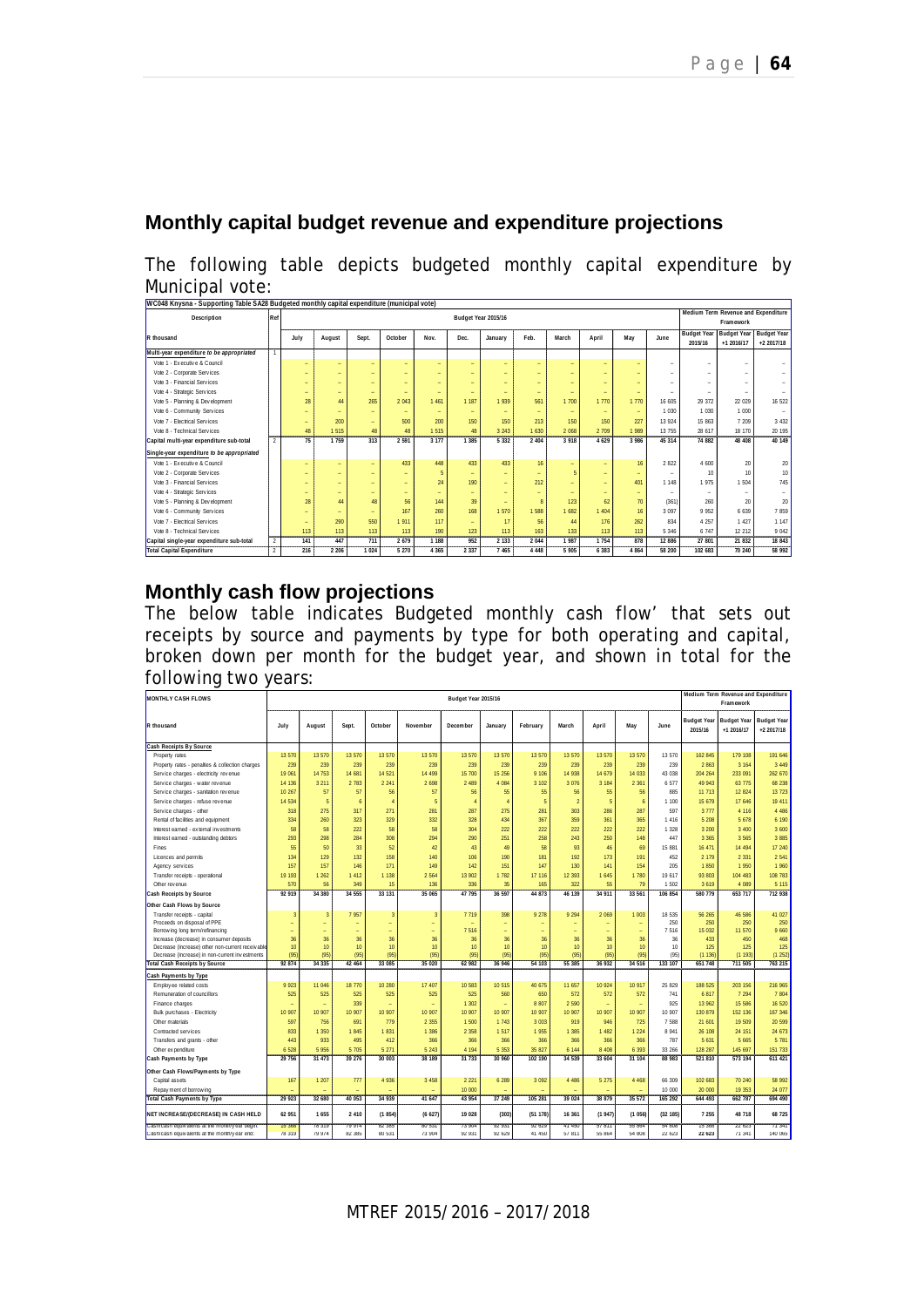## Monthly capital budget revenue and expenditure projections

The following table depicts budgeted monthly capital expenditure by Municipal vote:

WC048 Knysna - Supporting Table SA28 Budgeted monthly capital expenditure (municipal vote)

| Description | Ref | Budget Year 2015/16 | | | | | | | | | | | | Medium Term Revenue and Expenditure Framework | | |
|---|---|---|---|---|---|---|---|---|---|---|---|---|---|---|---|---|
| R thousand | | July | August | Sept. | October | Nov. | Dec. | January | Feb. | March | April | May | June | Budget Year 2015/16 | Budget Year +1 2016/17 | Budget Year +2 2017/18 |
| *Multi-year expenditure to be appropriated* | 1 | | | | | | | | | | | | | | | |
| Vote 1 - Executive & Council | | – | – | – | – | – | – | – | – | – | – | – | – | – | – | – |
| Vote 2 - Corporate Services | | – | – | – | – | – | – | – | – | – | – | – | – | – | – | – |
| Vote 3 - Financial Services | | – | – | – | – | – | – | – | – | – | – | – | – | – | – | – |
| Vote 4 - Strategic Services | | – | – | – | – | – | – | – | – | – | – | – | – | – | – | – |
| Vote 5 - Planning & Development | | 28 | 44 | 265 | 2 043 | 1 461 | 1 187 | 1 939 | 561 | 1 700 | 1 770 | 1 770 | 16 605 | 29 372 | 22 029 | 16 522 |
| Vote 6 - Community Services | | – | – | – | – | – | – | – | – | – | – | – | 1 030 | 1 030 | 1 000 | – |
| Vote 7 - Electrical Services | | – | 200 | – | 500 | 200 | 150 | 150 | 213 | 150 | 150 | 227 | 13 924 | 15 863 | 7 209 | 3 432 |
| Vote 8 - Technical Services | | 48 | 1 515 | 48 | 48 | 1 515 | 48 | 3 243 | 1 630 | 2 068 | 2 709 | 1 989 | 13 755 | 28 617 | 18 170 | 20 195 |
| **Capital multi-year expenditure sub-total** | 2 | 75 | 1 759 | 313 | 2 591 | 3 177 | 1 385 | 5 332 | 2 404 | 3 918 | 4 629 | 3 986 | 45 314 | 74 882 | 48 408 | 40 149 |
| *Single-year expenditure to be appropriated* | | | | | | | | | | | | | | | | |
| Vote 1 - Executive & Council | | – | – | – | 433 | 448 | 433 | 433 | 16 | – | – | 16 | 2 822 | 4 600 | 20 | 20 |
| Vote 2 - Corporate Services | | – | – | – | – | 5 | – | – | – | 5 | – | – | – | 10 | 10 | 10 |
| Vote 3 - Financial Services | | – | – | – | – | 24 | 190 | – | 212 | – | – | 401 | 1 148 | 1 975 | 1 504 | 745 |
| Vote 4 - Strategic Services | | – | – | – | – | – | – | – | – | – | – | – | – | – | – | – |
| Vote 5 - Planning & Development | | 28 | 44 | 48 | 56 | 144 | 39 | – | 8 | 123 | 62 | 70 | (361) | 260 | 20 | 20 |
| Vote 6 - Community Services | | – | – | – | 167 | 260 | 168 | 1 570 | 1 588 | 1 682 | 1 404 | 16 | 3 097 | 9 952 | 6 639 | 7 859 |
| Vote 7 - Electrical Services | | – | 290 | 550 | 1 911 | 117 | – | 17 | 56 | 44 | 176 | 262 | 834 | 4 257 | 1 427 | 1 147 |
| Vote 8 - Technical Services | | 113 | 113 | 113 | 113 | 190 | 123 | 113 | 163 | 133 | 113 | 113 | 5 346 | 6 747 | 12 212 | 9 042 |
| **Capital single-year expenditure sub-total** | 2 | 141 | 447 | 711 | 2 679 | 1 188 | 952 | 2 133 | 2 044 | 1 987 | 1 754 | 878 | 12 886 | 27 801 | 21 832 | 18 843 |
| **Total Capital Expenditure** | 2 | 216 | 2 206 | 1 024 | 5 270 | 4 365 | 2 337 | 7 465 | 4 448 | 5 905 | 6 383 | 4 864 | 58 200 | 102 683 | 70 240 | 58 992 |

## Monthly cash flow projections

The below table indicates Budgeted monthly cash flow' that sets out receipts by source and payments by type for both operating and capital, broken down per month for the budget year, and shown in total for the following two years:

| MONTHLY CASH FLOWS | Budget Year 2015/16 | | | | | | | | | | | | Medium Term Revenue and Expenditure Framework | | |
|---|---|---|---|---|---|---|---|---|---|---|---|---|---|---|---|
| R thousand | July | August | Sept. | October | November | December | January | February | March | April | May | June | Budget Year 2015/16 | Budget Year +1 2016/17 | Budget Year +2 2017/18 |
| **Cash Receipts By Source** | | | | | | | | | | | | | | | |
| Property rates | 13 570 | 13 570 | 13 570 | 13 570 | 13 570 | 13 570 | 13 570 | 13 570 | 13 570 | 13 570 | 13 570 | 13 570 | 162 845 | 179 108 | 191 646 |
| Property rates - penalties & collection charges | 239 | 239 | 239 | 239 | 239 | 239 | 239 | 239 | 239 | 239 | 239 | 239 | 2 863 | 3 164 | 3 449 |
| Service charges - electricity revenue | 19 061 | 14 753 | 14 681 | 14 521 | 14 499 | 15 700 | 15 256 | 9 106 | 14 938 | 14 679 | 14 033 | 43 038 | 204 264 | 233 091 | 262 670 |
| Service charges - water revenue | 14 136 | 3 211 | 2 783 | 2 241 | 2 698 | 2 489 | 4 084 | 3 102 | 3 076 | 3 184 | 2 361 | 6 577 | 49 943 | 63 775 | 68 238 |
| Service charges - sanitation revenue | 10 267 | 57 | 57 | 56 | 57 | 56 | 55 | 55 | 56 | 55 | 56 | 885 | 11 713 | 12 824 | 13 723 |
| Service charges - refuse revenue | 14 534 | 5 | 6 | 4 | 5 | 4 | 4 | 5 | 2 | 5 | 6 | 1 100 | 15 679 | 17 646 | 19 411 |
| Service charges - other | 318 | 275 | 317 | 271 | 281 | 287 | 275 | 281 | 303 | 286 | 287 | 597 | 3 777 | 4 116 | 4 486 |
| Rental of facilities and equipment | 334 | 260 | 323 | 329 | 332 | 328 | 434 | 367 | 359 | 361 | 365 | 1 416 | 5 208 | 5 678 | 6 190 |
| Interest earned - external investments | 58 | 58 | 222 | 58 | 58 | 304 | 222 | 222 | 222 | 222 | 222 | 1 328 | 3 200 | 3 400 | 3 600 |
| Interest earned - outstanding debtors | 293 | 298 | 284 | 308 | 294 | 290 | 251 | 258 | 243 | 250 | 148 | 447 | 3 365 | 3 565 | 3 985 |
| Fines | 55 | 50 | 33 | 52 | 42 | 43 | 49 | 58 | 93 | 46 | 69 | 15 881 | 16 471 | 14 494 | 17 240 |
| Licences and permits | 134 | 129 | 132 | 158 | 140 | 106 | 190 | 181 | 192 | 173 | 191 | 452 | 2 179 | 2 331 | 2 541 |
| Agency services | 157 | 157 | 146 | 171 | 149 | 142 | 151 | 147 | 130 | 141 | 154 | 205 | 1 850 | 1 950 | 1 960 |
| Transfer receipts - operational | 19 193 | 1 262 | 1 412 | 1 138 | 2 564 | 13 902 | 1 782 | 17 116 | 12 393 | 1 645 | 1 780 | 19 617 | 93 803 | 104 483 | 108 783 |
| Other revenue | 570 | 56 | 349 | 15 | 136 | 336 | 35 | 165 | 322 | 55 | 79 | 1 502 | 3 619 | 4 089 | 5 115 |
| **Cash Receipts by Source** | 92 919 | 34 380 | 34 555 | 33 131 | 35 065 | 47 795 | 36 597 | 44 873 | 46 139 | 34 911 | 33 561 | 106 854 | 580 779 | 653 717 | 712 938 |
| **Other Cash Flows by Source** | | | | | | | | | | | | | | | |
| Transfer receipts - capital | 3 | 3 | 7 957 | 3 | 3 | 7 719 | 398 | 9 278 | 9 294 | 2 069 | 1 003 | 18 535 | 56 265 | 46 586 | 41 027 |
| Proceeds on disposal of PPE | – | – | – | – | – | – | – | – | – | – | – | 250 | 250 | 250 | 250 |
| Borrowing long term/refinancing | – | – | – | – | – | 7 516 | – | – | – | – | – | 7 516 | 15 032 | 11 570 | 9 660 |
| Increase (decrease) in consumer deposits | 36 | 36 | 36 | 36 | 36 | 36 | 36 | 36 | 36 | 36 | 36 | 36 | 433 | 450 | 468 |
| Decrease (Increase) in other non-current receivable | 10 | 10 | 10 | 10 | 10 | 10 | 10 | 10 | 10 | 10 | 10 | 10 | 125 | 125 | 125 |
| Decrease (increase) in non-current investments | (95) | (95) | (95) | (95) | (95) | (95) | (95) | (95) | (95) | (95) | (95) | (95) | (1 136) | (1 193) | (1 252) |
| **Total Cash Receipts by Source** | 92 874 | 34 335 | 42 464 | 33 085 | 35 020 | 62 982 | 36 946 | 54 103 | 55 385 | 36 932 | 34 516 | 133 107 | 651 748 | 711 505 | 763 215 |
| **Cash Payments by Type** | | | | | | | | | | | | | | | |
| Employee related costs | 9 023 | 11 046 | 18 770 | 10 280 | 17 407 | 10 583 | 10 515 | 40 675 | 11 657 | 10 924 | 10 917 | 25 829 | 188 525 | 203 156 | 216 965 |
| Remuneration of councillors | 525 | 525 | 525 | 525 | 525 | 525 | 560 | 650 | 572 | 572 | 572 | 741 | 6 817 | 7 294 | 7 804 |
| Finance charges | – | – | 339 | – | – | 1 302 | – | 8 807 | 2 590 | – | – | 925 | 13 962 | 15 586 | 16 520 |
| Bulk purchases - Electricity | 10 907 | 10 907 | 10 907 | 10 907 | 10 907 | 10 907 | 10 907 | 10 907 | 10 907 | 10 907 | 10 907 | 10 907 | 130 879 | 152 136 | 167 346 |
| Other materials | 597 | 756 | 691 | 779 | 2 355 | 1 500 | 1 743 | 3 003 | 919 | 946 | 725 | 7 588 | 21 601 | 19 509 | 20 599 |
| Contracted services | 833 | 1 350 | 1 845 | 1 831 | 1 386 | 2 358 | 1 517 | 1 955 | 1 385 | 1 482 | 1 224 | 8 941 | 26 108 | 24 151 | 24 673 |
| Transfers and grants - other | 443 | 933 | 495 | 412 | 366 | 366 | 366 | 366 | 366 | 366 | 366 | 787 | 5 631 | 5 665 | 5 781 |
| Other expenditure | 6 528 | 5 956 | 5 705 | 5 271 | 5 243 | 4 194 | 5 353 | 35 827 | 6 144 | 8 408 | 6 393 | 33 266 | 128 287 | 145 697 | 151 733 |
| **Cash Payments by Type** | 29 756 | 31 473 | 39 276 | 30 003 | 38 189 | 31 733 | 30 960 | 102 190 | 34 539 | 33 604 | 31 104 | 88 983 | 521 810 | 573 194 | 611 421 |
| **Other Cash Flows/Payments by Type** | | | | | | | | | | | | | | | |
| Capital assets | 167 | 1 207 | 777 | 4 936 | 3 458 | 2 221 | 6 289 | 3 092 | 4 486 | 5 275 | 4 468 | 66 309 | 102 683 | 70 240 | 58 992 |
| Repayment of borrowing | – | – | – | – | – | 10 000 | – | – | – | – | – | 10 000 | 20 000 | 19 353 | 24 077 |
| **Total Cash Payments by Type** | 29 923 | 32 680 | 40 053 | 34 939 | 41 647 | 43 954 | 37 249 | 105 281 | 39 024 | 38 879 | 35 572 | 165 292 | 644 493 | 662 787 | 694 490 |
| **NET INCREASE/(DECREASE) IN CASH HELD** | 62 951 | 1 655 | 2 410 | (1 854) | (6 627) | 19 028 | (303) | (51 178) | 16 361 | (1 947) | (1 056) | (32 185) | 7 255 | 48 718 | 68 725 |
| Cash/cash equivalents at the month/year begin: | 15 368 | 78 319 | 79 974 | 82 385 | 80 531 | 73 904 | 92 931 | 92 629 | 41 450 | 57 811 | 55 864 | 54 808 | 15 368 | 22 623 | 71 341 |
| Cash/cash equivalents at the month/year end: | 78 319 | 79 974 | 82 385 | 80 531 | 73 904 | 92 931 | 92 629 | 41 450 | 57 811 | 55 864 | 54 808 | 22 623 | 22 623 | 71 341 | 140 065 |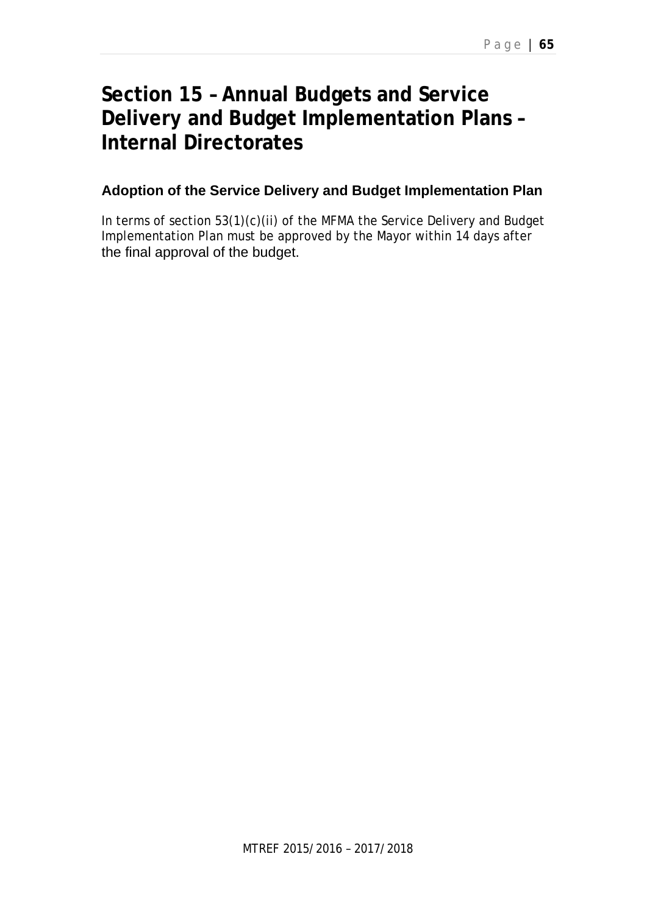# Section 15 – Annual Budgets and Service Delivery and Budget Implementation Plans – Internal Directorates

## Adoption of the Service Delivery and Budget Implementation Plan

In terms of section 53(1)(c)(ii) of the MFMA the Service Delivery and Budget Implementation Plan must be approved by the Mayor within 14 days after the final approval of the budget.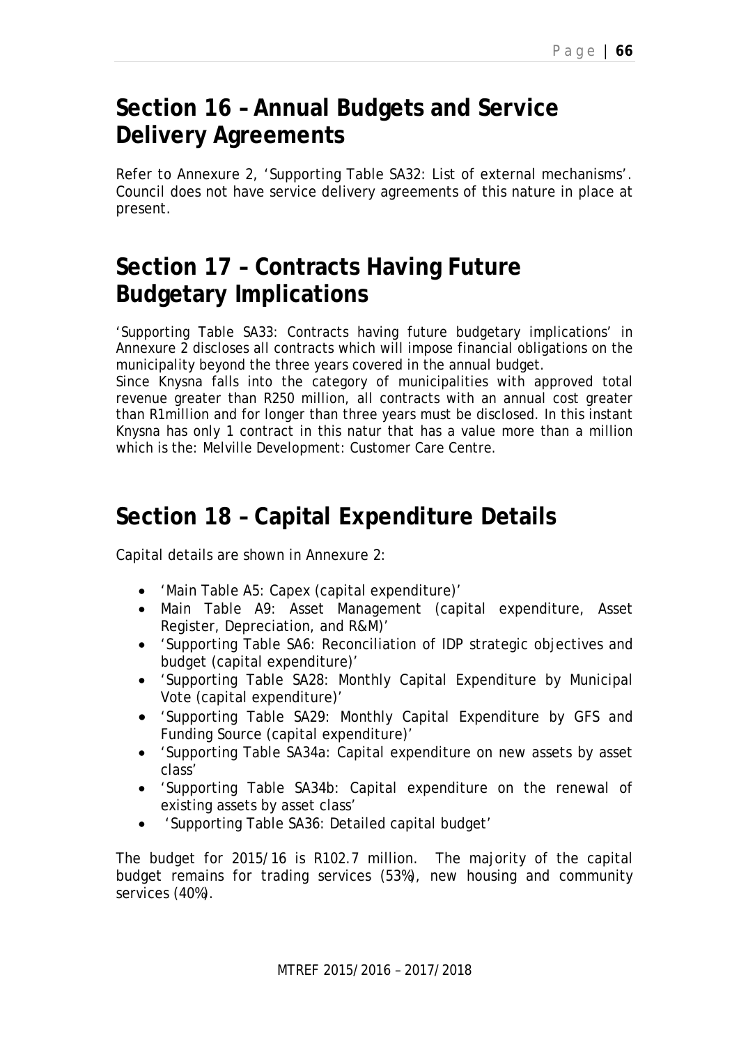# Section 16 – Annual Budgets and Service Delivery Agreements

Refer to Annexure 2, 'Supporting Table SA32: List of external mechanisms'. Council does not have service delivery agreements of this nature in place at present.

# Section 17 – Contracts Having Future Budgetary Implications

'Supporting Table SA33: Contracts having future budgetary implications' in Annexure 2 discloses all contracts which will impose financial obligations on the municipality beyond the three years covered in the annual budget.
Since Knysna falls into the category of municipalities with approved total revenue greater than R250 million, all contracts with an annual cost greater than R1million and for longer than three years must be disclosed. In this instant Knysna has only 1 contract in this natur that has a value more than a million which is the: Melville Development: Customer Care Centre.

# Section 18 – Capital Expenditure Details

Capital details are shown in Annexure 2:

- 'Main Table A5: Capex (capital expenditure)'
- Main Table A9: Asset Management (capital expenditure, Asset Register, Depreciation, and R&M)'
- 'Supporting Table SA6: Reconciliation of IDP strategic objectives and budget (capital expenditure)'
- 'Supporting Table SA28: Monthly Capital Expenditure by Municipal Vote (capital expenditure)'
- 'Supporting Table SA29: Monthly Capital Expenditure by GFS and Funding Source (capital expenditure)'
- 'Supporting Table SA34a: Capital expenditure on new assets by asset class'
- 'Supporting Table SA34b: Capital expenditure on the renewal of existing assets by asset class'
- 'Supporting Table SA36: Detailed capital budget'

The budget for 2015/16 is R102.7 million. The majority of the capital budget remains for trading services (53%), new housing and community services (40%).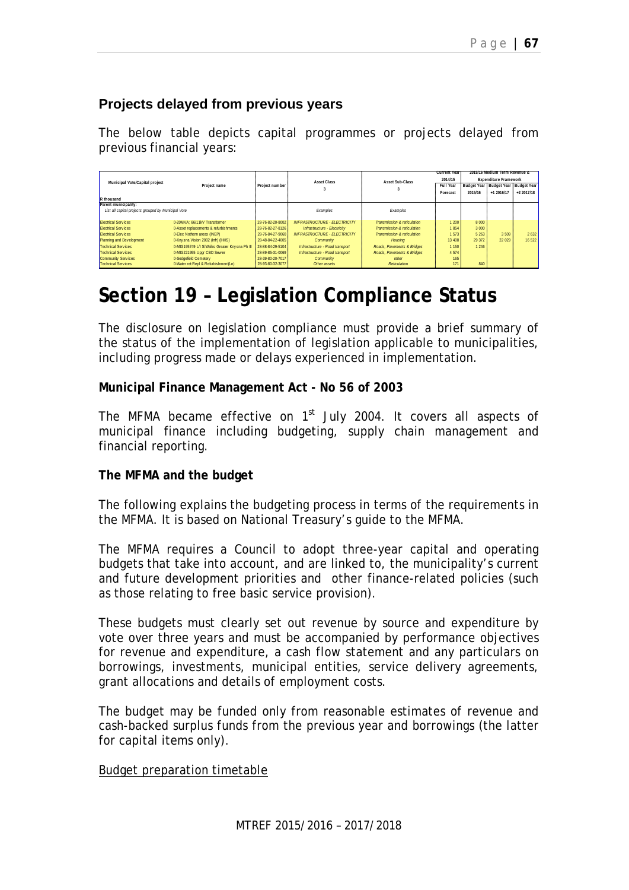## Projects delayed from previous years

The below table depicts capital programmes or projects delayed from previous financial years:

| Municipal Vote/Capital project | Project name | Project number | Asset Class 3 | Asset Sub-Class 3 | Current Year 2014/15 Full Year Forecast | 2015/16 Medium Term Revenue & Expenditure Framework Budget Year 2015/16 | Budget Year +1 2016/17 | Budget Year +2 2017/18 |
|---|---|---|---|---|---|---|---|---|
| R thousand | | | | | | | | |
| Parent municipality: | | | | | | | | |
| List all capital projects grouped by Municipal Vote | | | Examples | Examples | | | | |
| Electrical Services | 0-20MVA; 66/11kV Transformer | 28-76-82-20-8002 | INFRASTRUCTURE - ELECTRICITY | Transmission & reticulation | 1 200 | 8 000 | | |
| Electrical Services | 0-Asset replacements & refurbishments | 28-76-82-27-8126 | Infrastructure - Electricity | Transmission & reticulation | 1 854 | 3 000 | | |
| Electrical Services | 0-Elec Nothern areas (INEP) | 28-76-84-27-9060 | INFRASTRUCTURE - ELECTRICITY | Transmission & reticulation | 1 573 | 5 263 | 3 509 | 2 632 |
| Planning and Development | 0-Knysna Vision 2002 (Infr) (IHHS) | 28-48-84-22-4005 | Community | Housing | 13 408 | 29 372 | 22 029 | 16 522 |
| Technical Services | 0-MIG195749 L/I S/Walks Greater Knysna Ph III | 28-88-84-29-5104 | Infrastructure - Road transport | Roads, Pavements & Bridges | 1 150 | 1 246 | | |
| Technical Services | 0-MIG221955 Uppr CBD Sewer | 28-89-85-31-0069 | Infrastructure - Road transport | Roads, Pavements & Bridges | 4 574 | | | |
| Community Services | 0-Sedgefield Cemetery | 28-39-80-20-7017 | Community | other | 165 | | | |
| Technical Services | 0-Water ret:Repl & Refurbishment(Ln) | 28-93-80-32-3077 | Other assets | Reticulation | 171 | 840 | | |

# Section 19 – Legislation Compliance Status

The disclosure on legislation compliance must provide a brief summary of the status of the implementation of legislation applicable to municipalities, including progress made or delays experienced in implementation.

**Municipal Finance Management Act - No 56 of 2003**

The MFMA became effective on 1st July 2004. It covers all aspects of municipal finance including budgeting, supply chain management and financial reporting.

**The MFMA and the budget**

The following explains the budgeting process in terms of the requirements in the MFMA. It is based on National Treasury's guide to the MFMA.

The MFMA requires a Council to adopt three-year capital and operating budgets that take into account, and are linked to, the municipality's current and future development priorities and other finance-related policies (such as those relating to free basic service provision).

These budgets must clearly set out revenue by source and expenditure by vote over three years and must be accompanied by performance objectives for revenue and expenditure, a cash flow statement and any particulars on borrowings, investments, municipal entities, service delivery agreements, grant allocations and details of employment costs.

The budget may be funded only from reasonable estimates of revenue and cash-backed surplus funds from the previous year and borrowings (the latter for capital items only).

Budget preparation timetable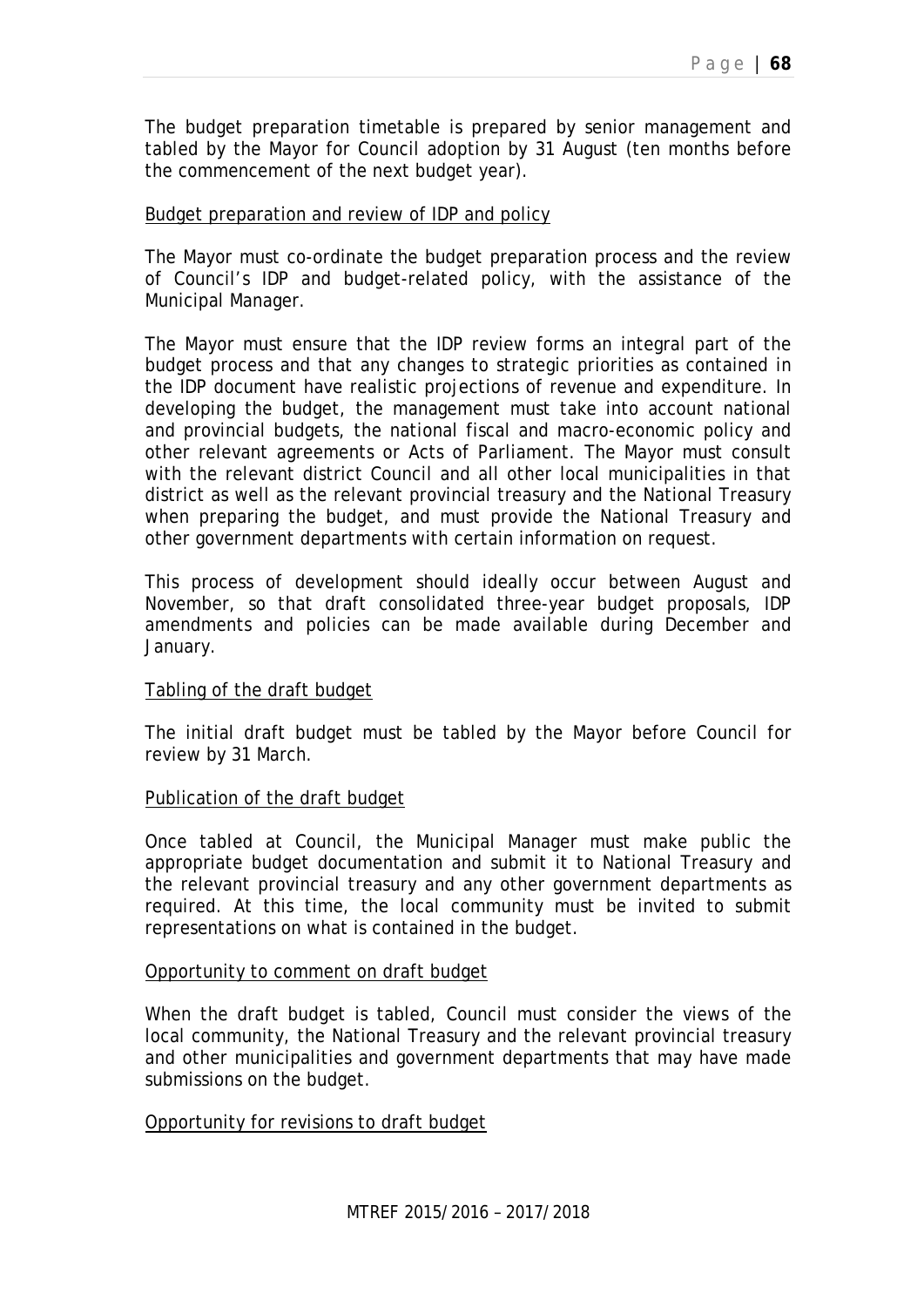The budget preparation timetable is prepared by senior management and tabled by the Mayor for Council adoption by 31 August (ten months before the commencement of the next budget year).

<u>Budget preparation and review of IDP and policy</u>

The Mayor must co-ordinate the budget preparation process and the review of Council's IDP and budget-related policy, with the assistance of the Municipal Manager.

The Mayor must ensure that the IDP review forms an integral part of the budget process and that any changes to strategic priorities as contained in the IDP document have realistic projections of revenue and expenditure. In developing the budget, the management must take into account national and provincial budgets, the national fiscal and macro-economic policy and other relevant agreements or Acts of Parliament. The Mayor must consult with the relevant district Council and all other local municipalities in that district as well as the relevant provincial treasury and the National Treasury when preparing the budget, and must provide the National Treasury and other government departments with certain information on request.

This process of development should ideally occur between August and November, so that draft consolidated three-year budget proposals, IDP amendments and policies can be made available during December and January.

<u>Tabling of the draft budget</u>

The initial draft budget must be tabled by the Mayor before Council for review by 31 March.

<u>Publication of the draft budget</u>

Once tabled at Council, the Municipal Manager must make public the appropriate budget documentation and submit it to National Treasury and the relevant provincial treasury and any other government departments as required. At this time, the local community must be invited to submit representations on what is contained in the budget.

<u>Opportunity to comment on draft budget</u>

When the draft budget is tabled, Council must consider the views of the local community, the National Treasury and the relevant provincial treasury and other municipalities and government departments that may have made submissions on the budget.

<u>Opportunity for revisions to draft budget</u>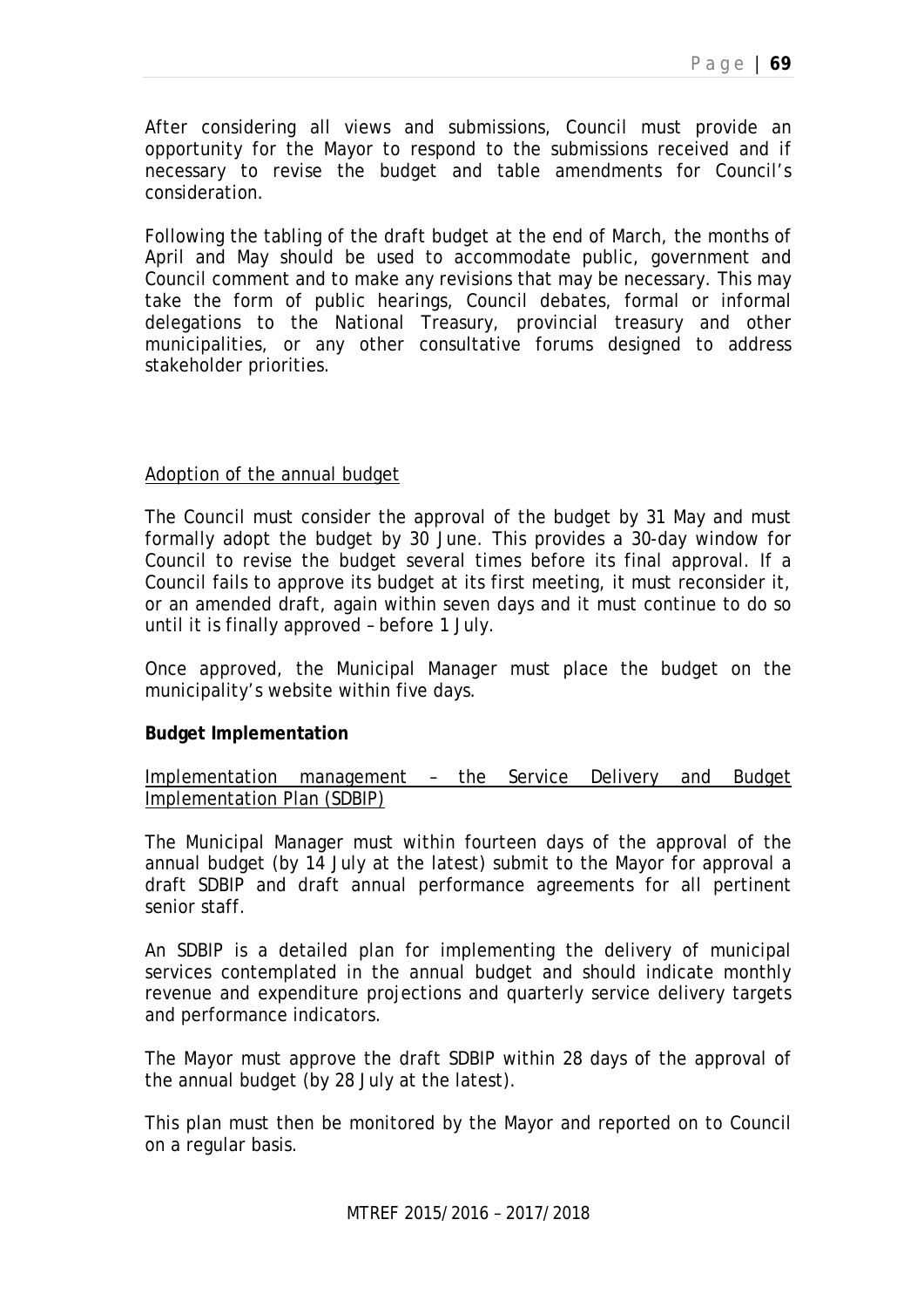After considering all views and submissions, Council must provide an opportunity for the Mayor to respond to the submissions received and if necessary to revise the budget and table amendments for Council's consideration.

Following the tabling of the draft budget at the end of March, the months of April and May should be used to accommodate public, government and Council comment and to make any revisions that may be necessary. This may take the form of public hearings, Council debates, formal or informal delegations to the National Treasury, provincial treasury and other municipalities, or any other consultative forums designed to address stakeholder priorities.

<u>Adoption of the annual budget</u>

The Council must consider the approval of the budget by 31 May and must formally adopt the budget by 30 June. This provides a 30-day window for Council to revise the budget several times before its final approval. If a Council fails to approve its budget at its first meeting, it must reconsider it, or an amended draft, again within seven days and it must continue to do so until it is finally approved – before 1 July.

Once approved, the Municipal Manager must place the budget on the municipality's website within five days.

**Budget Implementation**

<u>Implementation management – the Service Delivery and Budget Implementation Plan (SDBIP)</u>

The Municipal Manager must within fourteen days of the approval of the annual budget (by 14 July at the latest) submit to the Mayor for approval a draft SDBIP and draft annual performance agreements for all pertinent senior staff.

An SDBIP is a detailed plan for implementing the delivery of municipal services contemplated in the annual budget and should indicate monthly revenue and expenditure projections and quarterly service delivery targets and performance indicators.

The Mayor must approve the draft SDBIP within 28 days of the approval of the annual budget (by 28 July at the latest).

This plan must then be monitored by the Mayor and reported on to Council on a regular basis.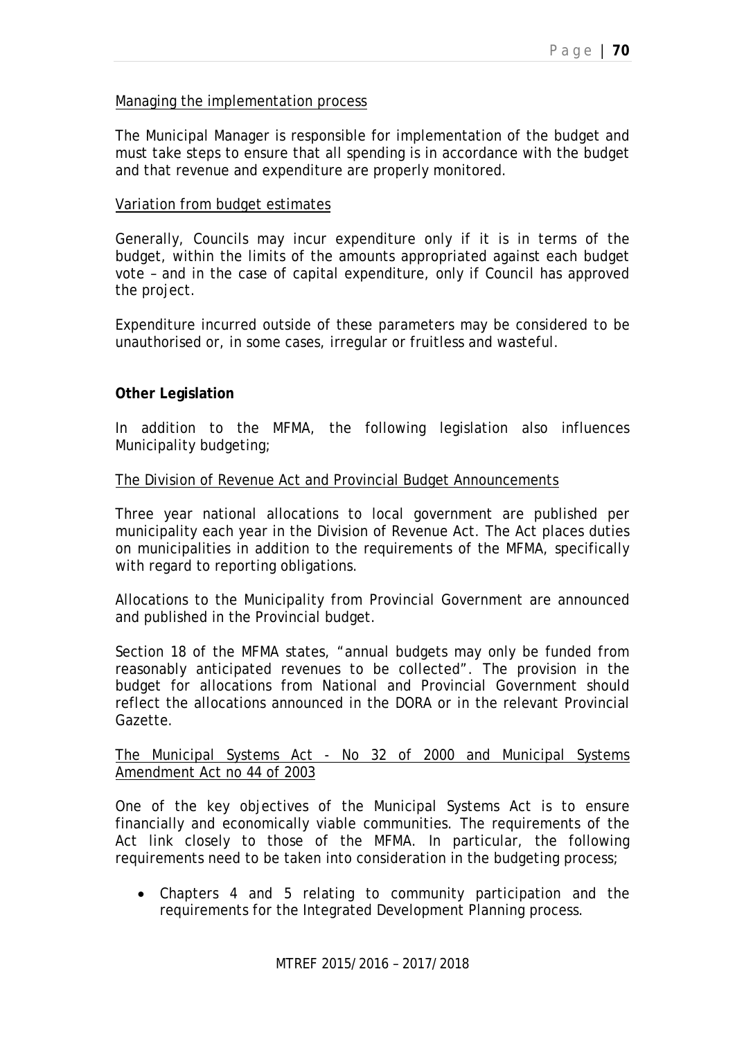Managing the implementation process

The Municipal Manager is responsible for implementation of the budget and must take steps to ensure that all spending is in accordance with the budget and that revenue and expenditure are properly monitored.

Variation from budget estimates

Generally, Councils may incur expenditure only if it is in terms of the budget, within the limits of the amounts appropriated against each budget vote – and in the case of capital expenditure, only if Council has approved the project.

Expenditure incurred outside of these parameters may be considered to be unauthorised or, in some cases, irregular or fruitless and wasteful.

**Other Legislation**

In addition to the MFMA, the following legislation also influences Municipality budgeting;

The Division of Revenue Act and Provincial Budget Announcements

Three year national allocations to local government are published per municipality each year in the Division of Revenue Act. The Act places duties on municipalities in addition to the requirements of the MFMA, specifically with regard to reporting obligations.

Allocations to the Municipality from Provincial Government are announced and published in the Provincial budget.

Section 18 of the MFMA states, "annual budgets may only be funded from reasonably anticipated revenues to be collected". The provision in the budget for allocations from National and Provincial Government should reflect the allocations announced in the DORA or in the relevant Provincial Gazette.

The Municipal Systems Act - No 32 of 2000 and Municipal Systems Amendment Act no 44 of 2003

One of the key objectives of the Municipal Systems Act is to ensure financially and economically viable communities. The requirements of the Act link closely to those of the MFMA. In particular, the following requirements need to be taken into consideration in the budgeting process;

- Chapters 4 and 5 relating to community participation and the requirements for the Integrated Development Planning process.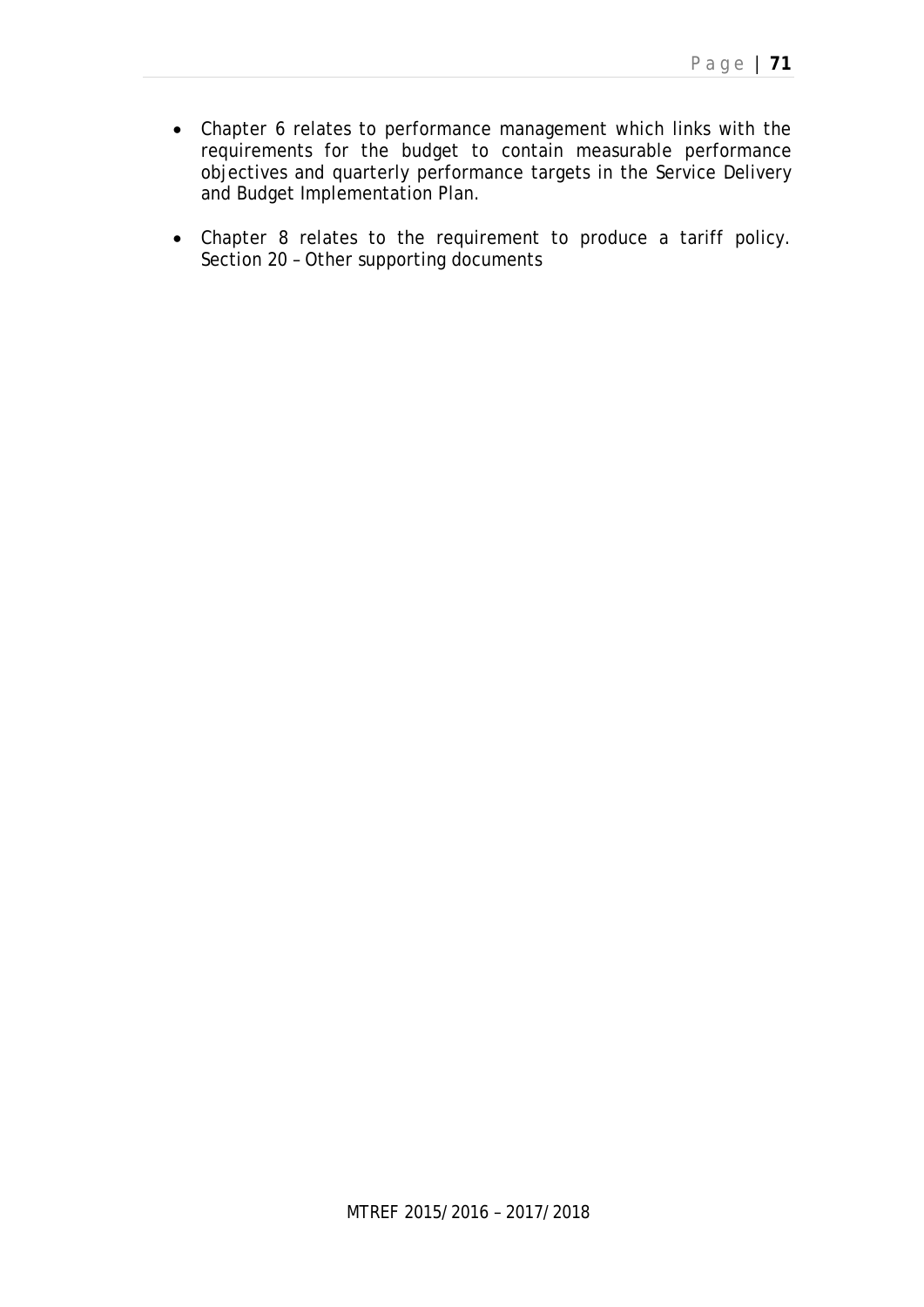- Chapter 6 relates to performance management which links with the requirements for the budget to contain measurable performance objectives and quarterly performance targets in the Service Delivery and Budget Implementation Plan.

- Chapter 8 relates to the requirement to produce a tariff policy. Section 20 – Other supporting documents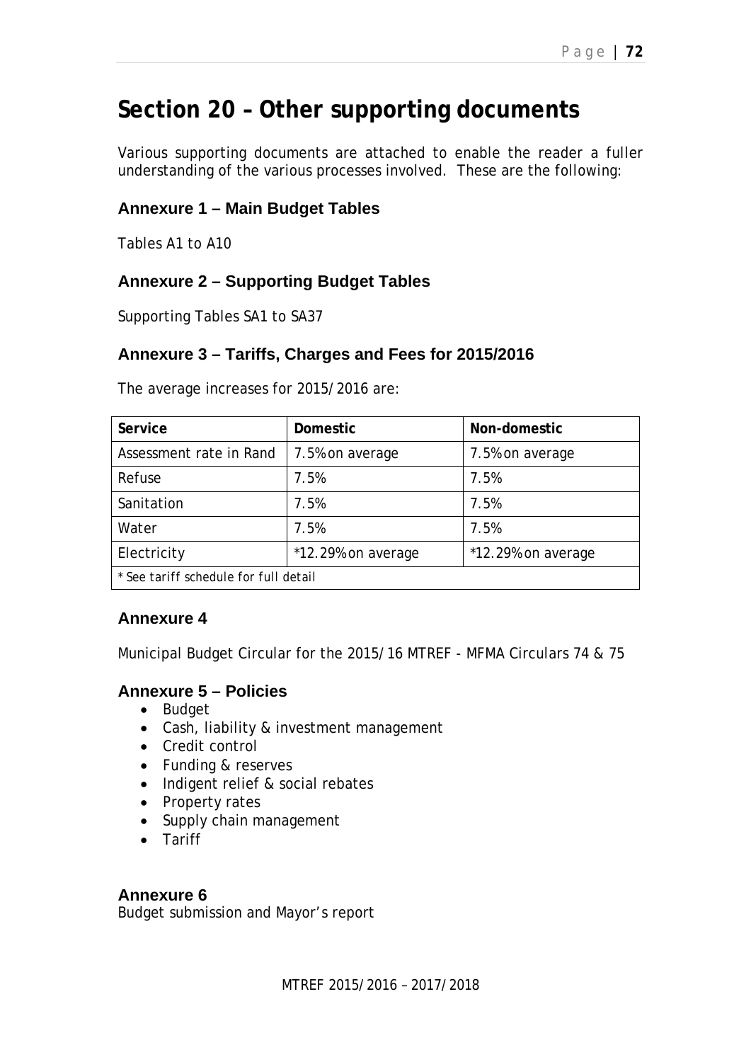# Section 20 – Other supporting documents

Various supporting documents are attached to enable the reader a fuller understanding of the various processes involved. These are the following:

## Annexure 1 – Main Budget Tables

Tables A1 to A10

## Annexure 2 – Supporting Budget Tables

Supporting Tables SA1 to SA37

## Annexure 3 – Tariffs, Charges and Fees for 2015/2016

The average increases for 2015/2016 are:

| Service | Domestic | Non-domestic |
|---|---|---|
| Assessment rate in Rand | 7.5% on average | 7.5% on average |
| Refuse | 7.5% | 7.5% |
| Sanitation | 7.5% | 7.5% |
| Water | 7.5% | 7.5% |
| Electricity | *12.29% on average | *12.29% on average |
| *\* See tariff schedule for full detail* | | |

## Annexure 4

Municipal Budget Circular for the 2015/16 MTREF - MFMA Circulars 74 & 75

## Annexure 5 – Policies

- Budget
- Cash, liability & investment management
- Credit control
- Funding & reserves
- Indigent relief & social rebates
- Property rates
- Supply chain management
- Tariff

## Annexure 6

Budget submission and Mayor's report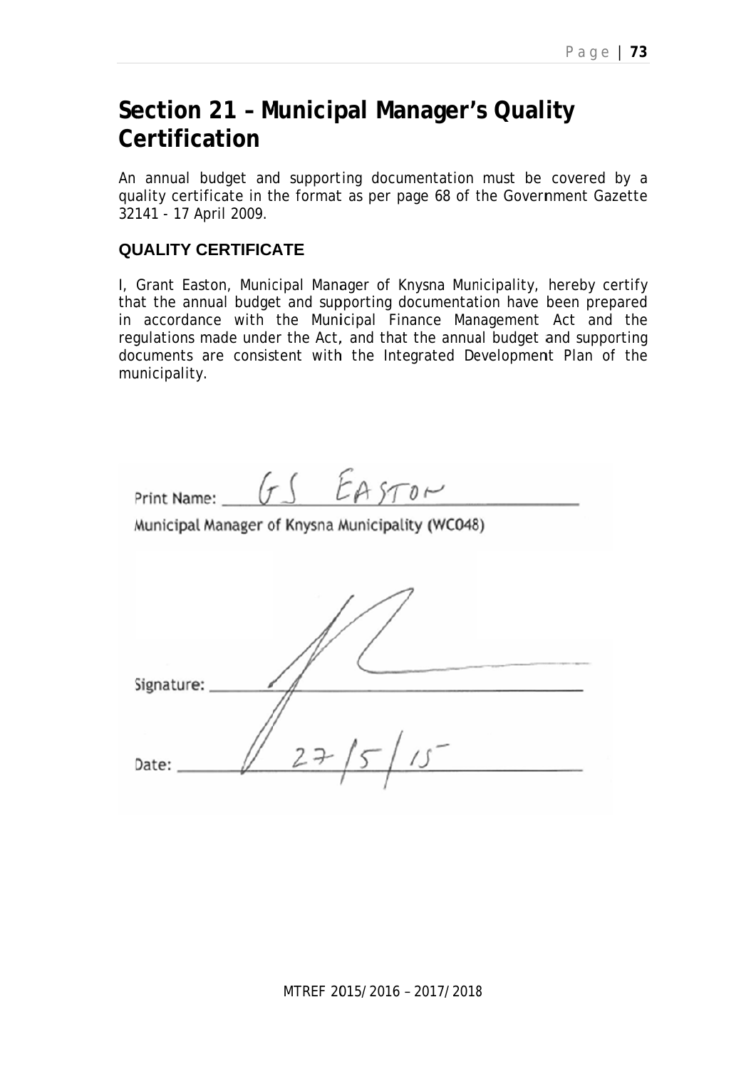# Section 21 – Municipal Manager's Quality Certification

An annual budget and supporting documentation must be covered by a quality certificate in the format as per page 68 of the Government Gazette 32141 - 17 April 2009.

## QUALITY CERTIFICATE

I, Grant Easton, Municipal Manager of Knysna Municipality, hereby certify that the annual budget and supporting documentation have been prepared in accordance with the Municipal Finance Management Act and the regulations made under the Act, and that the annual budget and supporting documents are consistent with the Integrated Development Plan of the municipality.

Print Name: GS EASTON

Municipal Manager of Knysna Municipality (WC048)

Signature: ______________________

Date: 27/5/15

MTREF 2015/2016 – 2017/2018